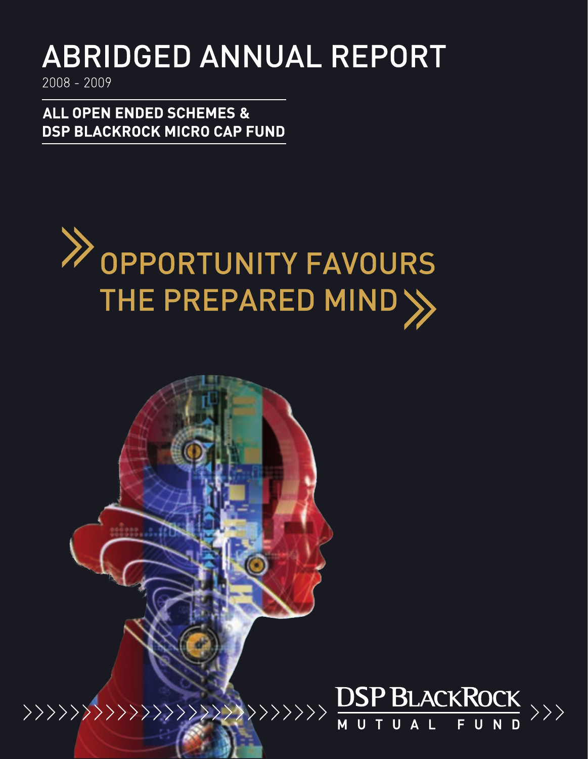# ABRIDGED ANNUAL REPORT

2008 - 2009

**ALL OPEN ENDED SCHEMES &**
**DSP BLACKROCK MICRO CAP FUND**

## OPPORTUNITY FAVOURS THE PREPARED MIND

DSP BLACKROCK
MUTUAL FUND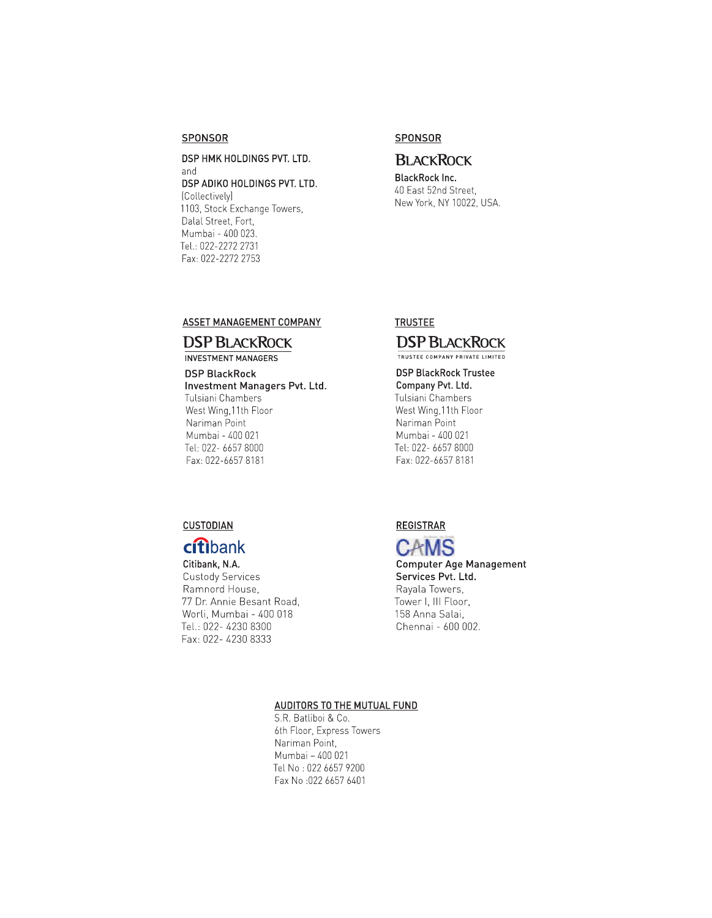## SPONSOR

**DSP HMK HOLDINGS PVT. LTD.**
and
**DSP ADIKO HOLDINGS PVT. LTD.**
(Collectively)
1103, Stock Exchange Towers,
Dalal Street, Fort,
Mumbai - 400 023.
Tel.: 022-2272 2731
Fax: 022-2272 2753

## SPONSOR

BLACKROCK

**BlackRock Inc.**
40 East 52nd Street,
New York, NY 10022, USA.

## ASSET MANAGEMENT COMPANY

DSP BLACKROCK
INVESTMENT MANAGERS

**DSP BlackRock Investment Managers Pvt. Ltd.**
Tulsiani Chambers
West Wing,11th Floor
Nariman Point
Mumbai - 400 021
Tel: 022- 6657 8000
Fax: 022-6657 8181

## TRUSTEE

DSP BLACKROCK
TRUSTEE COMPANY PRIVATE LIMITED

**DSP BlackRock Trustee Company Pvt. Ltd.**
Tulsiani Chambers
West Wing,11th Floor
Nariman Point
Mumbai - 400 021
Tel: 022- 6657 8000
Fax: 022-6657 8181

## CUSTODIAN

citibank

**Citibank, N.A.**
Custody Services
Ramnord House,
77 Dr. Annie Besant Road,
Worli, Mumbai - 400 018
Tel.: 022- 4230 8300
Fax: 022- 4230 8333

## REGISTRAR

CAMS

**Computer Age Management Services Pvt. Ltd.**
Rayala Towers,
Tower I, III Floor,
158 Anna Salai,
Chennai - 600 002.

## AUDITORS TO THE MUTUAL FUND

S.R. Batliboi & Co.
6th Floor, Express Towers
Nariman Point,
Mumbai – 400 021
Tel No : 022 6657 9200
Fax No :022 6657 6401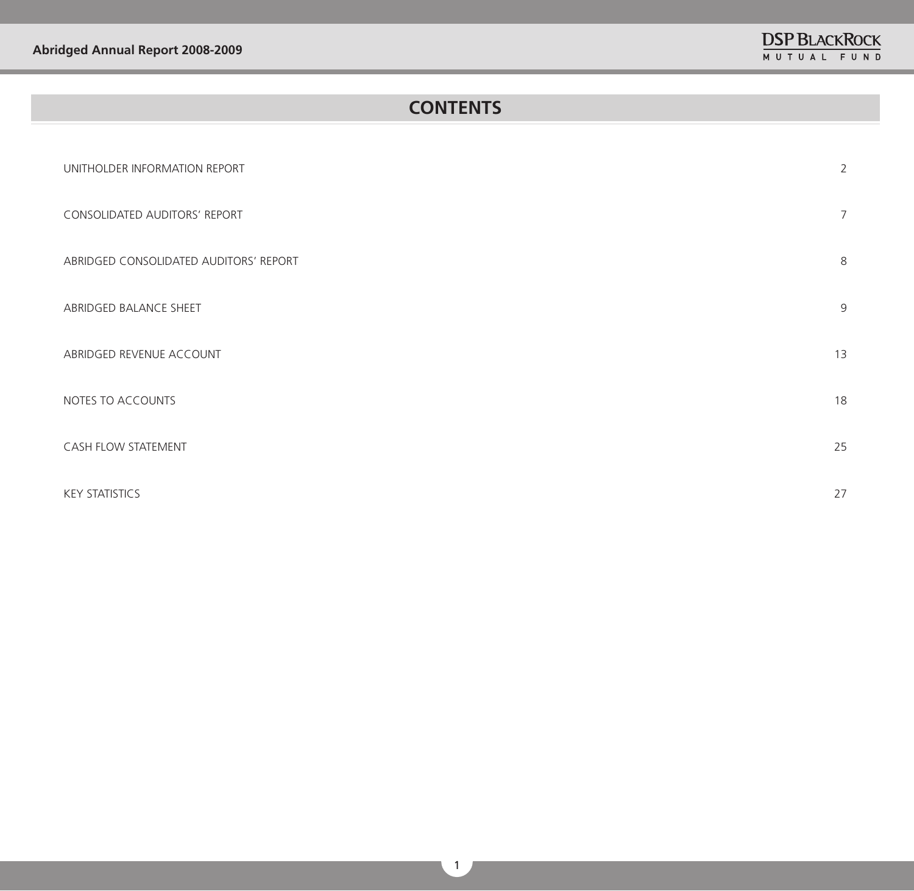# CONTENTS

| | |
|---|---|
| UNITHOLDER INFORMATION REPORT | 2 |
| CONSOLIDATED AUDITORS' REPORT | 7 |
| ABRIDGED CONSOLIDATED AUDITORS' REPORT | 8 |
| ABRIDGED BALANCE SHEET | 9 |
| ABRIDGED REVENUE ACCOUNT | 13 |
| NOTES TO ACCOUNTS | 18 |
| CASH FLOW STATEMENT | 25 |
| KEY STATISTICS | 27 |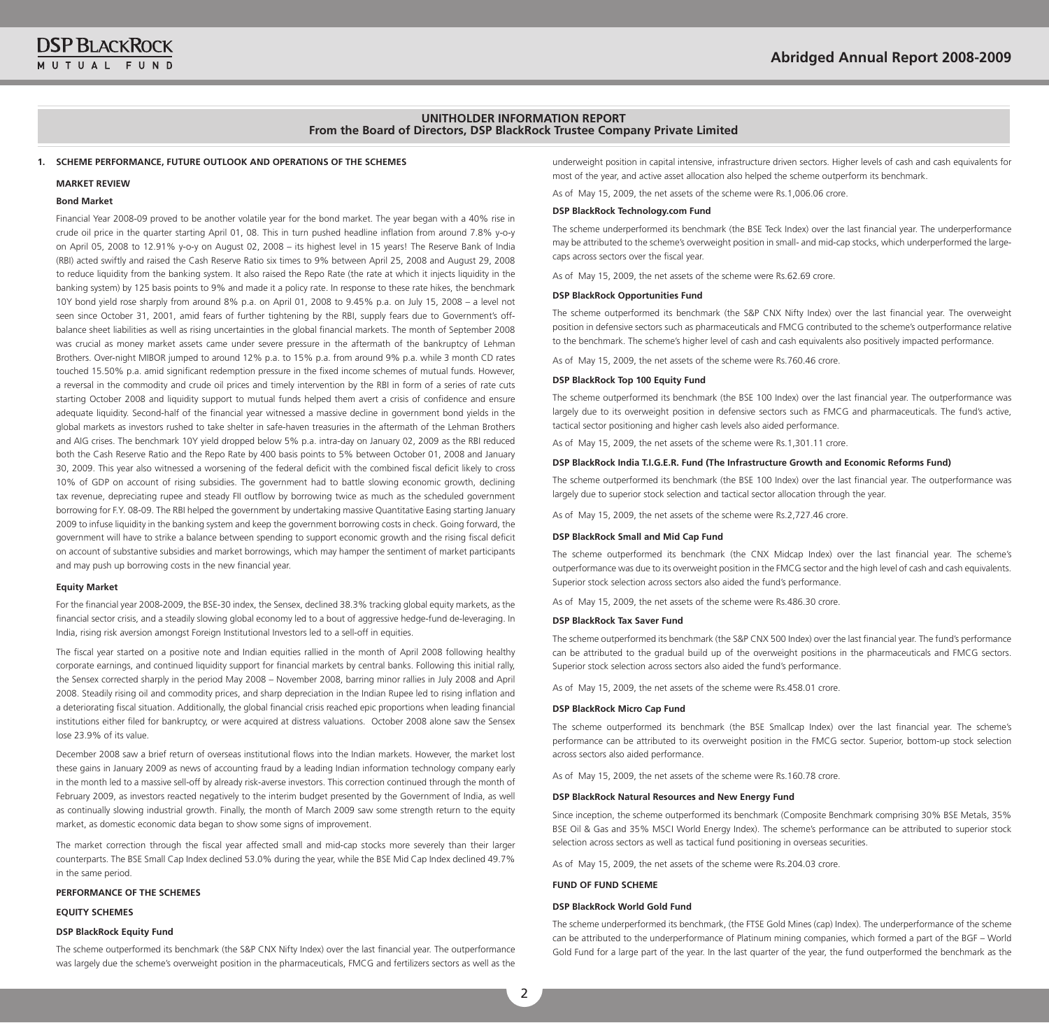## UNITHOLDER INFORMATION REPORT
### From the Board of Directors, DSP BlackRock Trustee Company Private Limited

**1. SCHEME PERFORMANCE, FUTURE OUTLOOK AND OPERATIONS OF THE SCHEMES**

**MARKET REVIEW**

**Bond Market**

Financial Year 2008-09 proved to be another volatile year for the bond market. The year began with a 40% rise in crude oil price in the quarter starting April 01, 08. This in turn pushed headline inflation from around 7.8% y-o-y on April 05, 2008 to 12.91% y-o-y on August 02, 2008 – its highest level in 15 years! The Reserve Bank of India (RBI) acted swiftly and raised the Cash Reserve Ratio six times to 9% between April 25, 2008 and August 29, 2008 to reduce liquidity from the banking system. It also raised the Repo Rate (the rate at which it injects liquidity in the banking system) by 125 basis points to 9% and made it a policy rate. In response to these rate hikes, the benchmark 10Y bond yield rose sharply from around 8% p.a. on April 01, 2008 to 9.45% p.a. on July 15, 2008 – a level not seen since October 31, 2001, amid fears of further tightening by the RBI, supply fears due to Government's off-balance sheet liabilities as well as rising uncertainties in the global financial markets. The month of September 2008 was crucial as money market assets came under severe pressure in the aftermath of the bankruptcy of Lehman Brothers. Over-night MIBOR jumped to around 12% p.a. to 15% p.a. from around 9% p.a. while 3 month CD rates touched 15.50% p.a. amid significant redemption pressure in the fixed income schemes of mutual funds. However, a reversal in the commodity and crude oil prices and timely intervention by the RBI in form of a series of rate cuts starting October 2008 and liquidity support to mutual funds helped them avert a crisis of confidence and ensure adequate liquidity. Second-half of the financial year witnessed a massive decline in government bond yields in the global markets as investors rushed to take shelter in safe-haven treasuries in the aftermath of the Lehman Brothers and AIG crises. The benchmark 10Y yield dropped below 5% p.a. intra-day on January 02, 2009 as the RBI reduced both the Cash Reserve Ratio and the Repo Rate by 400 basis points to 5% between October 01, 2008 and January 30, 2009. This year also witnessed a worsening of the federal deficit with the combined fiscal deficit likely to cross 10% of GDP on account of rising subsidies. The government had to battle slowing economic growth, declining tax revenue, depreciating rupee and steady FII outflow by borrowing twice as much as the scheduled government borrowing for F.Y. 08-09. The RBI helped the government by undertaking massive Quantitative Easing starting January 2009 to infuse liquidity in the banking system and keep the government borrowing costs in check. Going forward, the government will have to strike a balance between spending to support economic growth and the rising fiscal deficit on account of substantive subsidies and market borrowings, which may hamper the sentiment of market participants and may push up borrowing costs in the new financial year.

**Equity Market**

For the financial year 2008-2009, the BSE-30 index, the Sensex, declined 38.3% tracking global equity markets, as the financial sector crisis, and a steadily slowing global economy led to a bout of aggressive hedge-fund de-leveraging. In India, rising risk aversion amongst Foreign Institutional Investors led to a sell-off in equities.

The fiscal year started on a positive note and Indian equities rallied in the month of April 2008 following healthy corporate earnings, and continued liquidity support for financial markets by central banks. Following this initial rally, the Sensex corrected sharply in the period May 2008 – November 2008, barring minor rallies in July 2008 and April 2008. Steadily rising oil and commodity prices, and sharp depreciation in the Indian Rupee led to rising inflation and a deteriorating fiscal situation. Additionally, the global financial crisis reached epic proportions when leading financial institutions either filed for bankruptcy, or were acquired at distress valuations. October 2008 alone saw the Sensex lose 23.9% of its value.

December 2008 saw a brief return of overseas institutional flows into the Indian markets. However, the market lost these gains in January 2009 as news of accounting fraud by a leading Indian information technology company early in the month led to a massive sell-off by already risk-averse investors. This correction continued through the month of February 2009, as investors reacted negatively to the interim budget presented by the Government of India, as well as continually slowing industrial growth. Finally, the month of March 2009 saw some strength return to the equity market, as domestic economic data began to show some signs of improvement.

The market correction through the fiscal year affected small and mid-cap stocks more severely than their larger counterparts. The BSE Small Cap Index declined 53.0% during the year, while the BSE Mid Cap Index declined 49.7% in the same period.

**PERFORMANCE OF THE SCHEMES**

**EQUITY SCHEMES**

**DSP BlackRock Equity Fund**

The scheme outperformed its benchmark (the S&P CNX Nifty Index) over the last financial year. The outperformance was largely due the scheme's overweight position in the pharmaceuticals, FMCG and fertilizers sectors as well as the underweight position in capital intensive, infrastructure driven sectors. Higher levels of cash and cash equivalents for most of the year, and active asset allocation also helped the scheme outperform its benchmark.

As of May 15, 2009, the net assets of the scheme were Rs.1,006.06 crore.

**DSP BlackRock Technology.com Fund**

The scheme underperformed its benchmark (the BSE Teck Index) over the last financial year. The underperformance may be attributed to the scheme's overweight position in small- and mid-cap stocks, which underperformed the large-caps across sectors over the fiscal year.

As of May 15, 2009, the net assets of the scheme were Rs.62.69 crore.

**DSP BlackRock Opportunities Fund**

The scheme outperformed its benchmark (the S&P CNX Nifty Index) over the last financial year. The overweight position in defensive sectors such as pharmaceuticals and FMCG contributed to the scheme's outperformance relative to the benchmark. The scheme's higher level of cash and cash equivalents also positively impacted performance.

As of May 15, 2009, the net assets of the scheme were Rs.760.46 crore.

**DSP BlackRock Top 100 Equity Fund**

The scheme outperformed its benchmark (the BSE 100 Index) over the last financial year. The outperformance was largely due to its overweight position in defensive sectors such as FMCG and pharmaceuticals. The fund's active, tactical sector positioning and higher cash levels also aided performance.

As of May 15, 2009, the net assets of the scheme were Rs.1,301.11 crore.

**DSP BlackRock India T.I.G.E.R. Fund (The Infrastructure Growth and Economic Reforms Fund)**

The scheme outperformed its benchmark (the BSE 100 Index) over the last financial year. The outperformance was largely due to superior stock selection and tactical sector allocation through the year.

As of May 15, 2009, the net assets of the scheme were Rs.2,727.46 crore.

**DSP BlackRock Small and Mid Cap Fund**

The scheme outperformed its benchmark (the CNX Midcap Index) over the last financial year. The scheme's outperformance was due to its overweight position in the FMCG sector and the high level of cash and cash equivalents. Superior stock selection across sectors also aided the fund's performance.

As of May 15, 2009, the net assets of the scheme were Rs.486.30 crore.

**DSP BlackRock Tax Saver Fund**

The scheme outperformed its benchmark (the S&P CNX 500 Index) over the last financial year. The fund's performance can be attributed to the gradual build up of the overweight positions in the pharmaceuticals and FMCG sectors. Superior stock selection across sectors also aided the fund's performance.

As of May 15, 2009, the net assets of the scheme were Rs.458.01 crore.

**DSP BlackRock Micro Cap Fund**

The scheme outperformed its benchmark (the BSE Smallcap Index) over the last financial year. The scheme's performance can be attributed to its overweight position in the FMCG sector. Superior, bottom-up stock selection across sectors also aided performance.

As of May 15, 2009, the net assets of the scheme were Rs.160.78 crore.

**DSP BlackRock Natural Resources and New Energy Fund**

Since inception, the scheme outperformed its benchmark (Composite Benchmark comprising 30% BSE Metals, 35% BSE Oil & Gas and 35% MSCI World Energy Index). The scheme's performance can be attributed to superior stock selection across sectors as well as tactical fund positioning in overseas securities.

As of May 15, 2009, the net assets of the scheme were Rs.204.03 crore.

**FUND OF FUND SCHEME**

**DSP BlackRock World Gold Fund**

The scheme underperformed its benchmark, (the FTSE Gold Mines (cap) Index). The underperformance of the scheme can be attributed to the underperformance of Platinum mining companies, which formed a part of the BGF – World Gold Fund for a large part of the year. In the last quarter of the year, the fund outperformed the benchmark as the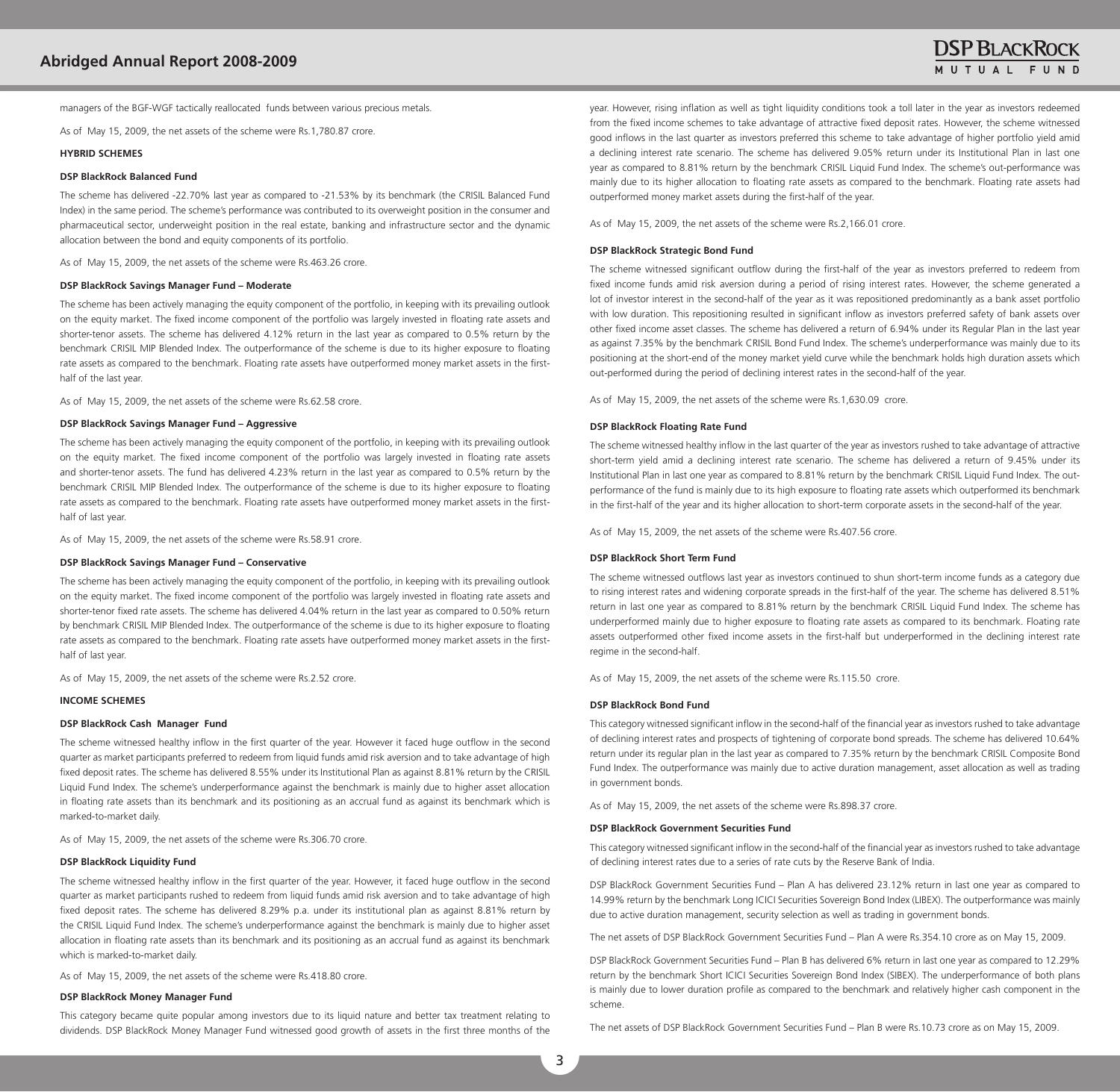managers of the BGF-WGF tactically reallocated funds between various precious metals.

As of May 15, 2009, the net assets of the scheme were Rs.1,780.87 crore.

**HYBRID SCHEMES**

**DSP BlackRock Balanced Fund**

The scheme has delivered -22.70% last year as compared to -21.53% by its benchmark (the CRISIL Balanced Fund Index) in the same period. The scheme's performance was contributed to its overweight position in the consumer and pharmaceutical sector, underweight position in the real estate, banking and infrastructure sector and the dynamic allocation between the bond and equity components of its portfolio.

As of May 15, 2009, the net assets of the scheme were Rs.463.26 crore.

**DSP BlackRock Savings Manager Fund – Moderate**

The scheme has been actively managing the equity component of the portfolio, in keeping with its prevailing outlook on the equity market. The fixed income component of the portfolio was largely invested in floating rate assets and shorter-tenor assets. The scheme has delivered 4.12% return in the last year as compared to 0.5% return by the benchmark CRISIL MIP Blended Index. The outperformance of the scheme is due to its higher exposure to floating rate assets as compared to the benchmark. Floating rate assets have outperformed money market assets in the first-half of the last year.

As of May 15, 2009, the net assets of the scheme were Rs.62.58 crore.

**DSP BlackRock Savings Manager Fund – Aggressive**

The scheme has been actively managing the equity component of the portfolio, in keeping with its prevailing outlook on the equity market. The fixed income component of the portfolio was largely invested in floating rate assets and shorter-tenor assets. The fund has delivered 4.23% return in the last year as compared to 0.5% return by the benchmark CRISIL MIP Blended Index. The outperformance of the scheme is due to its higher exposure to floating rate assets as compared to the benchmark. Floating rate assets have outperformed money market assets in the first-half of last year.

As of May 15, 2009, the net assets of the scheme were Rs.58.91 crore.

**DSP BlackRock Savings Manager Fund – Conservative**

The scheme has been actively managing the equity component of the portfolio, in keeping with its prevailing outlook on the equity market. The fixed income component of the portfolio was largely invested in floating rate assets and shorter-tenor fixed rate assets. The scheme has delivered 4.04% return in the last year as compared to 0.50% return by benchmark CRISIL MIP Blended Index. The outperformance of the scheme is due to its higher exposure to floating rate assets as compared to the benchmark. Floating rate assets have outperformed money market assets in the first-half of last year.

As of May 15, 2009, the net assets of the scheme were Rs.2.52 crore.

**INCOME SCHEMES**

**DSP BlackRock Cash Manager Fund**

The scheme witnessed healthy inflow in the first quarter of the year. However it faced huge outflow in the second quarter as market participants preferred to redeem from liquid funds amid risk aversion and to take advantage of high fixed deposit rates. The scheme has delivered 8.55% under its Institutional Plan as against 8.81% return by the CRISIL Liquid Fund Index. The scheme's underperformance against the benchmark is mainly due to higher asset allocation in floating rate assets than its benchmark and its positioning as an accrual fund as against its benchmark which is marked-to-market daily.

As of May 15, 2009, the net assets of the scheme were Rs.306.70 crore.

**DSP BlackRock Liquidity Fund**

The scheme witnessed healthy inflow in the first quarter of the year. However, it faced huge outflow in the second quarter as market participants rushed to redeem from liquid funds amid risk aversion and to take advantage of high fixed deposit rates. The scheme has delivered 8.29% p.a. under its institutional plan as against 8.81% return by the CRISIL Liquid Fund Index. The scheme's underperformance against the benchmark is mainly due to higher asset allocation in floating rate assets than its benchmark and its positioning as an accrual fund as against its benchmark which is marked-to-market daily.

As of May 15, 2009, the net assets of the scheme were Rs.418.80 crore.

**DSP BlackRock Money Manager Fund**

This category became quite popular among investors due to its liquid nature and better tax treatment relating to dividends. DSP BlackRock Money Manager Fund witnessed good growth of assets in the first three months of the year. However, rising inflation as well as tight liquidity conditions took a toll later in the year as investors redeemed from the fixed income schemes to take advantage of attractive fixed deposit rates. However, the scheme witnessed good inflows in the last quarter as investors preferred this scheme to take advantage of higher portfolio yield amid a declining interest rate scenario. The scheme has delivered 9.05% return under its Institutional Plan in last one year as compared to 8.81% return by the benchmark CRISIL Liquid Fund Index. The scheme's out-performance was mainly due to its higher allocation to floating rate assets as compared to the benchmark. Floating rate assets had outperformed money market assets during the first-half of the year.

As of May 15, 2009, the net assets of the scheme were Rs.2,166.01 crore.

**DSP BlackRock Strategic Bond Fund**

The scheme witnessed significant outflow during the first-half of the year as investors preferred to redeem from fixed income funds amid risk aversion during a period of rising interest rates. However, the scheme generated a lot of investor interest in the second-half of the year as it was repositioned predominantly as a bank asset portfolio with low duration. This repositioning resulted in significant inflow as investors preferred safety of bank assets over other fixed income asset classes. The scheme has delivered a return of 6.94% under its Regular Plan in the last year as against 7.35% by the benchmark CRISIL Bond Fund Index. The scheme's underperformance was mainly due to its positioning at the short-end of the money market yield curve while the benchmark holds high duration assets which out-performed during the period of declining interest rates in the second-half of the year.

As of May 15, 2009, the net assets of the scheme were Rs.1,630.09 crore.

**DSP BlackRock Floating Rate Fund**

The scheme witnessed healthy inflow in the last quarter of the year as investors rushed to take advantage of attractive short-term yield amid a declining interest rate scenario. The scheme has delivered a return of 9.45% under its Institutional Plan in last one year as compared to 8.81% return by the benchmark CRISIL Liquid Fund Index. The out-performance of the fund is mainly due to its high exposure to floating rate assets which outperformed its benchmark in the first-half of the year and its higher allocation to short-term corporate assets in the second-half of the year.

As of May 15, 2009, the net assets of the scheme were Rs.407.56 crore.

**DSP BlackRock Short Term Fund**

The scheme witnessed outflows last year as investors continued to shun short-term income funds as a category due to rising interest rates and widening corporate spreads in the first-half of the year. The scheme has delivered 8.51% return in last one year as compared to 8.81% return by the benchmark CRISIL Liquid Fund Index. The scheme has underperformed mainly due to higher exposure to floating rate assets as compared to its benchmark. Floating rate assets outperformed other fixed income assets in the first-half but underperformed in the declining interest rate regime in the second-half.

As of May 15, 2009, the net assets of the scheme were Rs.115.50 crore.

**DSP BlackRock Bond Fund**

This category witnessed significant inflow in the second-half of the financial year as investors rushed to take advantage of declining interest rates and prospects of tightening of corporate bond spreads. The scheme has delivered 10.64% return under its regular plan in the last year as compared to 7.35% return by the benchmark CRISIL Composite Bond Fund Index. The outperformance was mainly due to active duration management, asset allocation as well as trading in government bonds.

As of May 15, 2009, the net assets of the scheme were Rs.898.37 crore.

**DSP BlackRock Government Securities Fund**

This category witnessed significant inflow in the second-half of the financial year as investors rushed to take advantage of declining interest rates due to a series of rate cuts by the Reserve Bank of India.

DSP BlackRock Government Securities Fund – Plan A has delivered 23.12% return in last one year as compared to 14.99% return by the benchmark Long ICICI Securities Sovereign Bond Index (LIBEX). The outperformance was mainly due to active duration management, security selection as well as trading in government bonds.

The net assets of DSP BlackRock Government Securities Fund – Plan A were Rs.354.10 crore as on May 15, 2009.

DSP BlackRock Government Securities Fund – Plan B has delivered 6% return in last one year as compared to 12.29% return by the benchmark Short ICICI Securities Sovereign Bond Index (SIBEX). The underperformance of both plans is mainly due to lower duration profile as compared to the benchmark and relatively higher cash component in the scheme.

The net assets of DSP BlackRock Government Securities Fund – Plan B were Rs.10.73 crore as on May 15, 2009.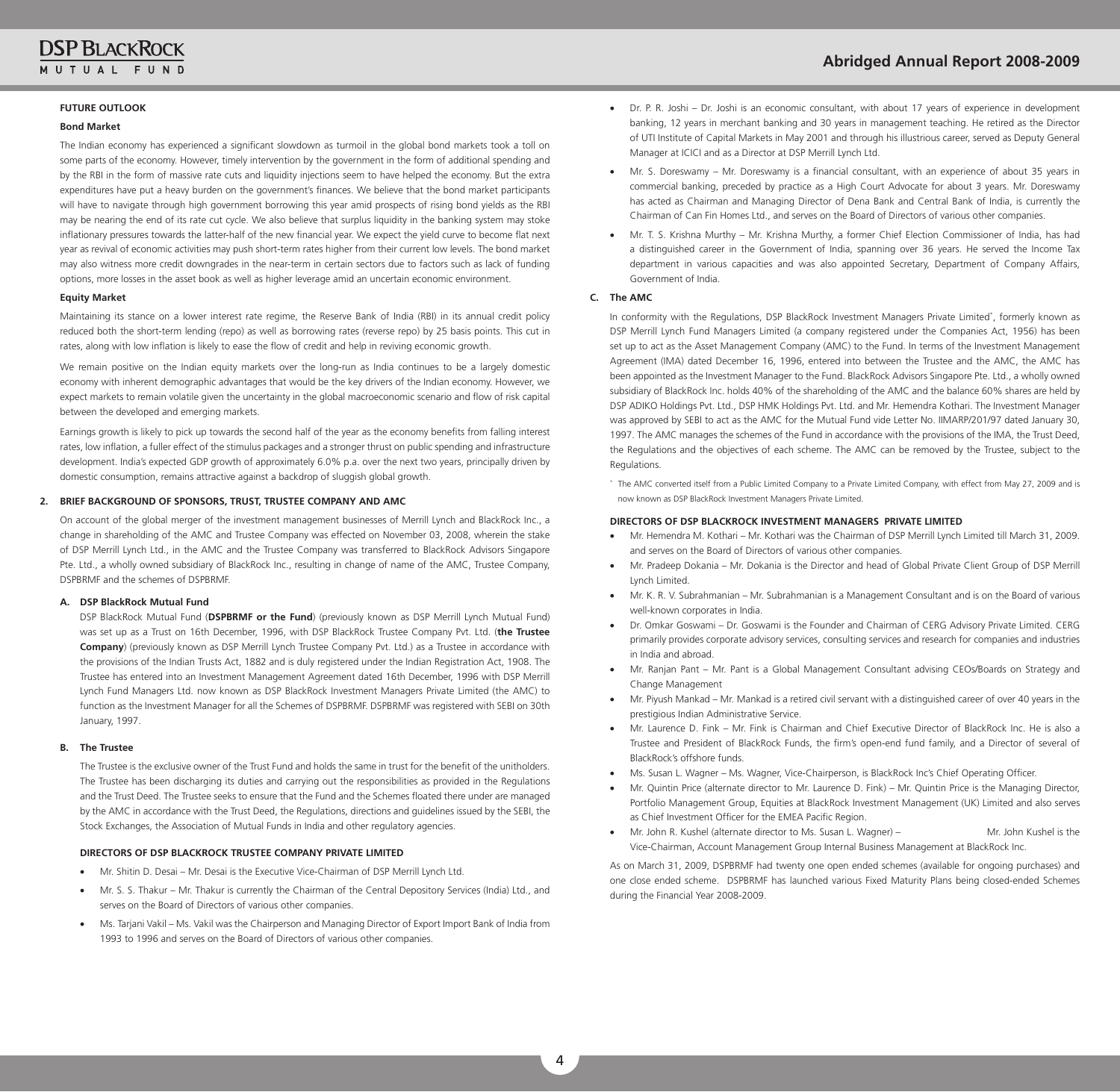**FUTURE OUTLOOK**

**Bond Market**

The Indian economy has experienced a significant slowdown as turmoil in the global bond markets took a toll on some parts of the economy. However, timely intervention by the government in the form of additional spending and by the RBI in the form of massive rate cuts and liquidity injections seem to have helped the economy. But the extra expenditures have put a heavy burden on the government's finances. We believe that the bond market participants will have to navigate through high government borrowing this year amid prospects of rising bond yields as the RBI may be nearing the end of its rate cut cycle. We also believe that surplus liquidity in the banking system may stoke inflationary pressures towards the latter-half of the new financial year. We expect the yield curve to become flat next year as revival of economic activities may push short-term rates higher from their current low levels. The bond market may also witness more credit downgrades in the near-term in certain sectors due to factors such as lack of funding options, more losses in the asset book as well as higher leverage amid an uncertain economic environment.

**Equity Market**

Maintaining its stance on a lower interest rate regime, the Reserve Bank of India (RBI) in its annual credit policy reduced both the short-term lending (repo) as well as borrowing rates (reverse repo) by 25 basis points. This cut in rates, along with low inflation is likely to ease the flow of credit and help in reviving economic growth.

We remain positive on the Indian equity markets over the long-run as India continues to be a largely domestic economy with inherent demographic advantages that would be the key drivers of the Indian economy. However, we expect markets to remain volatile given the uncertainty in the global macroeconomic scenario and flow of risk capital between the developed and emerging markets.

Earnings growth is likely to pick up towards the second half of the year as the economy benefits from falling interest rates, low inflation, a fuller effect of the stimulus packages and a stronger thrust on public spending and infrastructure development. India's expected GDP growth of approximately 6.0% p.a. over the next two years, principally driven by domestic consumption, remains attractive against a backdrop of sluggish global growth.

**2. BRIEF BACKGROUND OF SPONSORS, TRUST, TRUSTEE COMPANY AND AMC**

On account of the global merger of the investment management businesses of Merrill Lynch and BlackRock Inc., a change in shareholding of the AMC and Trustee Company was effected on November 03, 2008, wherein the stake of DSP Merrill Lynch Ltd., in the AMC and the Trustee Company was transferred to BlackRock Advisors Singapore Pte. Ltd., a wholly owned subsidiary of BlackRock Inc., resulting in change of name of the AMC, Trustee Company, DSPBRMF and the schemes of DSPBRMF.

**A. DSP BlackRock Mutual Fund**

DSP BlackRock Mutual Fund (**DSPBRMF or the Fund**) (previously known as DSP Merrill Lynch Mutual Fund) was set up as a Trust on 16th December, 1996, with DSP BlackRock Trustee Company Pvt. Ltd. (**the Trustee Company**) (previously known as DSP Merrill Lynch Trustee Company Pvt. Ltd.) as a Trustee in accordance with the provisions of the Indian Trusts Act, 1882 and is duly registered under the Indian Registration Act, 1908. The Trustee has entered into an Investment Management Agreement dated 16th December, 1996 with DSP Merrill Lynch Fund Managers Ltd. now known as DSP BlackRock Investment Managers Private Limited (the AMC) to function as the Investment Manager for all the Schemes of DSPBRMF. DSPBRMF was registered with SEBI on 30th January, 1997.

**B. The Trustee**

The Trustee is the exclusive owner of the Trust Fund and holds the same in trust for the benefit of the unitholders. The Trustee has been discharging its duties and carrying out the responsibilities as provided in the Regulations and the Trust Deed. The Trustee seeks to ensure that the Fund and the Schemes floated there under are managed by the AMC in accordance with the Trust Deed, the Regulations, directions and guidelines issued by the SEBI, the Stock Exchanges, the Association of Mutual Funds in India and other regulatory agencies.

**DIRECTORS OF DSP BLACKROCK TRUSTEE COMPANY PRIVATE LIMITED**

- Mr. Shitin D. Desai – Mr. Desai is the Executive Vice-Chairman of DSP Merrill Lynch Ltd.
- Mr. S. S. Thakur – Mr. Thakur is currently the Chairman of the Central Depository Services (India) Ltd., and serves on the Board of Directors of various other companies.
- Ms. Tarjani Vakil – Ms. Vakil was the Chairperson and Managing Director of Export Import Bank of India from 1993 to 1996 and serves on the Board of Directors of various other companies.
- Dr. P. R. Joshi – Dr. Joshi is an economic consultant, with about 17 years of experience in development banking, 12 years in merchant banking and 30 years in management teaching. He retired as the Director of UTI Institute of Capital Markets in May 2001 and through his illustrious career, served as Deputy General Manager at ICICI and as a Director at DSP Merrill Lynch Ltd.
- Mr. S. Doreswamy – Mr. Doreswamy is a financial consultant, with an experience of about 35 years in commercial banking, preceded by practice as a High Court Advocate for about 3 years. Mr. Doreswamy has acted as Chairman and Managing Director of Dena Bank and Central Bank of India, is currently the Chairman of Can Fin Homes Ltd., and serves on the Board of Directors of various other companies.
- Mr. T. S. Krishna Murthy – Mr. Krishna Murthy, a former Chief Election Commissioner of India, has had a distinguished career in the Government of India, spanning over 36 years. He served the Income Tax department in various capacities and was also appointed Secretary, Department of Company Affairs, Government of India.

**C. The AMC**

In conformity with the Regulations, DSP BlackRock Investment Managers Private Limited*, formerly known as DSP Merrill Lynch Fund Managers Limited (a company registered under the Companies Act, 1956) has been set up to act as the Asset Management Company (AMC) to the Fund. In terms of the Investment Management Agreement (IMA) dated December 16, 1996, entered into between the Trustee and the AMC, the AMC has been appointed as the Investment Manager to the Fund. BlackRock Advisors Singapore Pte. Ltd., a wholly owned subsidiary of BlackRock Inc. holds 40% of the shareholding of the AMC and the balance 60% shares are held by DSP ADIKO Holdings Pvt. Ltd., DSP HMK Holdings Pvt. Ltd. and Mr. Hemendra Kothari. The Investment Manager was approved by SEBI to act as the AMC for the Mutual Fund vide Letter No. IIMARP/201/97 dated January 30, 1997. The AMC manages the schemes of the Fund in accordance with the provisions of the IMA, the Trust Deed, the Regulations and the objectives of each scheme. The AMC can be removed by the Trustee, subject to the Regulations.

* The AMC converted itself from a Public Limited Company to a Private Limited Company, with effect from May 27, 2009 and is now known as DSP BlackRock Investment Managers Private Limited.

**DIRECTORS OF DSP BLACKROCK INVESTMENT MANAGERS PRIVATE LIMITED**

- Mr. Hemendra M. Kothari – Mr. Kothari was the Chairman of DSP Merrill Lynch Limited till March 31, 2009. and serves on the Board of Directors of various other companies.
- Mr. Pradeep Dokania – Mr. Dokania is the Director and head of Global Private Client Group of DSP Merrill Lynch Limited.
- Mr. K. R. V. Subrahmanian – Mr. Subrahmanian is a Management Consultant and is on the Board of various well-known corporates in India.
- Dr. Omkar Goswami – Dr. Goswami is the Founder and Chairman of CERG Advisory Private Limited. CERG primarily provides corporate advisory services, consulting services and research for companies and industries in India and abroad.
- Mr. Ranjan Pant – Mr. Pant is a Global Management Consultant advising CEOs/Boards on Strategy and Change Management
- Mr. Piyush Mankad – Mr. Mankad is a retired civil servant with a distinguished career of over 40 years in the prestigious Indian Administrative Service.
- Mr. Laurence D. Fink – Mr. Fink is Chairman and Chief Executive Director of BlackRock Inc. He is also a Trustee and President of BlackRock Funds, the firm's open-end fund family, and a Director of several of BlackRock's offshore funds.
- Ms. Susan L. Wagner – Ms. Wagner, Vice-Chairperson, is BlackRock Inc's Chief Operating Officer.
- Mr. Quintin Price (alternate director to Mr. Laurence D. Fink) – Mr. Quintin Price is the Managing Director, Portfolio Management Group, Equities at BlackRock Investment Management (UK) Limited and also serves as Chief Investment Officer for the EMEA Pacific Region.
- Mr. John R. Kushel (alternate director to Ms. Susan L. Wagner) – Mr. John Kushel is the Vice-Chairman, Account Management Group Internal Business Management at BlackRock Inc.

As on March 31, 2009, DSPBRMF had twenty one open ended schemes (available for ongoing purchases) and one close ended scheme. DSPBRMF has launched various Fixed Maturity Plans being closed-ended Schemes during the Financial Year 2008-2009.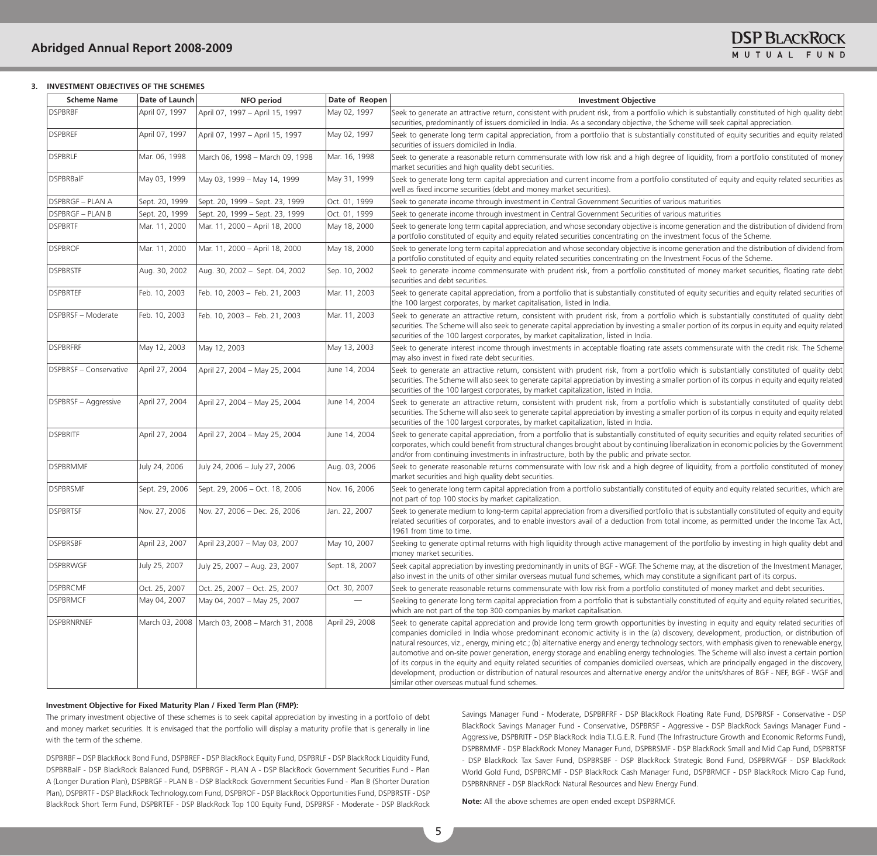### 3. INVESTMENT OBJECTIVES OF THE SCHEMES

| Scheme Name | Date of Launch | NFO period | Date of Reopen | Investment Objective |
|---|---|---|---|---|
| DSPBRBF | April 07, 1997 | April 07, 1997 – April 15, 1997 | May 02, 1997 | Seek to generate an attractive return, consistent with prudent risk, from a portfolio which is substantially constituted of high quality debt securities, predominantly of issuers domiciled in India. As a secondary objective, the Scheme will seek capital appreciation. |
| DSPBREF | April 07, 1997 | April 07, 1997 – April 15, 1997 | May 02, 1997 | Seek to generate long term capital appreciation, from a portfolio that is substantially constituted of equity securities and equity related securities of issuers domiciled in India. |
| DSPBRLF | Mar. 06, 1998 | March 06, 1998 – March 09, 1998 | Mar. 16, 1998 | Seek to generate a reasonable return commensurate with low risk and a high degree of liquidity, from a portfolio constituted of money market securities and high quality debt securities. |
| DSPBRBalF | May 03, 1999 | May 03, 1999 – May 14, 1999 | May 31, 1999 | Seek to generate long term capital appreciation and current income from a portfolio constituted of equity and equity related securities as well as fixed income securities (debt and money market securities). |
| DSPBRGF – PLAN A | Sept. 20, 1999 | Sept. 20, 1999 – Sept. 23, 1999 | Oct. 01, 1999 | Seek to generate income through investment in Central Government Securities of various maturities |
| DSPBRGF – PLAN B | Sept. 20, 1999 | Sept. 20, 1999 – Sept. 23, 1999 | Oct. 01, 1999 | Seek to generate income through investment in Central Government Securities of various maturities |
| DSPBRTF | Mar. 11, 2000 | Mar. 11, 2000 – April 18, 2000 | May 18, 2000 | Seek to generate long term capital appreciation, and whose secondary objective is income generation and the distribution of dividend from a portfolio constituted of equity and equity related securities concentrating on the investment focus of the Scheme. |
| DSPBROF | Mar. 11, 2000 | Mar. 11, 2000 – April 18, 2000 | May 18, 2000 | Seek to generate long term capital appreciation and whose secondary objective is income generation and the distribution of dividend from a portfolio constituted of equity and equity related securities concentrating on the Investment Focus of the Scheme. |
| DSPBRSTF | Aug. 30, 2002 | Aug. 30, 2002 – Sept. 04, 2002 | Sep. 10, 2002 | Seek to generate income commensurate with prudent risk, from a portfolio constituted of money market securities, floating rate debt securities and debt securities. |
| DSPBRTEF | Feb. 10, 2003 | Feb. 10, 2003 – Feb. 21, 2003 | Mar. 11, 2003 | Seek to generate capital appreciation, from a portfolio that is substantially constituted of equity securities and equity related securities of the 100 largest corporates, by market capitalisation, listed in India. |
| DSPBRSF – Moderate | Feb. 10, 2003 | Feb. 10, 2003 – Feb. 21, 2003 | Mar. 11, 2003 | Seek to generate an attractive return, consistent with prudent risk, from a portfolio which is substantially constituted of quality debt securities. The Scheme will also seek to generate capital appreciation by investing a smaller portion of its corpus in equity and equity related securities of the 100 largest corporates, by market capitalization, listed in India. |
| DSPBRFRF | May 12, 2003 | May 12, 2003 | May 13, 2003 | Seek to generate interest income through investments in acceptable floating rate assets commensurate with the credit risk. The Scheme may also invest in fixed rate debt securities. |
| DSPBRSF – Conservative | April 27, 2004 | April 27, 2004 – May 25, 2004 | June 14, 2004 | Seek to generate an attractive return, consistent with prudent risk, from a portfolio which is substantially constituted of quality debt securities. The Scheme will also seek to generate capital appreciation by investing a smaller portion of its corpus in equity and equity related securities of the 100 largest corporates, by market capitalization, listed in India. |
| DSPBRSF – Aggressive | April 27, 2004 | April 27, 2004 – May 25, 2004 | June 14, 2004 | Seek to generate an attractive return, consistent with prudent risk, from a portfolio which is substantially constituted of quality debt securities. The Scheme will also seek to generate capital appreciation by investing a smaller portion of its corpus in equity and equity related securities of the 100 largest corporates, by market capitalization, listed in India. |
| DSPBRITF | April 27, 2004 | April 27, 2004 – May 25, 2004 | June 14, 2004 | Seek to generate capital appreciation, from a portfolio that is substantially constituted of equity securities and equity related securities of corporates, which could benefit from structural changes brought about by continuing liberalization in economic policies by the Government and/or from continuing investments in infrastructure, both by the public and private sector. |
| DSPBRMMF | July 24, 2006 | July 24, 2006 – July 27, 2006 | Aug. 03, 2006 | Seek to generate reasonable returns commensurate with low risk and a high degree of liquidity, from a portfolio constituted of money market securities and high quality debt securities. |
| DSPBRSMF | Sept. 29, 2006 | Sept. 29, 2006 – Oct. 18, 2006 | Nov. 16, 2006 | Seek to generate long term capital appreciation from a portfolio substantially constituted of equity and equity related securities, which are not part of top 100 stocks by market capitalization. |
| DSPBRTSF | Nov. 27, 2006 | Nov. 27, 2006 – Dec. 26, 2006 | Jan. 22, 2007 | Seek to generate medium to long-term capital appreciation from a diversified portfolio that is substantially constituted of equity and equity related securities of corporates, and to enable investors avail of a deduction from total income, as permitted under the Income Tax Act, 1961 from time to time. |
| DSPBRSBF | April 23, 2007 | April 23,2007 – May 03, 2007 | May 10, 2007 | Seeking to generate optimal returns with high liquidity through active management of the portfolio by investing in high quality debt and money market securities. |
| DSPBRWGF | July 25, 2007 | July 25, 2007 – Aug. 23, 2007 | Sept. 18, 2007 | Seek capital appreciation by investing predominantly in units of BGF - WGF. The Scheme may, at the discretion of the Investment Manager, also invest in the units of other similar overseas mutual fund schemes, which may constitute a significant part of its corpus. |
| DSPBRCMF | Oct. 25, 2007 | Oct. 25, 2007 – Oct. 25, 2007 | Oct. 30, 2007 | Seek to generate reasonable returns commensurate with low risk from a portfolio constituted of money market and debt securities. |
| DSPBRMCF | May 04, 2007 | May 04, 2007 – May 25, 2007 | — | Seeking to generate long term capital appreciation from a portfolio that is substantially constituted of equity and equity related securities, which are not part of the top 300 companies by market capitalisation. |
| DSPBRNRNEF | March 03, 2008 | March 03, 2008 – March 31, 2008 | April 29, 2008 | Seek to generate capital appreciation and provide long term growth opportunities by investing in equity and equity related securities of companies domiciled in India whose predominant economic activity is in the (a) discovery, development, production, or distribution of natural resources, viz., energy, mining etc.; (b) alternative energy and energy technology sectors, with emphasis given to renewable energy, automotive and on-site power generation, energy storage and enabling energy technologies. The Scheme will also invest a certain portion of its corpus in the equity and equity related securities of companies domiciled overseas, which are principally engaged in the discovery, development, production or distribution of natural resources and alternative energy and/or the units/shares of BGF - NEF, BGF - WGF and similar other overseas mutual fund schemes. |

**Investment Objective for Fixed Maturity Plan / Fixed Term Plan (FMP):**

The primary investment objective of these schemes is to seek capital appreciation by investing in a portfolio of debt and money market securities. It is envisaged that the portfolio will display a maturity profile that is generally in line with the term of the scheme.

DSPBRBF – DSP BlackRock Bond Fund, DSPBREF - DSP BlackRock Equity Fund, DSPBRLF - DSP BlackRock Liquidity Fund, DSPBRBalF - DSP BlackRock Balanced Fund, DSPBRGF - PLAN A - DSP BlackRock Government Securities Fund - Plan A (Longer Duration Plan), DSPBRGF - PLAN B - DSP BlackRock Government Securities Fund - Plan B (Shorter Duration Plan), DSPBRTF - DSP BlackRock Technology.com Fund, DSPBROF - DSP BlackRock Opportunities Fund, DSPBRSTF - DSP BlackRock Short Term Fund, DSPBRTEF - DSP BlackRock Top 100 Equity Fund, DSPBRSF - Moderate - DSP BlackRock Savings Manager Fund - Moderate, DSPBRFRF - DSP BlackRock Floating Rate Fund, DSPBRSF - Conservative - DSP BlackRock Savings Manager Fund - Conservative, DSPBRSF - Aggressive - DSP BlackRock Savings Manager Fund - Aggressive, DSPBRITF - DSP BlackRock India T.I.G.E.R. Fund (The Infrastructure Growth and Economic Reforms Fund), DSPBRMMF - DSP BlackRock Money Manager Fund, DSPBRSMF - DSP BlackRock Small and Mid Cap Fund, DSPBRTSF - DSP BlackRock Tax Saver Fund, DSPBRSBF - DSP BlackRock Strategic Bond Fund, DSPBRWGF - DSP BlackRock World Gold Fund, DSPBRCMF - DSP BlackRock Cash Manager Fund, DSPBRMCF - DSP BlackRock Micro Cap Fund, DSPBRNRNEF - DSP BlackRock Natural Resources and New Energy Fund.

**Note:** All the above schemes are open ended except DSPBRMCF.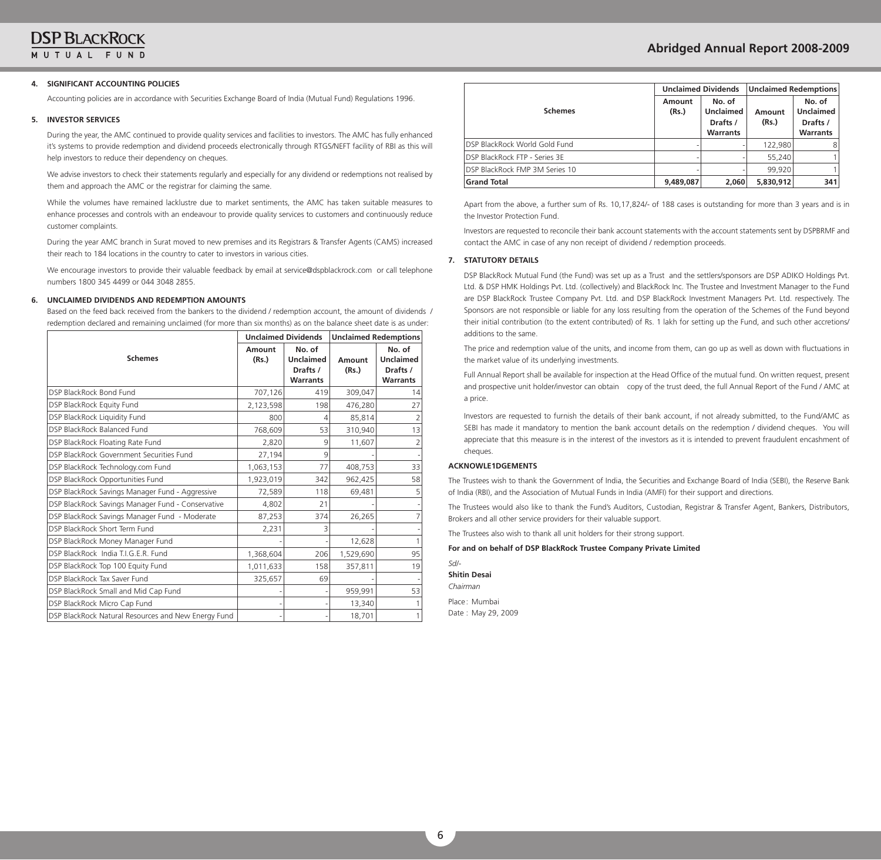### 4. SIGNIFICANT ACCOUNTING POLICIES

Accounting policies are in accordance with Securities Exchange Board of India (Mutual Fund) Regulations 1996.

### 5. INVESTOR SERVICES

During the year, the AMC continued to provide quality services and facilities to investors. The AMC has fully enhanced it's systems to provide redemption and dividend proceeds electronically through RTGS/NEFT facility of RBI as this will help investors to reduce their dependency on cheques.

We advise investors to check their statements regularly and especially for any dividend or redemptions not realised by them and approach the AMC or the registrar for claiming the same.

While the volumes have remained lacklustre due to market sentiments, the AMC has taken suitable measures to enhance processes and controls with an endeavour to provide quality services to customers and continuously reduce customer complaints.

During the year AMC branch in Surat moved to new premises and its Registrars & Transfer Agents (CAMS) increased their reach to 184 locations in the country to cater to investors in various cities.

We encourage investors to provide their valuable feedback by email at service@dspblackrock.com or call telephone numbers 1800 345 4499 or 044 3048 2855.

### 6. UNCLAIMED DIVIDENDS AND REDEMPTION AMOUNTS

Based on the feed back received from the bankers to the dividend / redemption account, the amount of dividends / redemption declared and remaining unclaimed (for more than six months) as on the balance sheet date is as under:

| Schemes | Unclaimed Dividends | | Unclaimed Redemptions | |
|---|---|---|---|---|
| | Amount (Rs.) | No. of Unclaimed Drafts / Warrants | Amount (Rs.) | No. of Unclaimed Drafts / Warrants |
| DSP BlackRock Bond Fund | 707,126 | 419 | 309,047 | 14 |
| DSP BlackRock Equity Fund | 2,123,598 | 198 | 476,280 | 27 |
| DSP BlackRock Liquidity Fund | 800 | 4 | 85,814 | 2 |
| DSP BlackRock Balanced Fund | 768,609 | 53 | 310,940 | 13 |
| DSP BlackRock Floating Rate Fund | 2,820 | 9 | 11,607 | 2 |
| DSP BlackRock Government Securities Fund | 27,194 | 9 | - | - |
| DSP BlackRock Technology.com Fund | 1,063,153 | 77 | 408,753 | 33 |
| DSP BlackRock Opportunities Fund | 1,923,019 | 342 | 962,425 | 58 |
| DSP BlackRock Savings Manager Fund - Aggressive | 72,589 | 118 | 69,481 | 5 |
| DSP BlackRock Savings Manager Fund - Conservative | 4,802 | 21 | - | - |
| DSP BlackRock Savings Manager Fund - Moderate | 87,253 | 374 | 26,265 | 7 |
| DSP BlackRock Short Term Fund | 2,231 | 3 | - | - |
| DSP BlackRock Money Manager Fund | - | - | 12,628 | 1 |
| DSP BlackRock India T.I.G.E.R. Fund | 1,368,604 | 206 | 1,529,690 | 95 |
| DSP BlackRock Top 100 Equity Fund | 1,011,633 | 158 | 357,811 | 19 |
| DSP BlackRock Tax Saver Fund | 325,657 | 69 | - | - |
| DSP BlackRock Small and Mid Cap Fund | - | - | 959,991 | 53 |
| DSP BlackRock Micro Cap Fund | - | - | 13,340 | 1 |
| DSP BlackRock Natural Resources and New Energy Fund | - | - | 18,701 | 1 |
| DSP BlackRock World Gold Fund | - | - | 122,980 | 8 |
| DSP BlackRock FTP - Series 3E | - | - | 55,240 | 1 |
| DSP BlackRock FMP 3M Series 10 | - | - | 99,920 | 1 |
| **Grand Total** | **9,489,087** | **2,060** | **5,830,912** | **341** |

Apart from the above, a further sum of Rs. 10,17,824/- of 188 cases is outstanding for more than 3 years and is in the Investor Protection Fund.

Investors are requested to reconcile their bank account statements with the account statements sent by DSPBRMF and contact the AMC in case of any non receipt of dividend / redemption proceeds.

### 7. STATUTORY DETAILS

DSP BlackRock Mutual Fund (the Fund) was set up as a Trust and the settlers/sponsors are DSP ADIKO Holdings Pvt. Ltd. & DSP HMK Holdings Pvt. Ltd. (collectively) and BlackRock Inc. The Trustee and Investment Manager to the Fund are DSP BlackRock Trustee Company Pvt. Ltd. and DSP BlackRock Investment Managers Pvt. Ltd. respectively. The Sponsors are not responsible or liable for any loss resulting from the operation of the Schemes of the Fund beyond their initial contribution (to the extent contributed) of Rs. 1 lakh for setting up the Fund, and such other accretions/ additions to the same.

The price and redemption value of the units, and income from them, can go up as well as down with fluctuations in the market value of its underlying investments.

Full Annual Report shall be available for inspection at the Head Office of the mutual fund. On written request, present and prospective unit holder/investor can obtain copy of the trust deed, the full Annual Report of the Fund / AMC at a price.

Investors are requested to furnish the details of their bank account, if not already submitted, to the Fund/AMC as SEBI has made it mandatory to mention the bank account details on the redemption / dividend cheques. You will appreciate that this measure is in the interest of the investors as it is intended to prevent fraudulent encashment of cheques.

### ACKNOWLE1DGEMENTS

The Trustees wish to thank the Government of India, the Securities and Exchange Board of India (SEBI), the Reserve Bank of India (RBI), and the Association of Mutual Funds in India (AMFI) for their support and directions.

The Trustees would also like to thank the Fund's Auditors, Custodian, Registrar & Transfer Agent, Bankers, Distributors, Brokers and all other service providers for their valuable support.

The Trustees also wish to thank all unit holders for their strong support.

**For and on behalf of DSP BlackRock Trustee Company Private Limited**

*Sd/-*

**Shitin Desai**

*Chairman*

Place: Mumbai

Date : May 29, 2009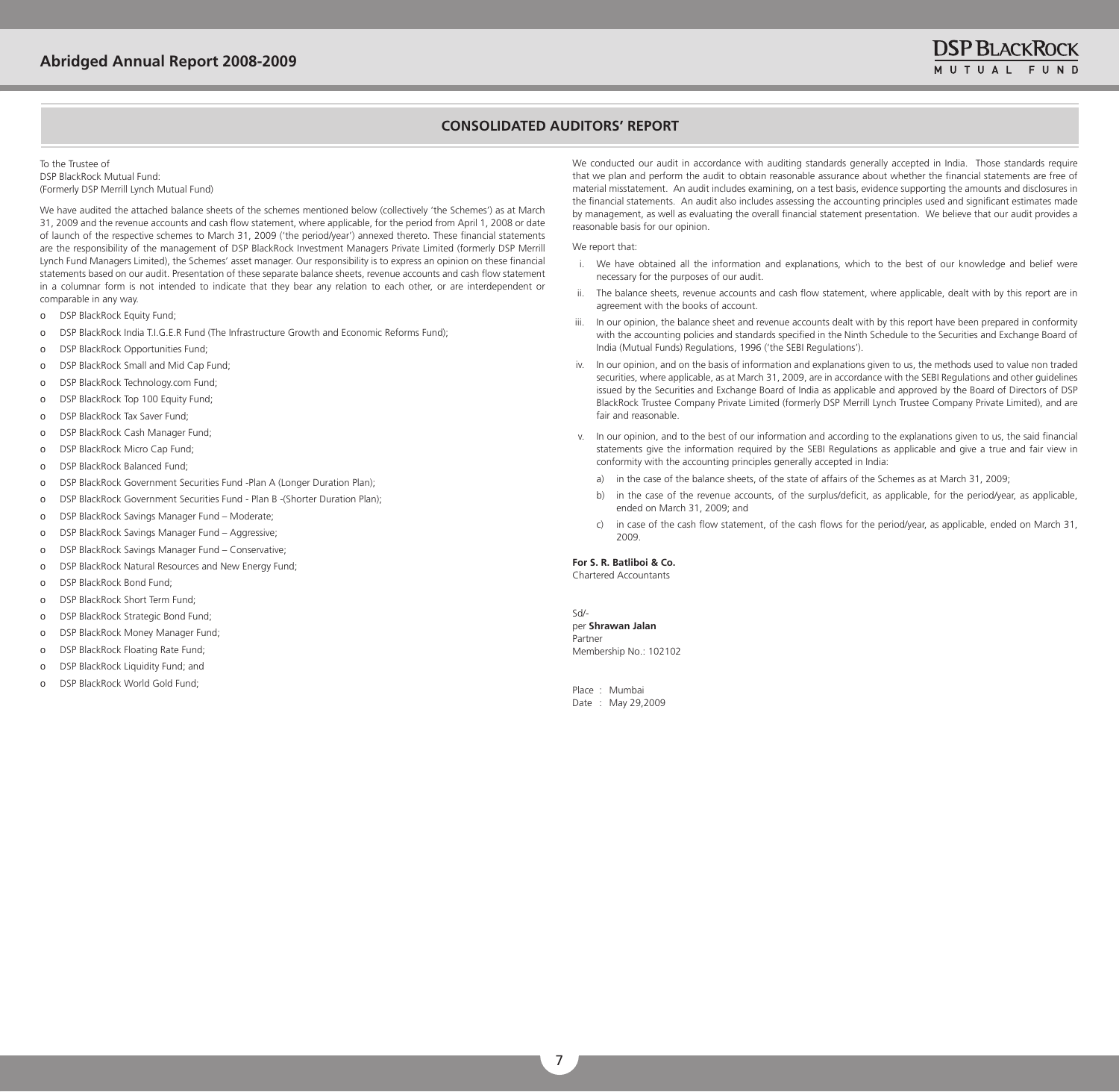## CONSOLIDATED AUDITORS' REPORT

To the Trustee of
DSP BlackRock Mutual Fund:
(Formerly DSP Merrill Lynch Mutual Fund)

We have audited the attached balance sheets of the schemes mentioned below (collectively 'the Schemes') as at March 31, 2009 and the revenue accounts and cash flow statement, where applicable, for the period from April 1, 2008 or date of launch of the respective schemes to March 31, 2009 ('the period/year') annexed thereto. These financial statements are the responsibility of the management of DSP BlackRock Investment Managers Private Limited (formerly DSP Merrill Lynch Fund Managers Limited), the Schemes' asset manager. Our responsibility is to express an opinion on these financial statements based on our audit. Presentation of these separate balance sheets, revenue accounts and cash flow statement in a columnar form is not intended to indicate that they bear any relation to each other, or are interdependent or comparable in any way.

- DSP BlackRock Equity Fund;
- DSP BlackRock India T.I.G.E.R Fund (The Infrastructure Growth and Economic Reforms Fund);
- DSP BlackRock Opportunities Fund;
- DSP BlackRock Small and Mid Cap Fund;
- DSP BlackRock Technology.com Fund;
- DSP BlackRock Top 100 Equity Fund;
- DSP BlackRock Tax Saver Fund;
- DSP BlackRock Cash Manager Fund;
- DSP BlackRock Micro Cap Fund;
- DSP BlackRock Balanced Fund;
- DSP BlackRock Government Securities Fund -Plan A (Longer Duration Plan);
- DSP BlackRock Government Securities Fund - Plan B -(Shorter Duration Plan);
- DSP BlackRock Savings Manager Fund – Moderate;
- DSP BlackRock Savings Manager Fund – Aggressive;
- DSP BlackRock Savings Manager Fund – Conservative;
- DSP BlackRock Natural Resources and New Energy Fund;
- DSP BlackRock Bond Fund;
- DSP BlackRock Short Term Fund;
- DSP BlackRock Strategic Bond Fund;
- DSP BlackRock Money Manager Fund;
- DSP BlackRock Floating Rate Fund;
- DSP BlackRock Liquidity Fund; and
- DSP BlackRock World Gold Fund;

We conducted our audit in accordance with auditing standards generally accepted in India. Those standards require that we plan and perform the audit to obtain reasonable assurance about whether the financial statements are free of material misstatement. An audit includes examining, on a test basis, evidence supporting the amounts and disclosures in the financial statements. An audit also includes assessing the accounting principles used and significant estimates made by management, as well as evaluating the overall financial statement presentation. We believe that our audit provides a reasonable basis for our opinion.

We report that:

i. We have obtained all the information and explanations, which to the best of our knowledge and belief were necessary for the purposes of our audit.

ii. The balance sheets, revenue accounts and cash flow statement, where applicable, dealt with by this report are in agreement with the books of account.

iii. In our opinion, the balance sheet and revenue accounts dealt with by this report have been prepared in conformity with the accounting policies and standards specified in the Ninth Schedule to the Securities and Exchange Board of India (Mutual Funds) Regulations, 1996 ('the SEBI Regulations').

iv. In our opinion, and on the basis of information and explanations given to us, the methods used to value non traded securities, where applicable, as at March 31, 2009, are in accordance with the SEBI Regulations and other guidelines issued by the Securities and Exchange Board of India as applicable and approved by the Board of Directors of DSP BlackRock Trustee Company Private Limited (formerly DSP Merrill Lynch Trustee Company Private Limited), and are fair and reasonable.

v. In our opinion, and to the best of our information and according to the explanations given to us, the said financial statements give the information required by the SEBI Regulations as applicable and give a true and fair view in conformity with the accounting principles generally accepted in India:

   a) in the case of the balance sheets, of the state of affairs of the Schemes as at March 31, 2009;

   b) in the case of the revenue accounts, of the surplus/deficit, as applicable, for the period/year, as applicable, ended on March 31, 2009; and

   c) in case of the cash flow statement, of the cash flows for the period/year, as applicable, ended on March 31, 2009.

**For S. R. Batliboi & Co.**
Chartered Accountants

Sd/-
per **Shrawan Jalan**
Partner
Membership No.: 102102

Place : Mumbai
Date : May 29,2009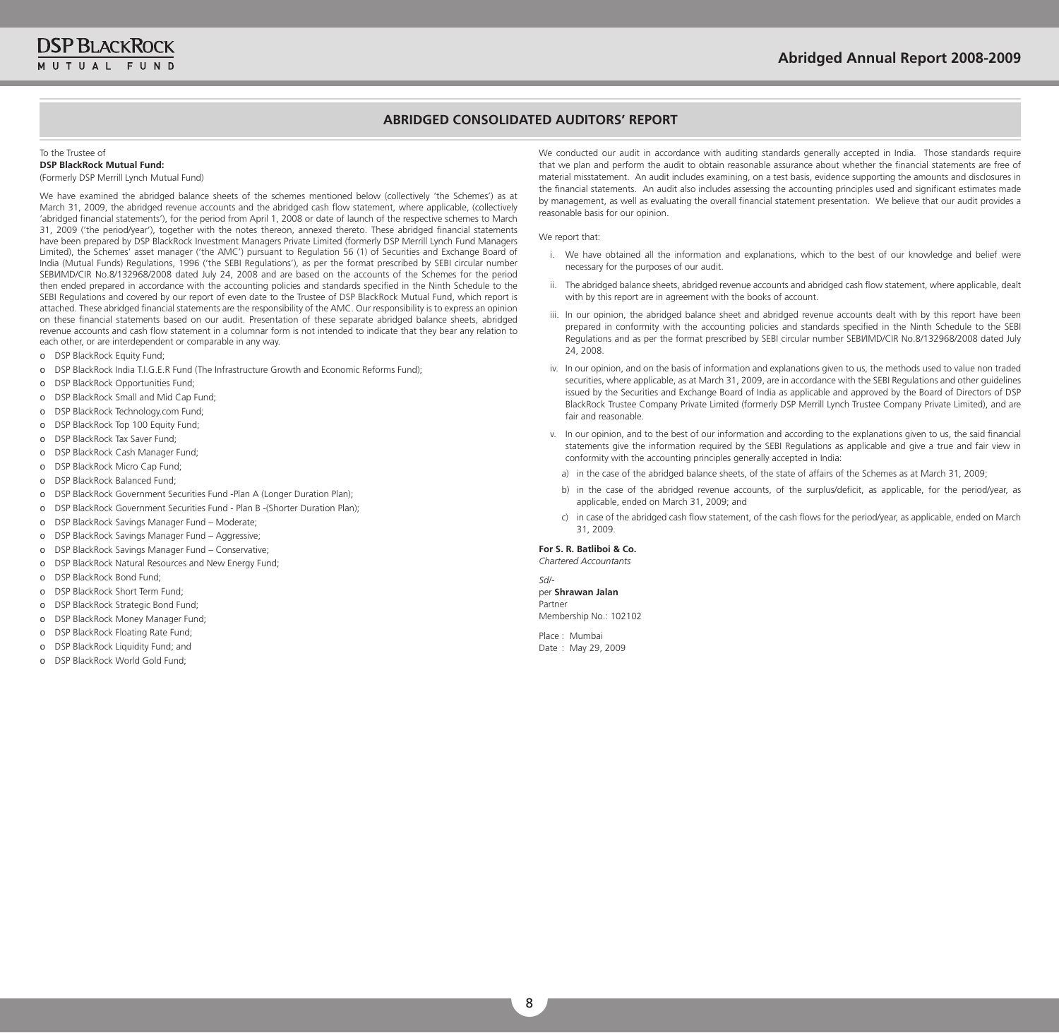## ABRIDGED CONSOLIDATED AUDITORS' REPORT

To the Trustee of
**DSP BlackRock Mutual Fund:**
(Formerly DSP Merrill Lynch Mutual Fund)

We have examined the abridged balance sheets of the schemes mentioned below (collectively 'the Schemes') as at March 31, 2009, the abridged revenue accounts and the abridged cash flow statement, where applicable, (collectively 'abridged financial statements'), for the period from April 1, 2008 or date of launch of the respective schemes to March 31, 2009 ('the period/year'), together with the notes thereon, annexed thereto. These abridged financial statements have been prepared by DSP BlackRock Investment Managers Private Limited (formerly DSP Merrill Lynch Fund Managers Limited), the Schemes' asset manager ('the AMC') pursuant to Regulation 56 (1) of Securities and Exchange Board of India (Mutual Funds) Regulations, 1996 ('the SEBI Regulations'), as per the format prescribed by SEBI circular number SEBI/IMD/CIR No.8/132968/2008 dated July 24, 2008 and are based on the accounts of the Schemes for the period then ended prepared in accordance with the accounting policies and standards specified in the Ninth Schedule to the SEBI Regulations and covered by our report of even date to the Trustee of DSP BlackRock Mutual Fund, which report is attached. These abridged financial statements are the responsibility of the AMC. Our responsibility is to express an opinion on these financial statements based on our audit. Presentation of these separate abridged balance sheets, abridged revenue accounts and cash flow statement in a columnar form is not intended to indicate that they bear any relation to each other, or are interdependent or comparable in any way.

- DSP BlackRock Equity Fund;
- DSP BlackRock India T.I.G.E.R Fund (The Infrastructure Growth and Economic Reforms Fund);
- DSP BlackRock Opportunities Fund;
- DSP BlackRock Small and Mid Cap Fund;
- DSP BlackRock Technology.com Fund;
- DSP BlackRock Top 100 Equity Fund;
- DSP BlackRock Tax Saver Fund;
- DSP BlackRock Cash Manager Fund;
- DSP BlackRock Micro Cap Fund;
- DSP BlackRock Balanced Fund;
- DSP BlackRock Government Securities Fund -Plan A (Longer Duration Plan);
- DSP BlackRock Government Securities Fund - Plan B -(Shorter Duration Plan);
- DSP BlackRock Savings Manager Fund – Moderate;
- DSP BlackRock Savings Manager Fund – Aggressive;
- DSP BlackRock Savings Manager Fund – Conservative;
- DSP BlackRock Natural Resources and New Energy Fund;
- DSP BlackRock Bond Fund;
- DSP BlackRock Short Term Fund;
- DSP BlackRock Strategic Bond Fund;
- DSP BlackRock Money Manager Fund;
- DSP BlackRock Floating Rate Fund;
- DSP BlackRock Liquidity Fund; and
- DSP BlackRock World Gold Fund;

We conducted our audit in accordance with auditing standards generally accepted in India. Those standards require that we plan and perform the audit to obtain reasonable assurance about whether the financial statements are free of material misstatement. An audit includes examining, on a test basis, evidence supporting the amounts and disclosures in the financial statements. An audit also includes assessing the accounting principles used and significant estimates made by management, as well as evaluating the overall financial statement presentation. We believe that our audit provides a reasonable basis for our opinion.

We report that:

i. We have obtained all the information and explanations, which to the best of our knowledge and belief were necessary for the purposes of our audit.

ii. The abridged balance sheets, abridged revenue accounts and abridged cash flow statement, where applicable, dealt with by this report are in agreement with the books of account.

iii. In our opinion, the abridged balance sheet and abridged revenue accounts dealt with by this report have been prepared in conformity with the accounting policies and standards specified in the Ninth Schedule to the SEBI Regulations and as per the format prescribed by SEBI circular number SEBI/IMD/CIR No.8/132968/2008 dated July 24, 2008.

iv. In our opinion, and on the basis of information and explanations given to us, the methods used to value non traded securities, where applicable, as at March 31, 2009, are in accordance with the SEBI Regulations and other guidelines issued by the Securities and Exchange Board of India as applicable and approved by the Board of Directors of DSP BlackRock Trustee Company Private Limited (formerly DSP Merrill Lynch Trustee Company Private Limited), and are fair and reasonable.

v. In our opinion, and to the best of our information and according to the explanations given to us, the said financial statements give the information required by the SEBI Regulations as applicable and give a true and fair view in conformity with the accounting principles generally accepted in India:

   a) in the case of the abridged balance sheets, of the state of affairs of the Schemes as at March 31, 2009;

   b) in the case of the abridged revenue accounts, of the surplus/deficit, as applicable, for the period/year, as applicable, ended on March 31, 2009; and

   c) in case of the abridged cash flow statement, of the cash flows for the period/year, as applicable, ended on March 31, 2009.

**For S. R. Batliboi & Co.**
*Chartered Accountants*

*Sd/-*
per **Shrawan Jalan**
Partner
Membership No.: 102102

Place : Mumbai
Date : May 29, 2009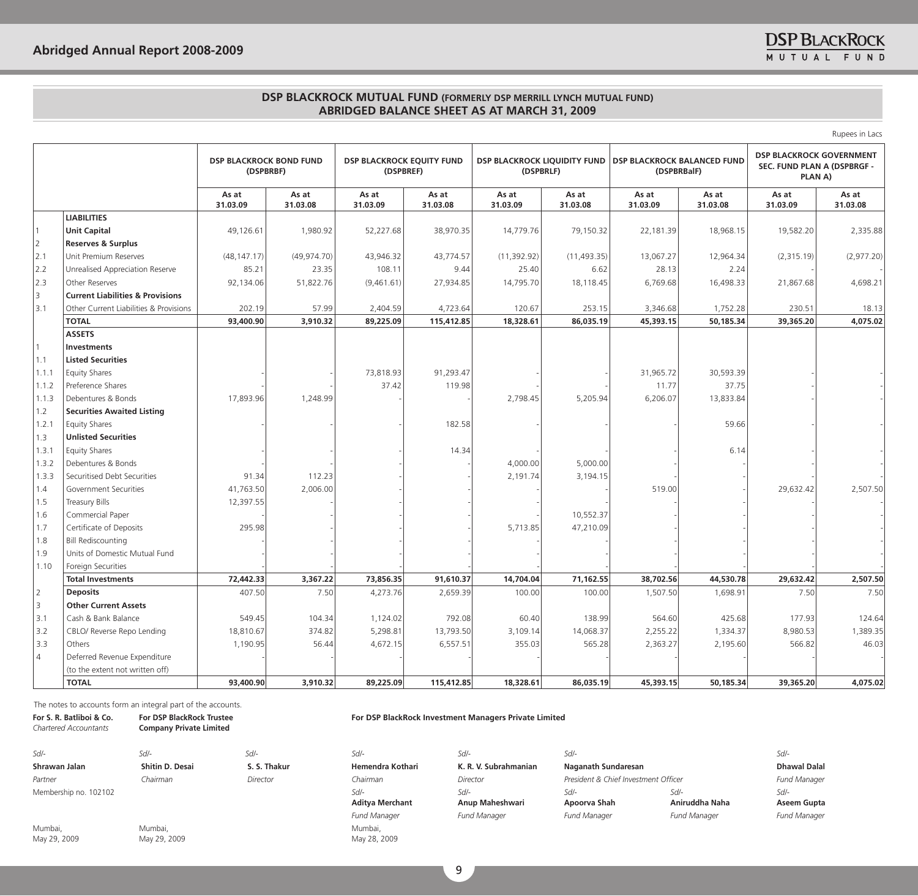## DSP BLACKROCK MUTUAL FUND (FORMERLY DSP MERRILL LYNCH MUTUAL FUND)
## ABRIDGED BALANCE SHEET AS AT MARCH 31, 2009

Rupees in Lacs

| | | DSP BLACKROCK BOND FUND (DSPBRBF) | | DSP BLACKROCK EQUITY FUND (DSPBREF) | | DSP BLACKROCK LIQUIDITY FUND (DSPBRLF) | | DSP BLACKROCK BALANCED FUND (DSPBRBalF) | | DSP BLACKROCK GOVERNMENT SEC. FUND PLAN A (DSPBRGF - PLAN A) | |
|---|---|---|---|---|---|---|---|---|---|---|---|
| | | As at 31.03.09 | As at 31.03.08 | As at 31.03.09 | As at 31.03.08 | As at 31.03.09 | As at 31.03.08 | As at 31.03.09 | As at 31.03.08 | As at 31.03.09 | As at 31.03.08 |
| | **LIABILITIES** | | | | | | | | | | |
| 1 | **Unit Capital** | 49,126.61 | 1,980.92 | 52,227.68 | 38,970.35 | 14,779.76 | 79,150.32 | 22,181.39 | 18,968.15 | 19,582.20 | 2,335.88 |
| 2 | **Reserves & Surplus** | | | | | | | | | | |
| 2.1 | Unit Premium Reserves | (48,147.17) | (49,974.70) | 43,946.32 | 43,774.57 | (11,392.92) | (11,493.35) | 13,067.27 | 12,964.34 | (2,315.19) | (2,977.20) |
| 2.2 | Unrealised Appreciation Reserve | 85.21 | 23.35 | 108.11 | 9.44 | 25.40 | 6.62 | 28.13 | 2.24 | - | - |
| 2.3 | Other Reserves | 92,134.06 | 51,822.76 | (9,461.61) | 27,934.85 | 14,795.70 | 18,118.45 | 6,769.68 | 16,498.33 | 21,867.68 | 4,698.21 |
| 3 | **Current Liabilities & Provisions** | | | | | | | | | | |
| 3.1 | Other Current Liabilities & Provisions | 202.19 | 57.99 | 2,404.59 | 4,723.64 | 120.67 | 253.15 | 3,346.68 | 1,752.28 | 230.51 | 18.13 |
| | **TOTAL** | **93,400.90** | **3,910.32** | **89,225.09** | **115,412.85** | **18,328.61** | **86,035.19** | **45,393.15** | **50,185.34** | **39,365.20** | **4,075.02** |
| | **ASSETS** | | | | | | | | | | |
| 1 | **Investments** | | | | | | | | | | |
| 1.1 | **Listed Securities** | | | | | | | | | | |
| 1.1.1 | Equity Shares | - | - | 73,818.93 | 91,293.47 | - | - | 31,965.72 | 30,593.39 | - | - |
| 1.1.2 | Preference Shares | - | - | 37.42 | 119.98 | - | - | 11.77 | 37.75 | - | - |
| 1.1.3 | Debentures & Bonds | 17,893.96 | 1,248.99 | - | - | 2,798.45 | 5,205.94 | 6,206.07 | 13,833.84 | - | - |
| 1.2 | **Securities Awaited Listing** | | | | | | | | | | |
| 1.2.1 | Equity Shares | - | - | - | 182.58 | - | - | - | 59.66 | - | - |
| 1.3 | **Unlisted Securities** | | | | | | | | | | |
| 1.3.1 | Equity Shares | - | - | - | 14.34 | - | - | - | 6.14 | - | - |
| 1.3.2 | Debentures & Bonds | - | - | - | - | 4,000.00 | 5,000.00 | - | - | - | - |
| 1.3.3 | Securitised Debt Securities | 91.34 | 112.23 | - | - | 2,191.74 | 3,194.15 | - | - | - | - |
| 1.4 | Government Securities | 41,763.50 | 2,006.00 | - | - | - | - | 519.00 | - | 29,632.42 | 2,507.50 |
| 1.5 | Treasury Bills | 12,397.55 | - | - | - | - | - | - | - | - | - |
| 1.6 | Commercial Paper | - | - | - | - | - | 10,552.37 | - | - | - | - |
| 1.7 | Certificate of Deposits | 295.98 | - | - | - | 5,713.85 | 47,210.09 | - | - | - | - |
| 1.8 | Bill Rediscounting | - | - | - | - | - | - | - | - | - | - |
| 1.9 | Units of Domestic Mutual Fund | - | - | - | - | - | - | - | - | - | - |
| 1.10 | Foreign Securities | - | - | - | - | - | - | - | - | - | - |
| | **Total Investments** | **72,442.33** | **3,367.22** | **73,856.35** | **91,610.37** | **14,704.04** | **71,162.55** | **38,702.56** | **44,530.78** | **29,632.42** | **2,507.50** |
| 2 | **Deposits** | 407.50 | 7.50 | 4,273.76 | 2,659.39 | 100.00 | 100.00 | 1,507.50 | 1,698.91 | 7.50 | 7.50 |
| 3 | **Other Current Assets** | | | | | | | | | | |
| 3.1 | Cash & Bank Balance | 549.45 | 104.34 | 1,124.02 | 792.08 | 60.40 | 138.99 | 564.60 | 425.68 | 177.93 | 124.64 |
| 3.2 | CBLO/ Reverse Repo Lending | 18,810.67 | 374.82 | 5,298.81 | 13,793.50 | 3,109.14 | 14,068.37 | 2,255.22 | 1,334.37 | 8,980.53 | 1,389.35 |
| 3.3 | Others | 1,190.95 | 56.44 | 4,672.15 | 6,557.51 | 355.03 | 565.28 | 2,363.27 | 2,195.60 | 566.82 | 46.03 |
| 4 | Deferred Revenue Expenditure (to the extent not written off) | - | - | - | - | - | - | - | - | - | - |
| | **TOTAL** | **93,400.90** | **3,910.32** | **89,225.09** | **115,412.85** | **18,328.61** | **86,035.19** | **45,393.15** | **50,185.34** | **39,365.20** | **4,075.02** |

The notes to accounts form an integral part of the accounts.

**For S. R. Batliboi & Co.**
*Chartered Accountants*

Sd/-
**Shrawan Jalan**
*Partner*
Membership no. 102102

Mumbai,
May 29, 2009

**For DSP BlackRock Trustee Company Private Limited**

Sd/-
**Shitin D. Desai**
*Chairman*

Sd/-
**S. S. Thakur**
*Director*

Mumbai,
May 29, 2009

**For DSP BlackRock Investment Managers Private Limited**

Sd/-
**Hemendra Kothari**
*Chairman*

Sd/-
**K. R. V. Subrahmanian**
*Director*

Sd/-
**Naganath Sundaresan**
*President & Chief Investment Officer*

Sd/-
**Dhawal Dalal**
*Fund Manager*

Sd/-
**Aditya Merchant**
*Fund Manager*

Sd/-
**Anup Maheshwari**
*Fund Manager*

Sd/-
**Apoorva Shah**
*Fund Manager*

Sd/-
**Aniruddha Naha**
*Fund Manager*

Sd/-
**Aseem Gupta**
*Fund Manager*

Mumbai,
May 28, 2009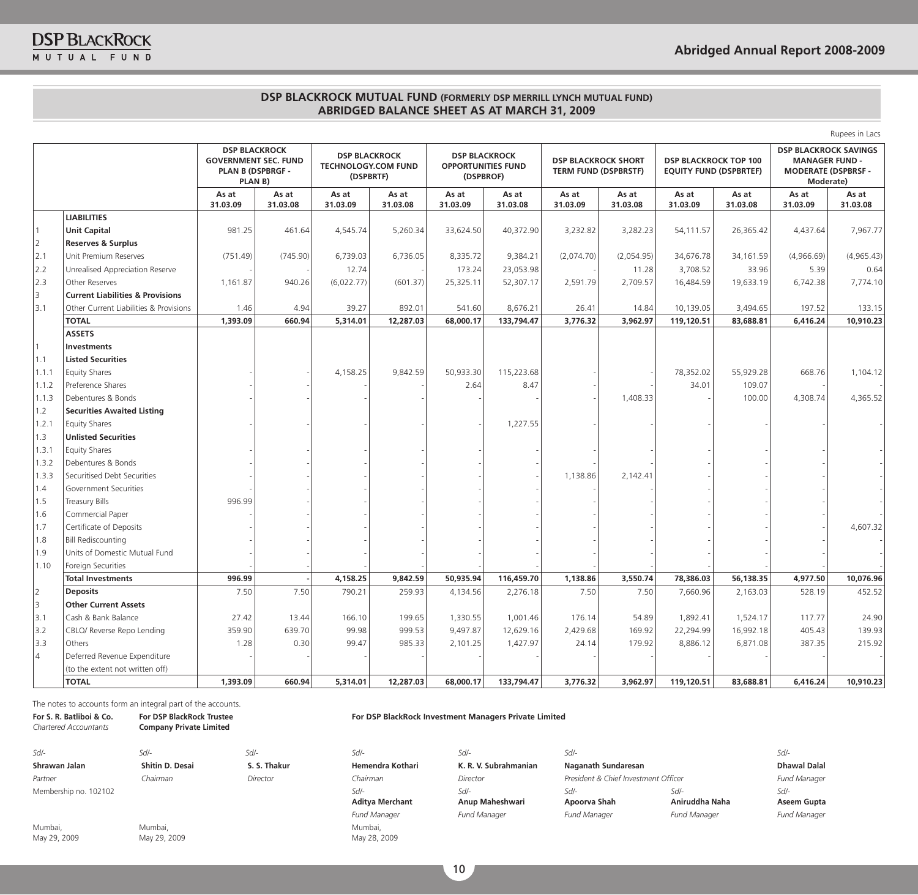## DSP BLACKROCK MUTUAL FUND (FORMERLY DSP MERRILL LYNCH MUTUAL FUND)
## ABRIDGED BALANCE SHEET AS AT MARCH 31, 2009

Rupees in Lacs

| | | DSP BLACKROCK GOVERNMENT SEC. FUND PLAN B (DSPBRGF - PLAN B) | | DSP BLACKROCK TECHNOLOGY.COM FUND (DSPBRTF) | | DSP BLACKROCK OPPORTUNITIES FUND (DSPBROF) | | DSP BLACKROCK SHORT TERM FUND (DSPBRSTF) | | DSP BLACKROCK TOP 100 EQUITY FUND (DSPBRTEF) | | DSP BLACKROCK SAVINGS MANAGER FUND - MODERATE (DSPBRSF - Moderate) | |
|---|---|---|---|---|---|---|---|---|---|---|---|---|---|
| | | As at 31.03.09 | As at 31.03.08 | As at 31.03.09 | As at 31.03.08 | As at 31.03.09 | As at 31.03.08 | As at 31.03.09 | As at 31.03.08 | As at 31.03.09 | As at 31.03.08 | As at 31.03.09 | As at 31.03.08 |
| | **LIABILITIES** | | | | | | | | | | | | |
| 1 | **Unit Capital** | 981.25 | 461.64 | 4,545.74 | 5,260.34 | 33,624.50 | 40,372.90 | 3,232.82 | 3,282.23 | 54,111.57 | 26,365.42 | 4,437.64 | 7,967.77 |
| 2 | **Reserves & Surplus** | | | | | | | | | | | | |
| 2.1 | Unit Premium Reserves | (751.49) | (745.90) | 6,739.03 | 6,736.05 | 8,335.72 | 9,384.21 | (2,074.70) | (2,054.95) | 34,676.78 | 34,161.59 | (4,966.69) | (4,965.43) |
| 2.2 | Unrealised Appreciation Reserve | - | - | 12.74 | - | 173.24 | 23,053.98 | - | 11.28 | 3,708.52 | 33.96 | 5.39 | 0.64 |
| 2.3 | Other Reserves | 1,161.87 | 940.26 | (6,022.77) | (601.37) | 25,325.11 | 52,307.17 | 2,591.79 | 2,709.57 | 16,484.59 | 19,633.19 | 6,742.38 | 7,774.10 |
| 3 | **Current Liabilities & Provisions** | | | | | | | | | | | | |
| 3.1 | Other Current Liabilities & Provisions | 1.46 | 4.94 | 39.27 | 892.01 | 541.60 | 8,676.21 | 26.41 | 14.84 | 10,139.05 | 3,494.65 | 197.52 | 133.15 |
| | **TOTAL** | **1,393.09** | **660.94** | **5,314.01** | **12,287.03** | **68,000.17** | **133,794.47** | **3,776.32** | **3,962.97** | **119,120.51** | **83,688.81** | **6,416.24** | **10,910.23** |
| | **ASSETS** | | | | | | | | | | | | |
| 1 | **Investments** | | | | | | | | | | | | |
| 1.1 | **Listed Securities** | | | | | | | | | | | | |
| 1.1.1 | Equity Shares | - | - | 4,158.25 | 9,842.59 | 50,933.30 | 115,223.68 | - | - | 78,352.02 | 55,929.28 | 668.76 | 1,104.12 |
| 1.1.2 | Preference Shares | - | - | - | - | 2.64 | 8.47 | - | - | 34.01 | 109.07 | - | - |
| 1.1.3 | Debentures & Bonds | - | - | - | - | - | - | - | 1,408.33 | - | 100.00 | 4,308.74 | 4,365.52 |
| 1.2 | **Securities Awaited Listing** | | | | | | | | | | | | |
| 1.2.1 | Equity Shares | - | - | - | - | - | 1,227.55 | - | - | - | - | - | - |
| 1.3 | **Unlisted Securities** | | | | | | | | | | | | |
| 1.3.1 | Equity Shares | - | - | - | - | - | - | - | - | - | - | - | - |
| 1.3.2 | Debentures & Bonds | - | - | - | - | - | - | - | - | - | - | - | - |
| 1.3.3 | Securitised Debt Securities | - | - | - | - | - | - | 1,138.86 | 2,142.41 | - | - | - | - |
| 1.4 | Government Securities | - | - | - | - | - | - | - | - | - | - | - | - |
| 1.5 | Treasury Bills | 996.99 | - | - | - | - | - | - | - | - | - | - | - |
| 1.6 | Commercial Paper | - | - | - | - | - | - | - | - | - | - | - | - |
| 1.7 | Certificate of Deposits | - | - | - | - | - | - | - | - | - | - | - | 4,607.32 |
| 1.8 | Bill Rediscounting | - | - | - | - | - | - | - | - | - | - | - | - |
| 1.9 | Units of Domestic Mutual Fund | - | - | - | - | - | - | - | - | - | - | - | - |
| 1.10 | Foreign Securities | - | - | - | - | - | - | - | - | - | - | - | - |
| | **Total Investments** | **996.99** | **-** | **4,158.25** | **9,842.59** | **50,935.94** | **116,459.70** | **1,138.86** | **3,550.74** | **78,386.03** | **56,138.35** | **4,977.50** | **10,076.96** |
| 2 | **Deposits** | 7.50 | 7.50 | 790.21 | 259.93 | 4,134.56 | 2,276.18 | 7.50 | 7.50 | 7,660.96 | 2,163.03 | 528.19 | 452.52 |
| 3 | **Other Current Assets** | | | | | | | | | | | | |
| 3.1 | Cash & Bank Balance | 27.42 | 13.44 | 166.10 | 199.65 | 1,330.55 | 1,001.46 | 176.14 | 54.89 | 1,892.41 | 1,524.17 | 117.77 | 24.90 |
| 3.2 | CBLO/ Reverse Repo Lending | 359.90 | 639.70 | 99.98 | 999.53 | 9,497.87 | 12,629.16 | 2,429.68 | 169.92 | 22,294.99 | 16,992.18 | 405.43 | 139.93 |
| 3.3 | Others | 1.28 | 0.30 | 99.47 | 985.33 | 2,101.25 | 1,427.97 | 24.14 | 179.92 | 8,886.12 | 6,871.08 | 387.35 | 215.92 |
| 4 | Deferred Revenue Expenditure (to the extent not written off) | - | - | - | - | - | - | - | - | - | - | - | - |
| | **TOTAL** | **1,393.09** | **660.94** | **5,314.01** | **12,287.03** | **68,000.17** | **133,794.47** | **3,776.32** | **3,962.97** | **119,120.51** | **83,688.81** | **6,416.24** | **10,910.23** |

The notes to accounts form an integral part of the accounts.

**For S. R. Batliboi & Co.**
*Chartered Accountants*

Sd/-
**Shrawan Jalan**
*Partner*
Membership no. 102102

Mumbai,
May 29, 2009

**For DSP BlackRock Trustee Company Private Limited**

Sd/-
**Shitin D. Desai**
*Chairman*

Sd/-
**S. S. Thakur**
*Director*

Mumbai,
May 29, 2009

**For DSP BlackRock Investment Managers Private Limited**

Sd/-
**Hemendra Kothari**
*Chairman*

Sd/-
**K. R. V. Subrahmanian**
*Director*

Sd/-
**Naganath Sundaresan**
*President & Chief Investment Officer*

Sd/-
**Dhawal Dalal**
*Fund Manager*

Sd/-
**Aditya Merchant**
*Fund Manager*

Sd/-
**Anup Maheshwari**
*Fund Manager*

Sd/-
**Apoorva Shah**
*Fund Manager*

Sd/-
**Aniruddha Naha**
*Fund Manager*

Sd/-
**Aseem Gupta**
*Fund Manager*

Mumbai,
May 28, 2009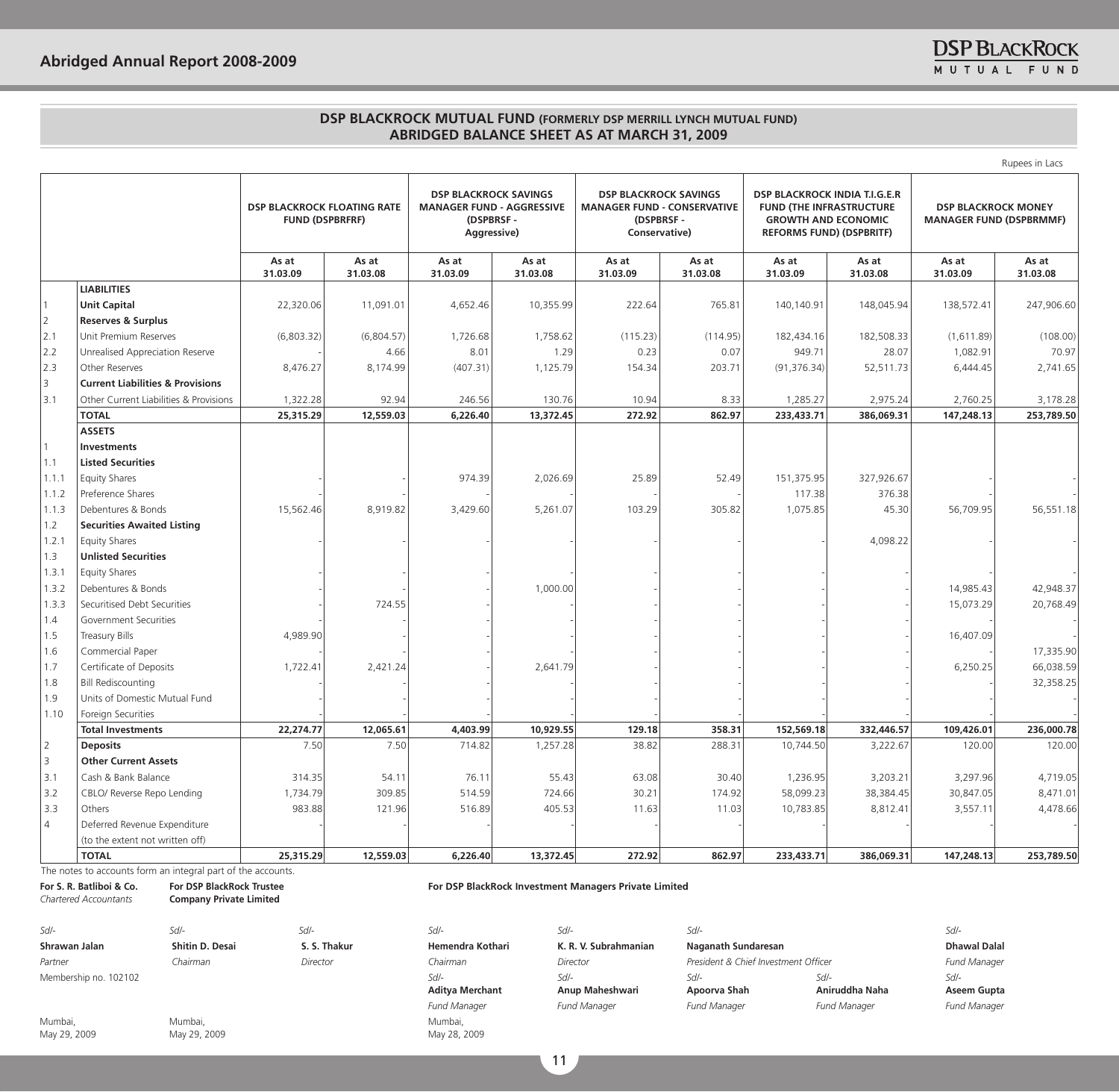## DSP BLACKROCK MUTUAL FUND (FORMERLY DSP MERRILL LYNCH MUTUAL FUND)
## ABRIDGED BALANCE SHEET AS AT MARCH 31, 2009

Rupees in Lacs

| | | DSP BLACKROCK FLOATING RATE FUND (DSPBRFRF) | | DSP BLACKROCK SAVINGS MANAGER FUND - AGGRESSIVE (DSPBRSF - Aggressive) | | DSP BLACKROCK SAVINGS MANAGER FUND - CONSERVATIVE (DSPBRSF - Conservative) | | DSP BLACKROCK INDIA T.I.G.E.R FUND (THE INFRASTRUCTURE GROWTH AND ECONOMIC REFORMS FUND) (DSPBRITF) | | DSP BLACKROCK MONEY MANAGER FUND (DSPBRMMF) | |
|---|---|---|---|---|---|---|---|---|---|---|---|
| | | As at 31.03.09 | As at 31.03.08 | As at 31.03.09 | As at 31.03.08 | As at 31.03.09 | As at 31.03.08 | As at 31.03.09 | As at 31.03.08 | As at 31.03.09 | As at 31.03.08 |
| | **LIABILITIES** | | | | | | | | | | |
| 1 | **Unit Capital** | 22,320.06 | 11,091.01 | 4,652.46 | 10,355.99 | 222.64 | 765.81 | 140,140.91 | 148,045.94 | 138,572.41 | 247,906.60 |
| 2 | **Reserves & Surplus** | | | | | | | | | | |
| 2.1 | Unit Premium Reserves | (6,803.32) | (6,804.57) | 1,726.68 | 1,758.62 | (115.23) | (114.95) | 182,434.16 | 182,508.33 | (1,611.89) | (108.00) |
| 2.2 | Unrealised Appreciation Reserve | - | 4.66 | 8.01 | 1.29 | 0.23 | 0.07 | 949.71 | 28.07 | 1,082.91 | 70.97 |
| 2.3 | Other Reserves | 8,476.27 | 8,174.99 | (407.31) | 1,125.79 | 154.34 | 203.71 | (91,376.34) | 52,511.73 | 6,444.45 | 2,741.65 |
| 3 | **Current Liabilities & Provisions** | | | | | | | | | | |
| 3.1 | Other Current Liabilities & Provisions | 1,322.28 | 92.94 | 246.56 | 130.76 | 10.94 | 8.33 | 1,285.27 | 2,975.24 | 2,760.25 | 3,178.28 |
| | **TOTAL** | **25,315.29** | **12,559.03** | **6,226.40** | **13,372.45** | **272.92** | **862.97** | **233,433.71** | **386,069.31** | **147,248.13** | **253,789.50** |
| | **ASSETS** | | | | | | | | | | |
| 1 | **Investments** | | | | | | | | | | |
| 1.1 | **Listed Securities** | | | | | | | | | | |
| 1.1.1 | Equity Shares | - | - | 974.39 | 2,026.69 | 25.89 | 52.49 | 151,375.95 | 327,926.67 | - | - |
| 1.1.2 | Preference Shares | - | - | - | - | - | - | 117.38 | 376.38 | - | - |
| 1.1.3 | Debentures & Bonds | 15,562.46 | 8,919.82 | 3,429.60 | 5,261.07 | 103.29 | 305.82 | 1,075.85 | 45.30 | 56,709.95 | 56,551.18 |
| 1.2 | **Securities Awaited Listing** | | | | | | | | | | |
| 1.2.1 | Equity Shares | - | - | - | - | - | - | - | 4,098.22 | - | - |
| 1.3 | **Unlisted Securities** | | | | | | | | | | |
| 1.3.1 | Equity Shares | - | - | - | - | - | - | - | - | - | - |
| 1.3.2 | Debentures & Bonds | - | - | - | 1,000.00 | - | - | - | - | 14,985.43 | 42,948.37 |
| 1.3.3 | Securitised Debt Securities | - | 724.55 | - | - | - | - | - | - | 15,073.29 | 20,768.49 |
| 1.4 | Government Securities | - | - | - | - | - | - | - | - | - | - |
| 1.5 | Treasury Bills | 4,989.90 | - | - | - | - | - | - | - | 16,407.09 | - |
| 1.6 | Commercial Paper | - | - | - | - | - | - | - | - | - | 17,335.90 |
| 1.7 | Certificate of Deposits | 1,722.41 | 2,421.24 | - | 2,641.79 | - | - | - | - | 6,250.25 | 66,038.59 |
| 1.8 | Bill Rediscounting | - | - | - | - | - | - | - | - | - | 32,358.25 |
| 1.9 | Units of Domestic Mutual Fund | - | - | - | - | - | - | - | - | - | - |
| 1.10 | Foreign Securities | - | - | - | - | - | - | - | - | - | - |
| | **Total Investments** | **22,274.77** | **12,065.61** | **4,403.99** | **10,929.55** | **129.18** | **358.31** | **152,569.18** | **332,446.57** | **109,426.01** | **236,000.78** |
| 2 | **Deposits** | 7.50 | 7.50 | 714.82 | 1,257.28 | 38.82 | 288.31 | 10,744.50 | 3,222.67 | 120.00 | 120.00 |
| 3 | **Other Current Assets** | | | | | | | | | | |
| 3.1 | Cash & Bank Balance | 314.35 | 54.11 | 76.11 | 55.43 | 63.08 | 30.40 | 1,236.95 | 3,203.21 | 3,297.96 | 4,719.05 |
| 3.2 | CBLO/ Reverse Repo Lending | 1,734.79 | 309.85 | 514.59 | 724.66 | 30.21 | 174.92 | 58,099.23 | 38,384.45 | 30,847.05 | 8,471.01 |
| 3.3 | Others | 983.88 | 121.96 | 516.89 | 405.53 | 11.63 | 11.03 | 10,783.85 | 8,812.41 | 3,557.11 | 4,478.66 |
| 4 | Deferred Revenue Expenditure (to the extent not written off) | - | - | - | - | - | - | - | - | - | - |
| | **TOTAL** | **25,315.29** | **12,559.03** | **6,226.40** | **13,372.45** | **272.92** | **862.97** | **233,433.71** | **386,069.31** | **147,248.13** | **253,789.50** |

The notes to accounts form an integral part of the accounts.

**For S. R. Batliboi & Co.**
*Chartered Accountants*

Sd/-
**Shrawan Jalan**
*Partner*
Membership no. 102102

Mumbai,
May 29, 2009

**For DSP BlackRock Trustee Company Private Limited**

Sd/-
**Shitin D. Desai**
*Chairman*

Sd/-
**S. S. Thakur**
*Director*

Mumbai,
May 29, 2009

**For DSP BlackRock Investment Managers Private Limited**

Sd/-
**Hemendra Kothari**
*Chairman*

Sd/-
**K. R. V. Subrahmanian**
*Director*

Sd/-
**Naganath Sundaresan**
*President & Chief Investment Officer*

Sd/-
**Dhawal Dalal**
*Fund Manager*

Sd/-
**Aditya Merchant**
*Fund Manager*

Sd/-
**Anup Maheshwari**
*Fund Manager*

Sd/-
**Apoorva Shah**
*Fund Manager*

Sd/-
**Aniruddha Naha**
*Fund Manager*

Sd/-
**Aseem Gupta**
*Fund Manager*

Mumbai,
May 28, 2009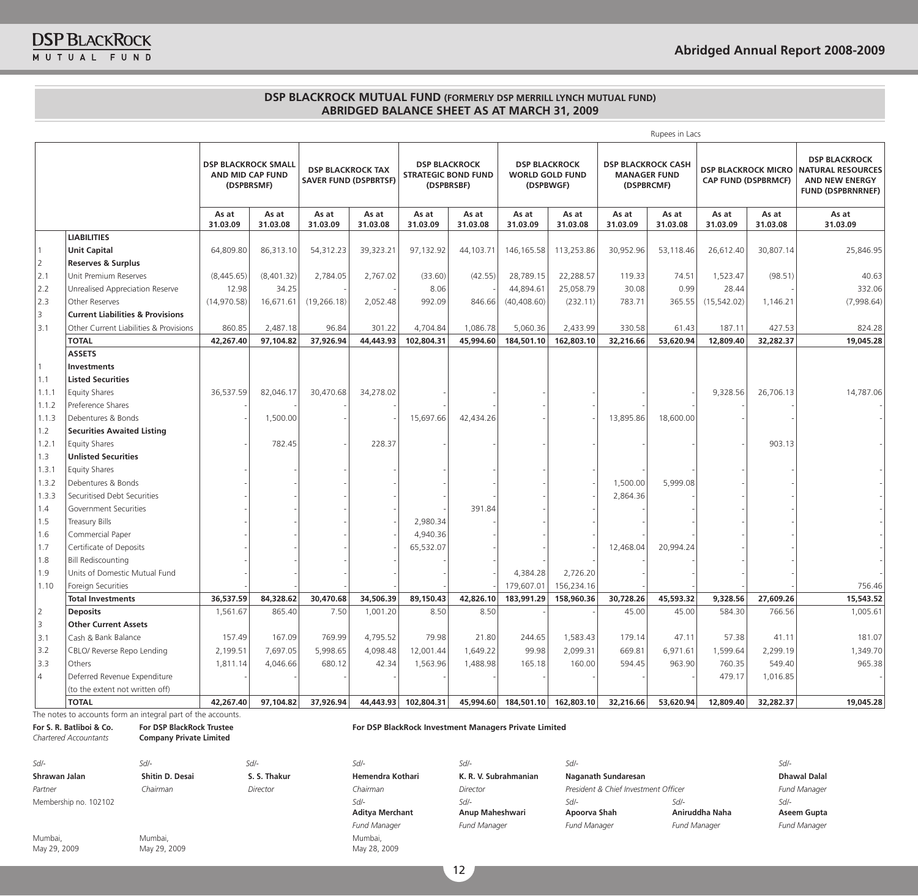# DSP BLACKROCK MUTUAL FUND (FORMERLY DSP MERRILL LYNCH MUTUAL FUND)
## ABRIDGED BALANCE SHEET AS AT MARCH 31, 2009

Rupees in Lacs

| | | DSP BLACKROCK SMALL AND MID CAP FUND (DSPBRSMF) | | DSP BLACKROCK TAX SAVER FUND (DSPBRTSF) | | DSP BLACKROCK STRATEGIC BOND FUND (DSPBRSBF) | | DSP BLACKROCK WORLD GOLD FUND (DSPBWGF) | | DSP BLACKROCK CASH MANAGER FUND (DSPBRCMF) | | DSP BLACKROCK MICRO CAP FUND (DSPBRMCF) | | DSP BLACKROCK NATURAL RESOURCES AND NEW ENERGY FUND (DSPBRNRNEF) |
|---|---|---|---|---|---|---|---|---|---|---|---|---|---|---|
| | | As at 31.03.09 | As at 31.03.08 | As at 31.03.09 | As at 31.03.08 | As at 31.03.09 | As at 31.03.08 | As at 31.03.09 | As at 31.03.08 | As at 31.03.09 | As at 31.03.08 | As at 31.03.09 | As at 31.03.08 | As at 31.03.09 |
| | **LIABILITIES** | | | | | | | | | | | | | |
| 1 | **Unit Capital** | 64,809.80 | 86,313.10 | 54,312.23 | 39,323.21 | 97,132.92 | 44,103.71 | 146,165.58 | 113,253.86 | 30,952.96 | 53,118.46 | 26,612.40 | 30,807.14 | 25,846.95 |
| 2 | **Reserves & Surplus** | | | | | | | | | | | | | |
| 2.1 | Unit Premium Reserves | (8,445.65) | (8,401.32) | 2,784.05 | 2,767.02 | (33.60) | (42.55) | 28,789.15 | 22,288.57 | 119.33 | 74.51 | 1,523.47 | (98.51) | 40.63 |
| 2.2 | Unrealised Appreciation Reserve | 12.98 | 34.25 | - | - | 8.06 | - | 44,894.61 | 25,058.79 | 30.08 | 0.99 | 28.44 | - | 332.06 |
| 2.3 | Other Reserves | (14,970.58) | 16,671.61 | (19,266.18) | 2,052.48 | 992.09 | 846.66 | (40,408.60) | (232.11) | 783.71 | 365.55 | (15,542.02) | 1,146.21 | (7,998.64) |
| 3 | **Current Liabilities & Provisions** | | | | | | | | | | | | | |
| 3.1 | Other Current Liabilities & Provisions | 860.85 | 2,487.18 | 96.84 | 301.22 | 4,704.84 | 1,086.78 | 5,060.36 | 2,433.99 | 330.58 | 61.43 | 187.11 | 427.53 | 824.28 |
| | **TOTAL** | **42,267.40** | **97,104.82** | **37,926.94** | **44,443.93** | **102,804.31** | **45,994.60** | **184,501.10** | **162,803.10** | **32,216.66** | **53,620.94** | **12,809.40** | **32,282.37** | **19,045.28** |
| | **ASSETS** | | | | | | | | | | | | | |
| 1 | **Investments** | | | | | | | | | | | | | |
| 1.1 | **Listed Securities** | | | | | | | | | | | | | |
| 1.1.1 | Equity Shares | 36,537.59 | 82,046.17 | 30,470.68 | 34,278.02 | - | - | - | - | - | - | 9,328.56 | 26,706.13 | 14,787.06 |
| 1.1.2 | Preference Shares | - | - | - | - | - | - | - | - | - | - | - | - | - |
| 1.1.3 | Debentures & Bonds | - | 1,500.00 | - | - | 15,697.66 | 42,434.26 | - | - | 13,895.86 | 18,600.00 | - | - | - |
| 1.2 | **Securities Awaited Listing** | | | | | | | | | | | | | |
| 1.2.1 | Equity Shares | - | 782.45 | - | 228.37 | - | - | - | - | - | - | - | 903.13 | - |
| 1.3 | **Unlisted Securities** | | | | | | | | | | | | | |
| 1.3.1 | Equity Shares | - | - | - | - | - | - | - | - | - | - | - | - | - |
| 1.3.2 | Debentures & Bonds | - | - | - | - | - | - | - | - | 1,500.00 | 5,999.08 | - | - | - |
| 1.3.3 | Securitised Debt Securities | - | - | - | - | - | - | - | - | 2,864.36 | - | - | - | - |
| 1.4 | Government Securities | - | - | - | - | - | 391.84 | - | - | - | - | - | - | - |
| 1.5 | Treasury Bills | - | - | - | - | 2,980.34 | - | - | - | - | - | - | - | - |
| 1.6 | Commercial Paper | - | - | - | - | 4,940.36 | - | - | - | - | - | - | - | - |
| 1.7 | Certificate of Deposits | - | - | - | - | 65,532.07 | - | - | - | 12,468.04 | 20,994.24 | - | - | - |
| 1.8 | Bill Rediscounting | - | - | - | - | - | - | - | - | - | - | - | - | - |
| 1.9 | Units of Domestic Mutual Fund | - | - | - | - | - | - | 4,384.28 | 2,726.20 | - | - | - | - | - |
| 1.10 | Foreign Securities | - | - | - | - | - | - | 179,607.01 | 156,234.16 | - | - | - | - | 756.46 |
| | **Total Investments** | **36,537.59** | **84,328.62** | **30,470.68** | **34,506.39** | **89,150.43** | **42,826.10** | **183,991.29** | **158,960.36** | **30,728.26** | **45,593.32** | **9,328.56** | **27,609.26** | **15,543.52** |
| 2 | **Deposits** | 1,561.67 | 865.40 | 7.50 | 1,001.20 | 8.50 | 8.50 | - | - | 45.00 | 45.00 | 584.30 | 766.56 | 1,005.61 |
| 3 | **Other Current Assets** | | | | | | | | | | | | | |
| 3.1 | Cash & Bank Balance | 157.49 | 167.09 | 769.99 | 4,795.52 | 79.98 | 21.80 | 244.65 | 1,583.43 | 179.14 | 47.11 | 57.38 | 41.11 | 181.07 |
| 3.2 | CBLO/ Reverse Repo Lending | 2,199.51 | 7,697.05 | 5,998.65 | 4,098.48 | 12,001.44 | 1,649.22 | 99.98 | 2,099.31 | 669.81 | 6,971.61 | 1,599.64 | 2,299.19 | 1,349.70 |
| 3.3 | Others | 1,811.14 | 4,046.66 | 680.12 | 42.34 | 1,563.96 | 1,488.98 | 165.18 | 160.00 | 594.45 | 963.90 | 760.35 | 549.40 | 965.38 |
| 4 | Deferred Revenue Expenditure (to the extent not written off) | - | - | - | - | - | - | - | - | - | - | 479.17 | 1,016.85 | - |
| | **TOTAL** | **42,267.40** | **97,104.82** | **37,926.94** | **44,443.93** | **102,804.31** | **45,994.60** | **184,501.10** | **162,803.10** | **32,216.66** | **53,620.94** | **12,809.40** | **32,282.37** | **19,045.28** |

The notes to accounts form an integral part of the accounts.

**For S. R. Batliboi & Co.**
*Chartered Accountants*

Sd/-
**Shrawan Jalan**
*Partner*
Membership no. 102102

Mumbai,
May 29, 2009

**For DSP BlackRock Trustee Company Private Limited**

Sd/-
**Shitin D. Desai**
*Chairman*

Sd/-
**S. S. Thakur**
*Director*

Mumbai,
May 29, 2009

**For DSP BlackRock Investment Managers Private Limited**

Sd/-
**Hemendra Kothari**
*Chairman*

Sd/-
**K. R. V. Subrahmanian**
*Director*

Sd/-
**Naganath Sundaresan**
*President & Chief Investment Officer*

Sd/-
**Dhawal Dalal**
*Fund Manager*

Sd/-
**Aditya Merchant**
*Fund Manager*

Sd/-
**Anup Maheshwari**
*Fund Manager*

Sd/-
**Apoorva Shah**
*Fund Manager*

Sd/-
**Aniruddha Naha**
*Fund Manager*

Sd/-
**Aseem Gupta**
*Fund Manager*

Mumbai,
May 28, 2009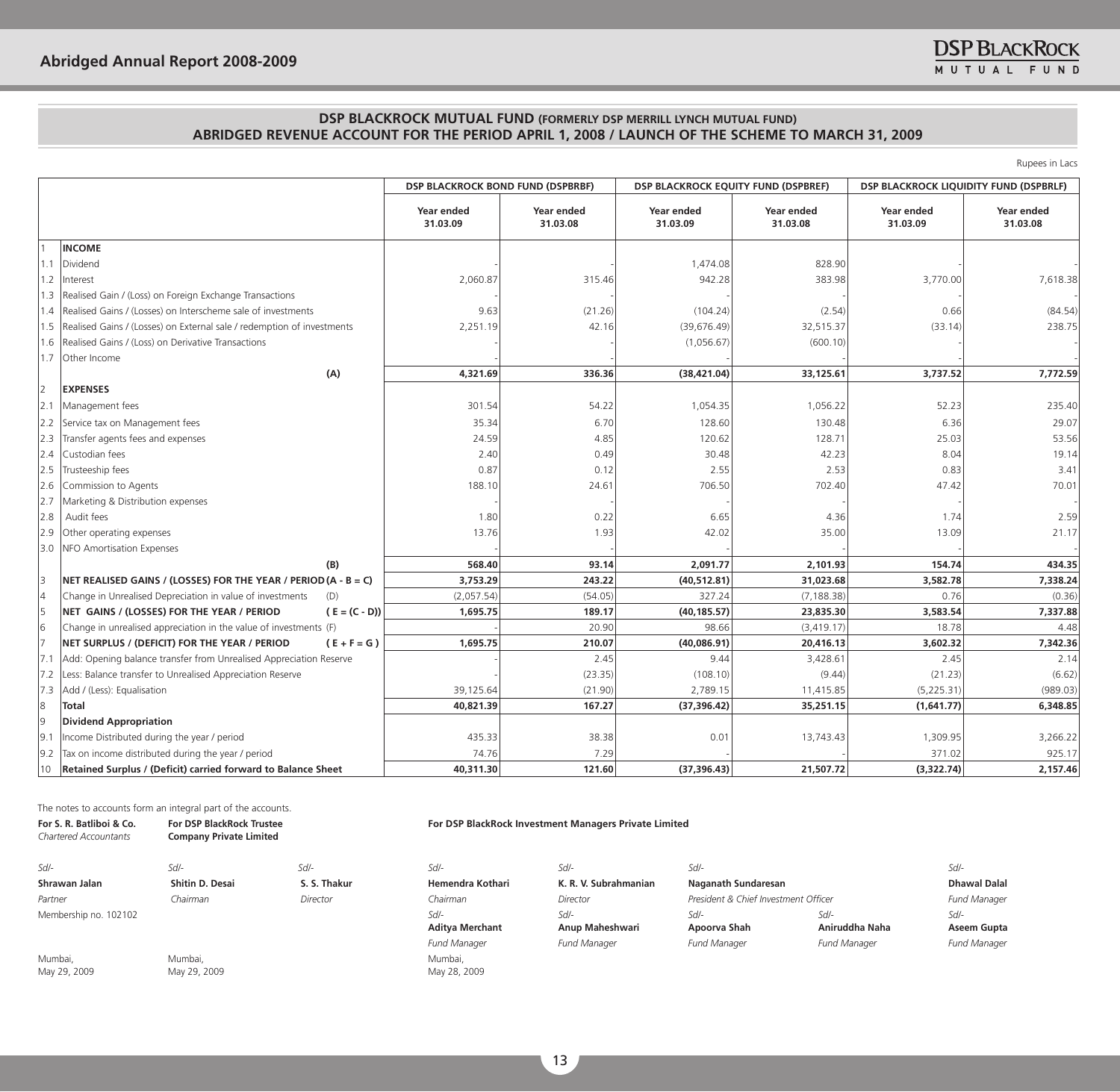## DSP BLACKROCK MUTUAL FUND (FORMERLY DSP MERRILL LYNCH MUTUAL FUND)
## ABRIDGED REVENUE ACCOUNT FOR THE PERIOD APRIL 1, 2008 / LAUNCH OF THE SCHEME TO MARCH 31, 2009

Rupees in Lacs

| | | DSP BLACKROCK BOND FUND (DSPBRBF) | | DSP BLACKROCK EQUITY FUND (DSPBREF) | | DSP BLACKROCK LIQUIDITY FUND (DSPBRLF) | |
|---|---|---|---|---|---|---|---|
| | | Year ended 31.03.09 | Year ended 31.03.08 | Year ended 31.03.09 | Year ended 31.03.08 | Year ended 31.03.09 | Year ended 31.03.08 |
| 1 | **INCOME** | | | | | | |
| 1.1 | Dividend | - | - | 1,474.08 | 828.90 | - | - |
| 1.2 | Interest | 2,060.87 | 315.46 | 942.28 | 383.98 | 3,770.00 | 7,618.38 |
| 1.3 | Realised Gain / (Loss) on Foreign Exchange Transactions | - | - | - | - | - | - |
| 1.4 | Realised Gains / (Losses) on Interscheme sale of investments | 9.63 | (21.26) | (104.24) | (2.54) | 0.66 | (84.54) |
| 1.5 | Realised Gains / (Losses) on External sale / redemption of investments | 2,251.19 | 42.16 | (39,676.49) | 32,515.37 | (33.14) | 238.75 |
| 1.6 | Realised Gains / (Loss) on Derivative Transactions | - | - | (1,056.67) | (600.10) | - | - |
| 1.7 | Other Income | - | - | - | - | - | - |
| | **(A)** | **4,321.69** | **336.36** | **(38,421.04)** | **33,125.61** | **3,737.52** | **7,772.59** |
| 2 | **EXPENSES** | | | | | | |
| 2.1 | Management fees | 301.54 | 54.22 | 1,054.35 | 1,056.22 | 52.23 | 235.40 |
| 2.2 | Service tax on Management fees | 35.34 | 6.70 | 128.60 | 130.48 | 6.36 | 29.07 |
| 2.3 | Transfer agents fees and expenses | 24.59 | 4.85 | 120.62 | 128.71 | 25.03 | 53.56 |
| 2.4 | Custodian fees | 2.40 | 0.49 | 30.48 | 42.23 | 8.04 | 19.14 |
| 2.5 | Trusteeship fees | 0.87 | 0.12 | 2.55 | 2.53 | 0.83 | 3.41 |
| 2.6 | Commission to Agents | 188.10 | 24.61 | 706.50 | 702.40 | 47.42 | 70.01 |
| 2.7 | Marketing & Distribution expenses | - | - | - | - | - | - |
| 2.8 | Audit fees | 1.80 | 0.22 | 6.65 | 4.36 | 1.74 | 2.59 |
| 2.9 | Other operating expenses | 13.76 | 1.93 | 42.02 | 35.00 | 13.09 | 21.17 |
| 3.0 | NFO Amortisation Expenses | - | - | - | - | - | - |
| | **(B)** | **568.40** | **93.14** | **2,091.77** | **2,101.93** | **154.74** | **434.35** |
| 3 | **NET REALISED GAINS / (LOSSES) FOR THE YEAR / PERIOD (A - B = C)** | **3,753.29** | **243.22** | **(40,512.81)** | **31,023.68** | **3,582.78** | **7,338.24** |
| 4 | Change in Unrealised Depreciation in value of investments (D) | (2,057.54) | (54.05) | 327.24 | (7,188.38) | 0.76 | (0.36) |
| 5 | **NET GAINS / (LOSSES) FOR THE YEAR / PERIOD ( E = (C - D))** | **1,695.75** | **189.17** | **(40,185.57)** | **23,835.30** | **3,583.54** | **7,337.88** |
| 6 | Change in unrealised appreciation in the value of investments (F) | - | 20.90 | 98.66 | (3,419.17) | 18.78 | 4.48 |
| 7 | **NET SURPLUS / (DEFICIT) FOR THE YEAR / PERIOD ( E + F = G )** | **1,695.75** | **210.07** | **(40,086.91)** | **20,416.13** | **3,602.32** | **7,342.36** |
| 7.1 | Add: Opening balance transfer from Unrealised Appreciation Reserve | - | 2.45 | 9.44 | 3,428.61 | 2.45 | 2.14 |
| 7.2 | Less: Balance transfer to Unrealised Appreciation Reserve | - | (23.35) | (108.10) | (9.44) | (21.23) | (6.62) |
| 7.3 | Add / (Less): Equalisation | 39,125.64 | (21.90) | 2,789.15 | 11,415.85 | (5,225.31) | (989.03) |
| 8 | **Total** | **40,821.39** | **167.27** | **(37,396.42)** | **35,251.15** | **(1,641.77)** | **6,348.85** |
| 9 | **Dividend Appropriation** | | | | | | |
| 9.1 | Income Distributed during the year / period | 435.33 | 38.38 | 0.01 | 13,743.43 | 1,309.95 | 3,266.22 |
| 9.2 | Tax on income distributed during the year / period | 74.76 | 7.29 | - | - | 371.02 | 925.17 |
| 10 | **Retained Surplus / (Deficit) carried forward to Balance Sheet** | **40,311.30** | **121.60** | **(37,396.43)** | **21,507.72** | **(3,322.74)** | **2,157.46** |

The notes to accounts form an integral part of the accounts.

**For S. R. Batliboi & Co.**
*Chartered Accountants*

Sd/-
**Shrawan Jalan**
*Partner*
Membership no. 102102

Mumbai,
May 29, 2009

**For DSP BlackRock Trustee Company Private Limited**

Sd/-
**Shitin D. Desai**
*Chairman*

Sd/-
**S. S. Thakur**
*Director*

Mumbai,
May 29, 2009

**For DSP BlackRock Investment Managers Private Limited**

Sd/-
**Hemendra Kothari**
*Chairman*

Sd/-
**K. R. V. Subrahmanian**
*Director*

Sd/-
**Naganath Sundaresan**
*President & Chief Investment Officer*

Sd/-
**Dhawal Dalal**
*Fund Manager*

Sd/-
**Aditya Merchant**
*Fund Manager*

Sd/-
**Anup Maheshwari**
*Fund Manager*

Sd/-
**Apoorva Shah**
*Fund Manager*

Sd/-
**Aniruddha Naha**
*Fund Manager*

Sd/-
**Aseem Gupta**
*Fund Manager*

Mumbai,
May 28, 2009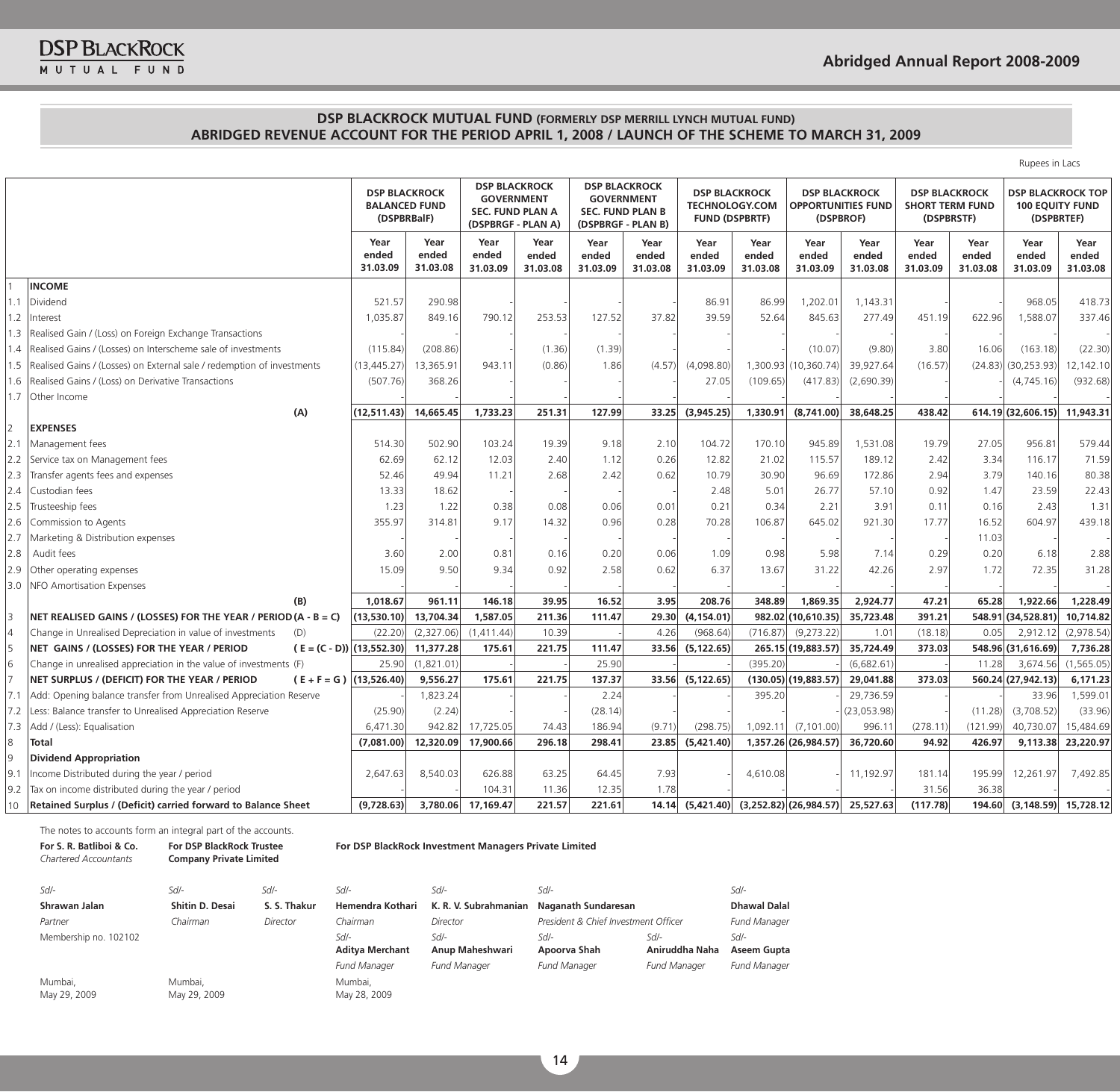## DSP BLACKROCK MUTUAL FUND (FORMERLY DSP MERRILL LYNCH MUTUAL FUND)

## ABRIDGED REVENUE ACCOUNT FOR THE PERIOD APRIL 1, 2008 / LAUNCH OF THE SCHEME TO MARCH 31, 2009

Rupees in Lacs

| | | DSP BLACKROCK BALANCED FUND (DSPBRBalF) | | DSP BLACKROCK GOVERNMENT SEC. FUND PLAN A (DSPBRGF - PLAN A) | | DSP BLACKROCK GOVERNMENT SEC. FUND PLAN B (DSPBRGF - PLAN B) | | DSP BLACKROCK TECHNOLOGY.COM FUND (DSPBRTF) | | DSP BLACKROCK OPPORTUNITIES FUND (DSPBROF) | | DSP BLACKROCK SHORT TERM FUND (DSPBRSTF) | | DSP BLACKROCK TOP 100 EQUITY FUND (DSPBRTEF) | |
|---|---|---|---|---|---|---|---|---|---|---|---|---|---|---|---|
| | | Year ended 31.03.09 | Year ended 31.03.08 | Year ended 31.03.09 | Year ended 31.03.08 | Year ended 31.03.09 | Year ended 31.03.08 | Year ended 31.03.09 | Year ended 31.03.08 | Year ended 31.03.09 | Year ended 31.03.08 | Year ended 31.03.09 | Year ended 31.03.08 | Year ended 31.03.09 | Year ended 31.03.08 |
| 1 | **INCOME** | | | | | | | | | | | | | | |
| 1.1 | Dividend | 521.57 | 290.98 | - | - | - | - | 86.91 | 86.99 | 1,202.01 | 1,143.31 | - | - | 968.05 | 418.73 |
| 1.2 | Interest | 1,035.87 | 849.16 | 790.12 | 253.53 | 127.52 | 37.82 | 39.59 | 52.64 | 845.63 | 277.49 | 451.19 | 622.96 | 1,588.07 | 337.46 |
| 1.3 | Realised Gain / (Loss) on Foreign Exchange Transactions | - | - | - | - | - | - | - | - | - | - | - | - | - | - |
| 1.4 | Realised Gains / (Losses) on Interscheme sale of investments | (115.84) | (208.86) | - | (1.36) | (1.39) | - | - | - | (10.07) | (9.80) | 3.80 | 16.06 | (163.18) | (22.30) |
| 1.5 | Realised Gains / (Losses) on External sale / redemption of investments | (13,445.27) | 13,365.91 | 943.11 | (0.86) | 1.86 | (4.57) | (4,098.80) | 1,300.93 | (10,360.74) | 39,927.64 | (16.57) | (24.83) | (30,253.93) | 12,142.10 |
| 1.6 | Realised Gains / (Loss) on Derivative Transactions | (507.76) | 368.26 | - | - | - | - | 27.05 | (109.65) | (417.83) | (2,690.39) | - | - | (4,745.16) | (932.68) |
| 1.7 | Other Income | - | - | - | - | - | - | - | - | - | - | - | - | - | - |
| | (A) | **(12,511.43)** | **14,665.45** | **1,733.23** | **251.31** | **127.99** | **33.25** | **(3,945.25)** | **1,330.91** | **(8,741.00)** | **38,648.25** | **438.42** | **614.19** | **(32,606.15)** | **11,943.31** |
| 2 | **EXPENSES** | | | | | | | | | | | | | | |
| 2.1 | Management fees | 514.30 | 502.90 | 103.24 | 19.39 | 9.18 | 2.10 | 104.72 | 170.10 | 945.89 | 1,531.08 | 19.79 | 27.05 | 956.81 | 579.44 |
| 2.2 | Service tax on Management fees | 62.69 | 62.12 | 12.03 | 2.40 | 1.12 | 0.26 | 12.82 | 21.02 | 115.57 | 189.12 | 2.42 | 3.34 | 116.17 | 71.59 |
| 2.3 | Transfer agents fees and expenses | 52.46 | 49.94 | 11.21 | 2.68 | 2.42 | 0.62 | 10.79 | 30.90 | 96.69 | 172.86 | 2.94 | 3.79 | 140.16 | 80.38 |
| 2.4 | Custodian fees | 13.33 | 18.62 | - | - | - | - | 2.48 | 5.01 | 26.77 | 57.10 | 0.92 | 1.47 | 23.59 | 22.43 |
| 2.5 | Trusteeship fees | 1.23 | 1.22 | 0.38 | 0.08 | 0.06 | 0.01 | 0.21 | 0.34 | 2.21 | 3.91 | 0.11 | 0.16 | 2.43 | 1.31 |
| 2.6 | Commission to Agents | 355.97 | 314.81 | 9.17 | 14.32 | 0.96 | 0.28 | 70.28 | 106.87 | 645.02 | 921.30 | 17.77 | 16.52 | 604.97 | 439.18 |
| 2.7 | Marketing & Distribution expenses | - | - | - | - | - | - | - | - | - | - | - | 11.03 | - | - |
| 2.8 | Audit fees | 3.60 | 2.00 | 0.81 | 0.16 | 0.20 | 0.06 | 1.09 | 0.98 | 5.98 | 7.14 | 0.29 | 0.20 | 6.18 | 2.88 |
| 2.9 | Other operating expenses | 15.09 | 9.50 | 9.34 | 0.92 | 2.58 | 0.62 | 6.37 | 13.67 | 31.22 | 42.26 | 2.97 | 1.72 | 72.35 | 31.28 |
| 3.0 | NFO Amortisation Expenses | - | - | - | - | - | - | - | - | - | - | - | - | - | - |
| | (B) | **1,018.67** | **961.11** | **146.18** | **39.95** | **16.52** | **3.95** | **208.76** | **348.89** | **1,869.35** | **2,924.77** | **47.21** | **65.28** | **1,922.66** | **1,228.49** |
| 3 | **NET REALISED GAINS / (LOSSES) FOR THE YEAR / PERIOD (A - B = C)** | **(13,530.10)** | **13,704.34** | **1,587.05** | **211.36** | **111.47** | **29.30** | **(4,154.01)** | **982.02** | **(10,610.35)** | **35,723.48** | **391.21** | **548.91** | **(34,528.81)** | **10,714.82** |
| 4 | Change in Unrealised Depreciation in value of investments (D) | (22.20) | (2,327.06) | (1,411.44) | 10.39 | - | 4.26 | (968.64) | (716.87) | (9,273.22) | 1.01 | (18.18) | 0.05 | 2,912.12 | (2,978.54) |
| 5 | **NET GAINS / (LOSSES) FOR THE YEAR / PERIOD ( E = (C - D))** | **(13,552.30)** | **11,377.28** | **175.61** | **221.75** | **111.47** | **33.56** | **(5,122.65)** | **265.15** | **(19,883.57)** | **35,724.49** | **373.03** | **548.96** | **(31,616.69)** | **7,736.28** |
| 6 | Change in unrealised appreciation in the value of investments (F) | 25.90 | (1,821.01) | - | - | 25.90 | - | - | (395.20) | - | (6,682.61) | - | 11.28 | 3,674.56 | (1,565.05) |
| 7 | **NET SURPLUS / (DEFICIT) FOR THE YEAR / PERIOD ( E + F = G )** | **(13,526.40)** | **9,556.27** | **175.61** | **221.75** | **137.37** | **33.56** | **(5,122.65)** | **(130.05)** | **(19,883.57)** | **29,041.88** | **373.03** | **560.24** | **(27,942.13)** | **6,171.23** |
| 7.1 | Add: Opening balance transfer from Unrealised Appreciation Reserve | - | 1,823.24 | - | - | 2.24 | - | - | 395.20 | - | 29,736.59 | - | - | 33.96 | 1,599.01 |
| 7.2 | Less: Balance transfer to Unrealised Appreciation Reserve | (25.90) | (2.24) | - | - | (28.14) | - | - | - | - | (23,053.98) | - | (11.28) | (3,708.52) | (33.96) |
| 7.3 | Add / (Less): Equalisation | 6,471.30 | 942.82 | 17,725.05 | 74.43 | 186.94 | (9.71) | (298.75) | 1,092.11 | (7,101.00) | 996.11 | (278.11) | (121.99) | 40,730.07 | 15,484.69 |
| 8 | **Total** | **(7,081.00)** | **12,320.09** | **17,900.66** | **296.18** | **298.41** | **23.85** | **(5,421.40)** | **1,357.26** | **(26,984.57)** | **36,720.60** | **94.92** | **426.97** | **9,113.38** | **23,220.97** |
| 9 | **Dividend Appropriation** | | | | | | | | | | | | | | |
| 9.1 | Income Distributed during the year / period | 2,647.63 | 8,540.03 | 626.88 | 63.25 | 64.45 | 7.93 | - | 4,610.08 | - | 11,192.97 | 181.14 | 195.99 | 12,261.97 | 7,492.85 |
| 9.2 | Tax on income distributed during the year / period | - | - | 104.31 | 11.36 | 12.35 | 1.78 | - | - | - | - | 31.56 | 36.38 | - | - |
| 10 | **Retained Surplus / (Deficit) carried forward to Balance Sheet** | **(9,728.63)** | **3,780.06** | **17,169.47** | **221.57** | **221.61** | **14.14** | **(5,421.40)** | **(3,252.82)** | **(26,984.57)** | **25,527.63** | **(117.78)** | **194.60** | **(3,148.59)** | **15,728.12** |

The notes to accounts form an integral part of the accounts.

**For S. R. Batliboi & Co.**
*Chartered Accountants*

Sd/-
**Shrawan Jalan**
*Partner*
Membership no. 102102

Mumbai,
May 29, 2009

**For DSP BlackRock Trustee Company Private Limited**

Sd/-
**Shitin D. Desai**
*Chairman*

Sd/-
**S. S. Thakur**
*Director*

Mumbai,
May 29, 2009

**For DSP BlackRock Investment Managers Private Limited**

Sd/-
**Hemendra Kothari**
*Chairman*

Sd/-
**K. R. V. Subrahmanian**
*Director*

Sd/-
**Naganath Sundaresan**
*President & Chief Investment Officer*

Sd/-
**Dhawal Dalal**
*Fund Manager*

Sd/-
**Aditya Merchant**
*Fund Manager*

Sd/-
**Anup Maheshwari**
*Fund Manager*

Sd/-
**Apoorva Shah**
*Fund Manager*

Sd/-
**Aniruddha Naha**
*Fund Manager*

Sd/-
**Aseem Gupta**
*Fund Manager*

Mumbai,
May 28, 2009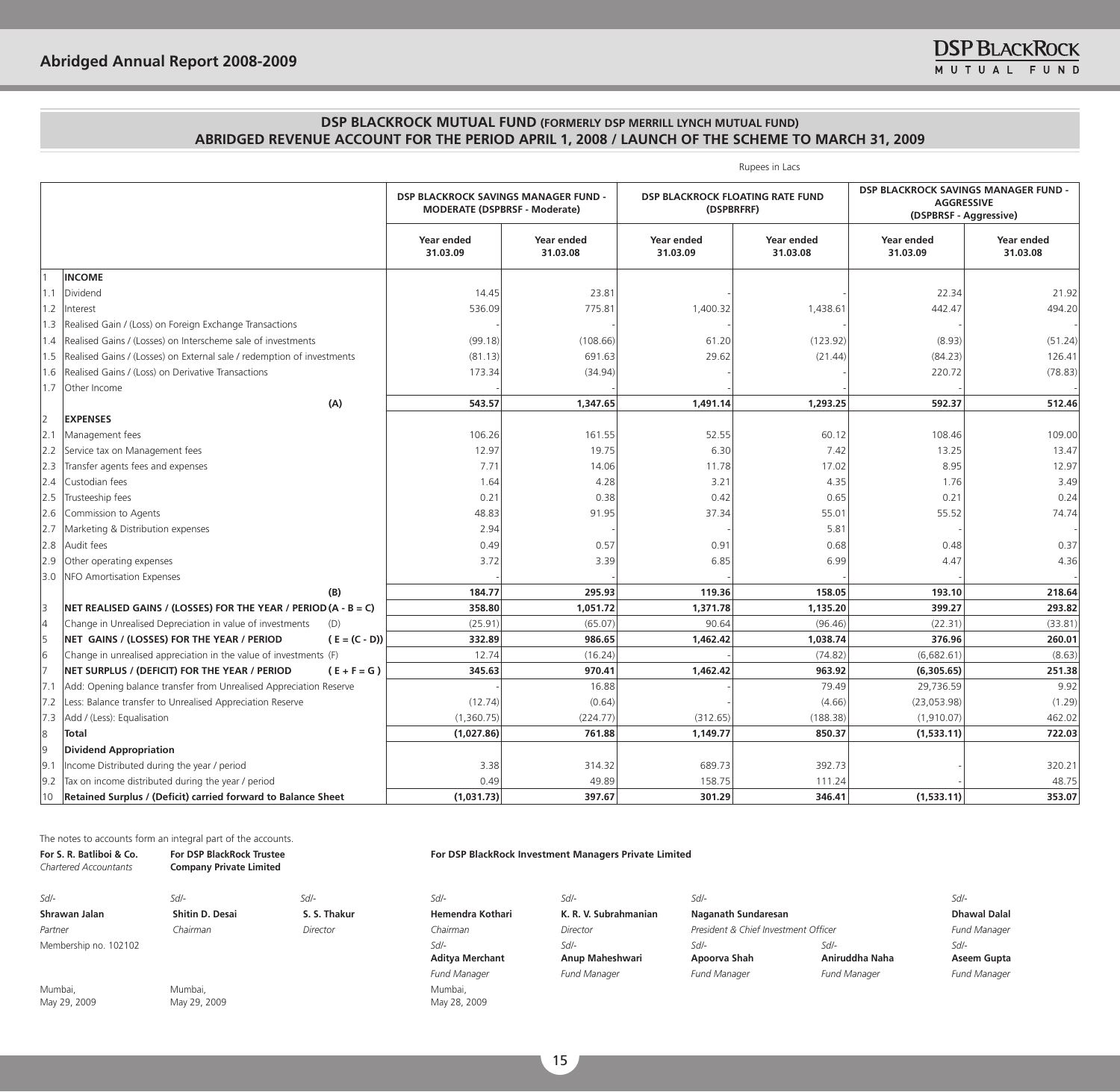## DSP BLACKROCK MUTUAL FUND (FORMERLY DSP MERRILL LYNCH MUTUAL FUND)
## ABRIDGED REVENUE ACCOUNT FOR THE PERIOD APRIL 1, 2008 / LAUNCH OF THE SCHEME TO MARCH 31, 2009

Rupees in Lacs

| | | DSP BLACKROCK SAVINGS MANAGER FUND - MODERATE (DSPBRSF - Moderate) | | DSP BLACKROCK FLOATING RATE FUND (DSPBRFRF) | | DSP BLACKROCK SAVINGS MANAGER FUND - AGGRESSIVE (DSPBRSF - Aggressive) | |
|---|---|---|---|---|---|---|---|
| | | Year ended 31.03.09 | Year ended 31.03.08 | Year ended 31.03.09 | Year ended 31.03.08 | Year ended 31.03.09 | Year ended 31.03.08 |
| 1 | **INCOME** | | | | | | |
| 1.1 | Dividend | 14.45 | 23.81 | - | - | 22.34 | 21.92 |
| 1.2 | Interest | 536.09 | 775.81 | 1,400.32 | 1,438.61 | 442.47 | 494.20 |
| 1.3 | Realised Gain / (Loss) on Foreign Exchange Transactions | - | - | - | - | - | - |
| 1.4 | Realised Gains / (Losses) on Interscheme sale of investments | (99.18) | (108.66) | 61.20 | (123.92) | (8.93) | (51.24) |
| 1.5 | Realised Gains / (Losses) on External sale / redemption of investments | (81.13) | 691.63 | 29.62 | (21.44) | (84.23) | 126.41 |
| 1.6 | Realised Gains / (Loss) on Derivative Transactions | 173.34 | (34.94) | - | - | 220.72 | (78.83) |
| 1.7 | Other Income | - | - | - | - | - | - |
| | (A) | **543.57** | **1,347.65** | **1,491.14** | **1,293.25** | **592.37** | **512.46** |
| 2 | **EXPENSES** | | | | | | |
| 2.1 | Management fees | 106.26 | 161.55 | 52.55 | 60.12 | 108.46 | 109.00 |
| 2.2 | Service tax on Management fees | 12.97 | 19.75 | 6.30 | 7.42 | 13.25 | 13.47 |
| 2.3 | Transfer agents fees and expenses | 7.71 | 14.06 | 11.78 | 17.02 | 8.95 | 12.97 |
| 2.4 | Custodian fees | 1.64 | 4.28 | 3.21 | 4.35 | 1.76 | 3.49 |
| 2.5 | Trusteeship fees | 0.21 | 0.38 | 0.42 | 0.65 | 0.21 | 0.24 |
| 2.6 | Commission to Agents | 48.83 | 91.95 | 37.34 | 55.01 | 55.52 | 74.74 |
| 2.7 | Marketing & Distribution expenses | 2.94 | - | - | 5.81 | - | - |
| 2.8 | Audit fees | 0.49 | 0.57 | 0.91 | 0.68 | 0.48 | 0.37 |
| 2.9 | Other operating expenses | 3.72 | 3.39 | 6.85 | 6.99 | 4.47 | 4.36 |
| 3.0 | NFO Amortisation Expenses | - | - | - | - | - | - |
| | (B) | **184.77** | **295.93** | **119.36** | **158.05** | **193.10** | **218.64** |
| 3 | **NET REALISED GAINS / (LOSSES) FOR THE YEAR / PERIOD (A - B = C)** | **358.80** | **1,051.72** | **1,371.78** | **1,135.20** | **399.27** | **293.82** |
| 4 | Change in Unrealised Depreciation in value of investments (D) | (25.91) | (65.07) | 90.64 | (96.46) | (22.31) | (33.81) |
| 5 | **NET GAINS / (LOSSES) FOR THE YEAR / PERIOD ( E = (C - D))** | **332.89** | **986.65** | **1,462.42** | **1,038.74** | **376.96** | **260.01** |
| 6 | Change in unrealised appreciation in the value of investments (F) | 12.74 | (16.24) | - | (74.82) | (6,682.61) | (8.63) |
| 7 | **NET SURPLUS / (DEFICIT) FOR THE YEAR / PERIOD ( E + F = G )** | **345.63** | **970.41** | **1,462.42** | **963.92** | **(6,305.65)** | **251.38** |
| 7.1 | Add: Opening balance transfer from Unrealised Appreciation Reserve | - | 16.88 | - | 79.49 | 29,736.59 | 9.92 |
| 7.2 | Less: Balance transfer to Unrealised Appreciation Reserve | (12.74) | (0.64) | - | (4.66) | (23,053.98) | (1.29) |
| 7.3 | Add / (Less): Equalisation | (1,360.75) | (224.77) | (312.65) | (188.38) | (1,910.07) | 462.02 |
| 8 | **Total** | **(1,027.86)** | **761.88** | **1,149.77** | **850.37** | **(1,533.11)** | **722.03** |
| 9 | **Dividend Appropriation** | | | | | | |
| 9.1 | Income Distributed during the year / period | 3.38 | 314.32 | 689.73 | 392.73 | - | 320.21 |
| 9.2 | Tax on income distributed during the year / period | 0.49 | 49.89 | 158.75 | 111.24 | - | 48.75 |
| 10 | **Retained Surplus / (Deficit) carried forward to Balance Sheet** | **(1,031.73)** | **397.67** | **301.29** | **346.41** | **(1,533.11)** | **353.07** |

The notes to accounts form an integral part of the accounts.

**For S. R. Batliboi & Co.**
*Chartered Accountants*

Sd/-
**Shrawan Jalan**
*Partner*
Membership no. 102102

Mumbai,
May 29, 2009

**For DSP BlackRock Trustee Company Private Limited**

Sd/-
**Shitin D. Desai**
*Chairman*

Sd/-
**S. S. Thakur**
*Director*

Mumbai,
May 29, 2009

**For DSP BlackRock Investment Managers Private Limited**

Sd/-
**Hemendra Kothari**
*Chairman*

Sd/-
**K. R. V. Subrahmanian**
*Director*

Sd/-
**Naganath Sundaresan**
*President & Chief Investment Officer*

Sd/-
**Dhawal Dalal**
*Fund Manager*

Sd/-
**Aditya Merchant**
*Fund Manager*

Sd/-
**Anup Maheshwari**
*Fund Manager*

Sd/-
**Apoorva Shah**
*Fund Manager*

Sd/-
**Aniruddha Naha**
*Fund Manager*

Sd/-
**Aseem Gupta**
*Fund Manager*

Mumbai,
May 28, 2009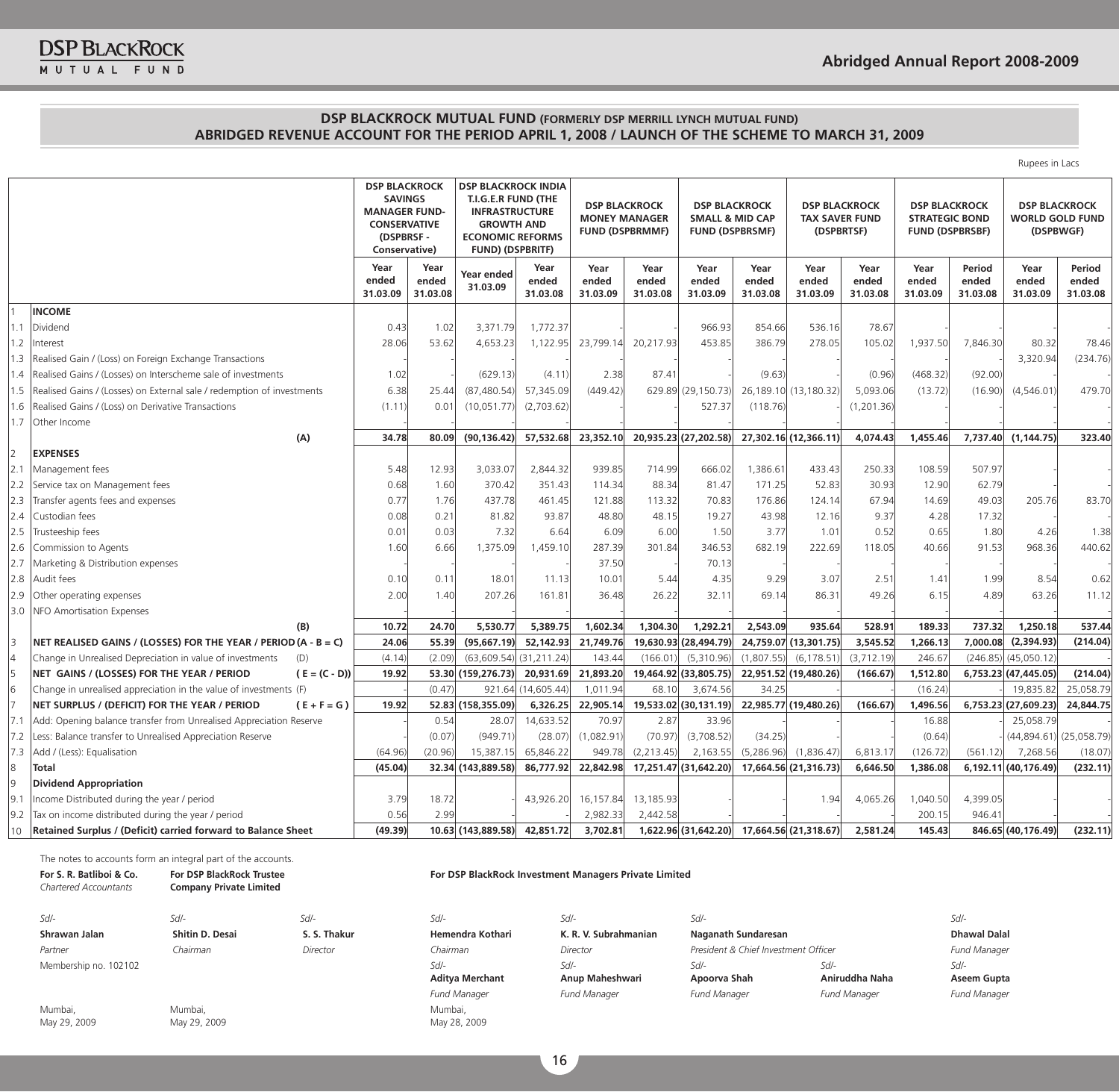## DSP BLACKROCK MUTUAL FUND (FORMERLY DSP MERRILL LYNCH MUTUAL FUND)
## ABRIDGED REVENUE ACCOUNT FOR THE PERIOD APRIL 1, 2008 / LAUNCH OF THE SCHEME TO MARCH 31, 2009

Rupees in Lacs

| | | DSP BLACKROCK SAVINGS MANAGER FUND-CONSERVATIVE (DSPBRSF - Conservative) | | DSP BLACKROCK INDIA T.I.G.E.R FUND (THE INFRASTRUCTURE GROWTH AND ECONOMIC REFORMS FUND) (DSPBRITF) | | DSP BLACKROCK MONEY MANAGER FUND (DSPBRMMF) | | DSP BLACKROCK SMALL & MID CAP FUND (DSPBRSMF) | | DSP BLACKROCK TAX SAVER FUND (DSPBRTSF) | | DSP BLACKROCK STRATEGIC BOND FUND (DSPBRSBF) | | DSP BLACKROCK WORLD GOLD FUND (DSPBWGF) | |
|---|---|---|---|---|---|---|---|---|---|---|---|---|---|---|---|
| | | Year ended 31.03.09 | Year ended 31.03.08 | Year ended 31.03.09 | Year ended 31.03.08 | Year ended 31.03.09 | Year ended 31.03.08 | Year ended 31.03.09 | Year ended 31.03.08 | Year ended 31.03.09 | Year ended 31.03.08 | Year ended 31.03.09 | Period ended 31.03.08 | Year ended 31.03.09 | Period ended 31.03.08 |
| 1 | **INCOME** | | | | | | | | | | | | | | |
| 1.1 | Dividend | 0.43 | 1.02 | 3,371.79 | 1,772.37 | - | - | 966.93 | 854.66 | 536.16 | 78.67 | - | - | - | - |
| 1.2 | Interest | 28.06 | 53.62 | 4,653.23 | 1,122.95 | 23,799.14 | 20,217.93 | 453.85 | 386.79 | 278.05 | 105.02 | 1,937.50 | 7,846.30 | 80.32 | 78.46 |
| 1.3 | Realised Gain / (Loss) on Foreign Exchange Transactions | - | - | - | - | - | - | - | - | - | - | - | - | 3,320.94 | (234.76) |
| 1.4 | Realised Gains / (Losses) on Interscheme sale of investments | 1.02 | - | (629.13) | (4.11) | 2.38 | 87.41 | - | (9.63) | - | (0.96) | (468.32) | (92.00) | - | - |
| 1.5 | Realised Gains / (Losses) on External sale / redemption of investments | 6.38 | 25.44 | (87,480.54) | 57,345.09 | (449.42) | 629.89 | (29,150.73) | 26,189.10 | (13,180.32) | 5,093.06 | (13.72) | (16.90) | (4,546.01) | 479.70 |
| 1.6 | Realised Gains / (Loss) on Derivative Transactions | (1.11) | 0.01 | (10,051.77) | (2,703.62) | - | - | 527.37 | (118.76) | - | (1,201.36) | - | - | - | - |
| 1.7 | Other Income | - | - | - | - | - | - | - | - | - | - | - | - | - | - |
| | (A) | **34.78** | **80.09** | **(90,136.42)** | **57,532.68** | **23,352.10** | **20,935.23** | **(27,202.58)** | **27,302.16** | **(12,366.11)** | **4,074.43** | **1,455.46** | **7,737.40** | **(1,144.75)** | **323.40** |
| 2 | **EXPENSES** | | | | | | | | | | | | | | |
| 2.1 | Management fees | 5.48 | 12.93 | 3,033.07 | 2,844.32 | 939.85 | 714.99 | 666.02 | 1,386.61 | 433.43 | 250.33 | 108.59 | 507.97 | - | - |
| 2.2 | Service tax on Management fees | 0.68 | 1.60 | 370.42 | 351.43 | 114.34 | 88.34 | 81.47 | 171.25 | 52.83 | 30.93 | 12.90 | 62.79 | - | - |
| 2.3 | Transfer agents fees and expenses | 0.77 | 1.76 | 437.78 | 461.45 | 121.88 | 113.32 | 70.83 | 176.86 | 124.14 | 67.94 | 14.69 | 49.03 | 205.76 | 83.70 |
| 2.4 | Custodian fees | 0.08 | 0.21 | 81.82 | 93.87 | 48.80 | 48.15 | 19.27 | 43.98 | 12.16 | 9.37 | 4.28 | 17.32 | - | - |
| 2.5 | Trusteeship fees | 0.01 | 0.03 | 7.32 | 6.64 | 6.09 | 6.00 | 1.50 | 3.77 | 1.01 | 0.52 | 0.65 | 1.80 | 4.26 | 1.38 |
| 2.6 | Commission to Agents | 1.60 | 6.66 | 1,375.09 | 1,459.10 | 287.39 | 301.84 | 346.53 | 682.19 | 222.69 | 118.05 | 40.66 | 91.53 | 968.36 | 440.62 |
| 2.7 | Marketing & Distribution expenses | - | - | - | - | 37.50 | - | 70.13 | - | - | - | - | - | - | - |
| 2.8 | Audit fees | 0.10 | 0.11 | 18.01 | 11.13 | 10.01 | 5.44 | 4.35 | 9.29 | 3.07 | 2.51 | 1.41 | 1.99 | 8.54 | 0.62 |
| 2.9 | Other operating expenses | 2.00 | 1.40 | 207.26 | 161.81 | 36.48 | 26.22 | 32.11 | 69.14 | 86.31 | 49.26 | 6.15 | 4.89 | 63.26 | 11.12 |
| 3.0 | NFO Amortisation Expenses | - | - | - | - | - | - | - | - | - | - | - | - | - | - |
| | (B) | **10.72** | **24.70** | **5,530.77** | **5,389.75** | **1,602.34** | **1,304.30** | **1,292.21** | **2,543.09** | **935.64** | **528.91** | **189.33** | **737.32** | **1,250.18** | **537.44** |
| 3 | **NET REALISED GAINS / (LOSSES) FOR THE YEAR / PERIOD (A - B = C)** | **24.06** | **55.39** | **(95,667.19)** | **52,142.93** | **21,749.76** | **19,630.93** | **(28,494.79)** | **24,759.07** | **(13,301.75)** | **3,545.52** | **1,266.13** | **7,000.08** | **(2,394.93)** | **(214.04)** |
| 4 | Change in Unrealised Depreciation in value of investments (D) | (4.14) | (2.09) | (63,609.54) | (31,211.24) | 143.44 | (166.01) | (5,310.96) | (1,807.55) | (6,178.51) | (3,712.19) | 246.67 | (246.85) | (45,050.12) | - |
| 5 | **NET GAINS / (LOSSES) FOR THE YEAR / PERIOD (E = (C - D))** | **19.92** | **53.30** | **(159,276.73)** | **20,931.69** | **21,893.20** | **19,464.92** | **(33,805.75)** | **22,951.52** | **(19,480.26)** | **(166.67)** | **1,512.80** | **6,753.23** | **(47,445.05)** | **(214.04)** |
| 6 | Change in unrealised appreciation in the value of investments (F) | - | (0.47) | 921.64 | (14,605.44) | 1,011.94 | 68.10 | 3,674.56 | 34.25 | - | - | (16.24) | - | 19,835.82 | 25,058.79 |
| 7 | **NET SURPLUS / (DEFICIT) FOR THE YEAR / PERIOD (E + F = G)** | **19.92** | **52.83** | **(158,355.09)** | **6,326.25** | **22,905.14** | **19,533.02** | **(30,131.19)** | **22,985.77** | **(19,480.26)** | **(166.67)** | **1,496.56** | **6,753.23** | **(27,609.23)** | **24,844.75** |
| 7.1 | Add: Opening balance transfer from Unrealised Appreciation Reserve | - | 0.54 | 28.07 | 14,633.52 | 70.97 | 2.87 | 33.96 | - | - | - | 16.88 | - | 25,058.79 | - |
| 7.2 | Less: Balance transfer to Unrealised Appreciation Reserve | - | (0.07) | (949.71) | (28.07) | (1,082.91) | (70.97) | (3,708.52) | (34.25) | - | - | (0.64) | - | (44,894.61) | (25,058.79) |
| 7.3 | Add / (Less): Equalisation | (64.96) | (20.96) | 15,387.15 | 65,846.22 | 949.78 | (2,213.45) | 2,163.55 | (5,286.96) | (1,836.47) | 6,813.17 | (126.72) | (561.12) | 7,268.56 | (18.07) |
| 8 | **Total** | **(45.04)** | **32.34** | **(143,889.58)** | **86,777.92** | **22,842.98** | **17,251.47** | **(31,642.20)** | **17,664.56** | **(21,316.73)** | **6,646.50** | **1,386.08** | **6,192.11** | **(40,176.49)** | **(232.11)** |
| 9 | **Dividend Appropriation** | | | | | | | | | | | | | | |
| 9.1 | Income Distributed during the year / period | 3.79 | 18.72 | - | 43,926.20 | 16,157.84 | 13,185.93 | - | - | 1.94 | 4,065.26 | 1,040.50 | 4,399.05 | - | - |
| 9.2 | Tax on income distributed during the year / period | 0.56 | 2.99 | - | - | 2,982.33 | 2,442.58 | - | - | - | - | 200.15 | 946.41 | - | - |
| 10 | **Retained Surplus / (Deficit) carried forward to Balance Sheet** | **(49.39)** | **10.63** | **(143,889.58)** | **42,851.72** | **3,702.81** | **1,622.96** | **(31,642.20)** | **17,664.56** | **(21,318.67)** | **2,581.24** | **145.43** | **846.65** | **(40,176.49)** | **(232.11)** |

The notes to accounts form an integral part of the accounts.

**For S. R. Batliboi & Co.**
*Chartered Accountants*

Sd/-
**Shrawan Jalan**
*Partner*
Membership no. 102102

Mumbai,
May 29, 2009

**For DSP BlackRock Trustee Company Private Limited**

Sd/-
**Shitin D. Desai**
*Chairman*

Sd/-
**S. S. Thakur**
*Director*

Mumbai,
May 29, 2009

**For DSP BlackRock Investment Managers Private Limited**

Sd/-
**Hemendra Kothari**
*Chairman*

Sd/-
**K. R. V. Subrahmanian**
*Director*

Sd/-
**Naganath Sundaresan**
*President & Chief Investment Officer*

Sd/-
**Dhawal Dalal**
*Fund Manager*

Sd/-
**Aditya Merchant**
*Fund Manager*

Sd/-
**Anup Maheshwari**
*Fund Manager*

Sd/-
**Apoorva Shah**
*Fund Manager*

Sd/-
**Aniruddha Naha**
*Fund Manager*

Sd/-
**Aseem Gupta**
*Fund Manager*

Mumbai,
May 28, 2009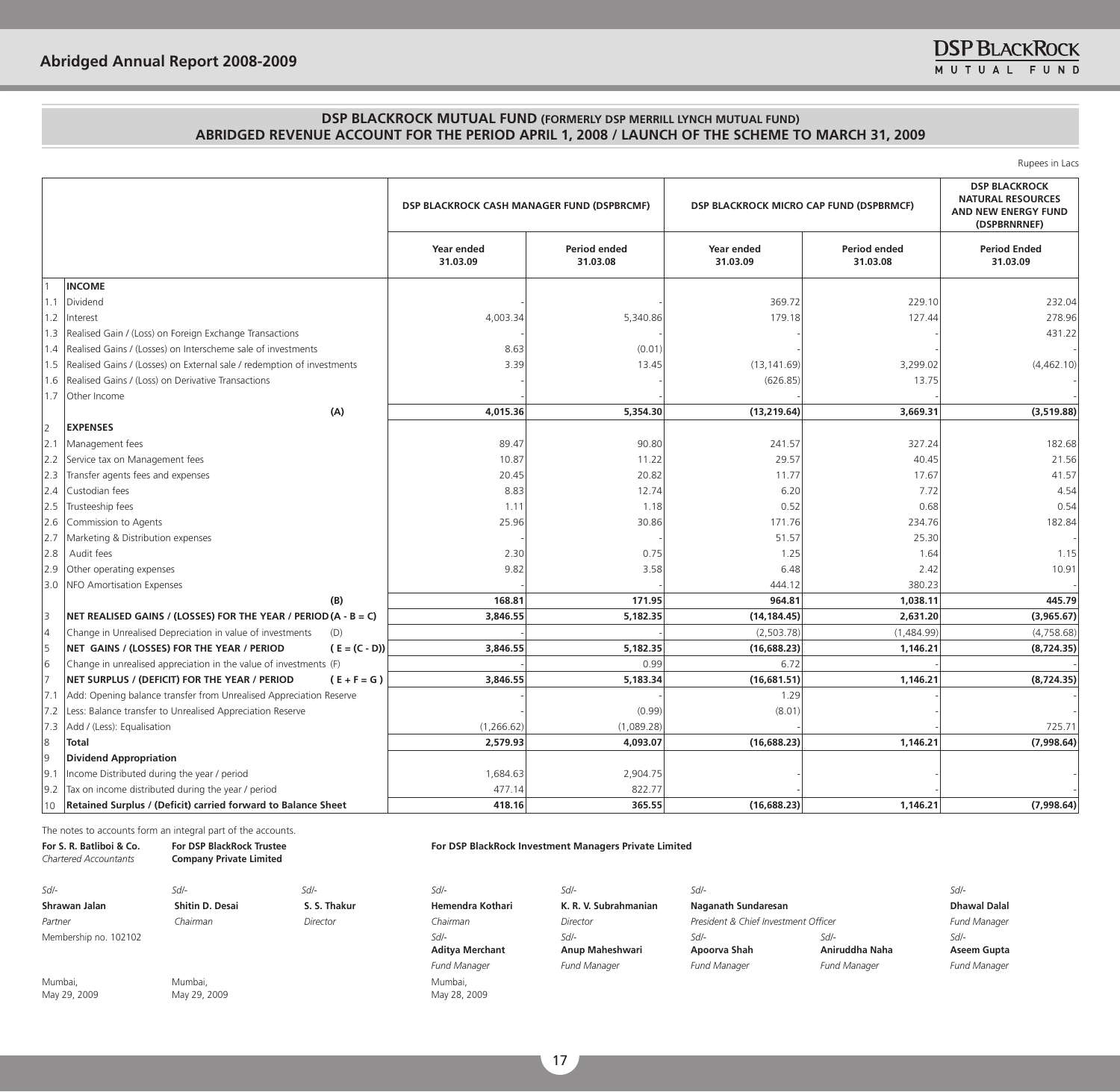## DSP BLACKROCK MUTUAL FUND (FORMERLY DSP MERRILL LYNCH MUTUAL FUND)
## ABRIDGED REVENUE ACCOUNT FOR THE PERIOD APRIL 1, 2008 / LAUNCH OF THE SCHEME TO MARCH 31, 2009

Rupees in Lacs

| | | DSP BLACKROCK CASH MANAGER FUND (DSPBRCMF) | | DSP BLACKROCK MICRO CAP FUND (DSPBRMCF) | | DSP BLACKROCK NATURAL RESOURCES AND NEW ENERGY FUND (DSPBRNRNEF) |
|---|---|---|---|---|---|---|
| | | Year ended 31.03.09 | Period ended 31.03.08 | Year ended 31.03.09 | Period ended 31.03.08 | Period Ended 31.03.09 |
| 1 | **INCOME** | | | | | |
| 1.1 | Dividend | - | - | 369.72 | 229.10 | 232.04 |
| 1.2 | Interest | 4,003.34 | 5,340.86 | 179.18 | 127.44 | 278.96 |
| 1.3 | Realised Gain / (Loss) on Foreign Exchange Transactions | - | - | - | - | 431.22 |
| 1.4 | Realised Gains / (Losses) on Interscheme sale of investments | 8.63 | (0.01) | - | - | - |
| 1.5 | Realised Gains / (Losses) on External sale / redemption of investments | 3.39 | 13.45 | (13,141.69) | 3,299.02 | (4,462.10) |
| 1.6 | Realised Gains / (Loss) on Derivative Transactions | - | - | (626.85) | 13.75 | - |
| 1.7 | Other Income | - | - | - | - | - |
| | **(A)** | **4,015.36** | **5,354.30** | **(13,219.64)** | **3,669.31** | **(3,519.88)** |
| 2 | **EXPENSES** | | | | | |
| 2.1 | Management fees | 89.47 | 90.80 | 241.57 | 327.24 | 182.68 |
| 2.2 | Service tax on Management fees | 10.87 | 11.22 | 29.57 | 40.45 | 21.56 |
| 2.3 | Transfer agents fees and expenses | 20.45 | 20.82 | 11.77 | 17.67 | 41.57 |
| 2.4 | Custodian fees | 8.83 | 12.74 | 6.20 | 7.72 | 4.54 |
| 2.5 | Trusteeship fees | 1.11 | 1.18 | 0.52 | 0.68 | 0.54 |
| 2.6 | Commission to Agents | 25.96 | 30.86 | 171.76 | 234.76 | 182.84 |
| 2.7 | Marketing & Distribution expenses | - | - | 51.57 | 25.30 | - |
| 2.8 | Audit fees | 2.30 | 0.75 | 1.25 | 1.64 | 1.15 |
| 2.9 | Other operating expenses | 9.82 | 3.58 | 6.48 | 2.42 | 10.91 |
| 3.0 | NFO Amortisation Expenses | - | - | 444.12 | 380.23 | - |
| | **(B)** | **168.81** | **171.95** | **964.81** | **1,038.11** | **445.79** |
| 3 | **NET REALISED GAINS / (LOSSES) FOR THE YEAR / PERIOD (A - B = C)** | **3,846.55** | **5,182.35** | **(14,184.45)** | **2,631.20** | **(3,965.67)** |
| 4 | Change in Unrealised Depreciation in value of investments (D) | - | - | (2,503.78) | (1,484.99) | (4,758.68) |
| 5 | **NET GAINS / (LOSSES) FOR THE YEAR / PERIOD ( E = (C - D))** | **3,846.55** | **5,182.35** | **(16,688.23)** | **1,146.21** | **(8,724.35)** |
| 6 | Change in unrealised appreciation in the value of investments (F) | - | 0.99 | 6.72 | - | - |
| 7 | **NET SURPLUS / (DEFICIT) FOR THE YEAR / PERIOD ( E + F = G )** | **3,846.55** | **5,183.34** | **(16,681.51)** | **1,146.21** | **(8,724.35)** |
| 7.1 | Add: Opening balance transfer from Unrealised Appreciation Reserve | - | - | 1.29 | - | - |
| 7.2 | Less: Balance transfer to Unrealised Appreciation Reserve | - | (0.99) | (8.01) | - | - |
| 7.3 | Add / (Less): Equalisation | (1,266.62) | (1,089.28) | - | - | 725.71 |
| 8 | **Total** | **2,579.93** | **4,093.07** | **(16,688.23)** | **1,146.21** | **(7,998.64)** |
| 9 | **Dividend Appropriation** | | | | | |
| 9.1 | Income Distributed during the year / period | 1,684.63 | 2,904.75 | - | - | - |
| 9.2 | Tax on income distributed during the year / period | 477.14 | 822.77 | - | - | - |
| 10 | **Retained Surplus / (Deficit) carried forward to Balance Sheet** | **418.16** | **365.55** | **(16,688.23)** | **1,146.21** | **(7,998.64)** |

The notes to accounts form an integral part of the accounts.

**For S. R. Batliboi & Co.**
*Chartered Accountants*

Sd/-
**Shrawan Jalan**
*Partner*
Membership no. 102102

Mumbai,
May 29, 2009

**For DSP BlackRock Trustee Company Private Limited**

Sd/-
**Shitin D. Desai**
*Chairman*

Sd/-
**S. S. Thakur**
*Director*

Mumbai,
May 29, 2009

**For DSP BlackRock Investment Managers Private Limited**

Sd/-
**Hemendra Kothari**
*Chairman*

Sd/-
**K. R. V. Subrahmanian**
*Director*

Sd/-
**Naganath Sundaresan**
*President & Chief Investment Officer*

Sd/-
**Dhawal Dalal**
*Fund Manager*

Sd/-
**Aditya Merchant**
*Fund Manager*

Sd/-
**Anup Maheshwari**
*Fund Manager*

Sd/-
**Apoorva Shah**
*Fund Manager*

Sd/-
**Aniruddha Naha**
*Fund Manager*

Sd/-
**Aseem Gupta**
*Fund Manager*

Mumbai,
May 28, 2009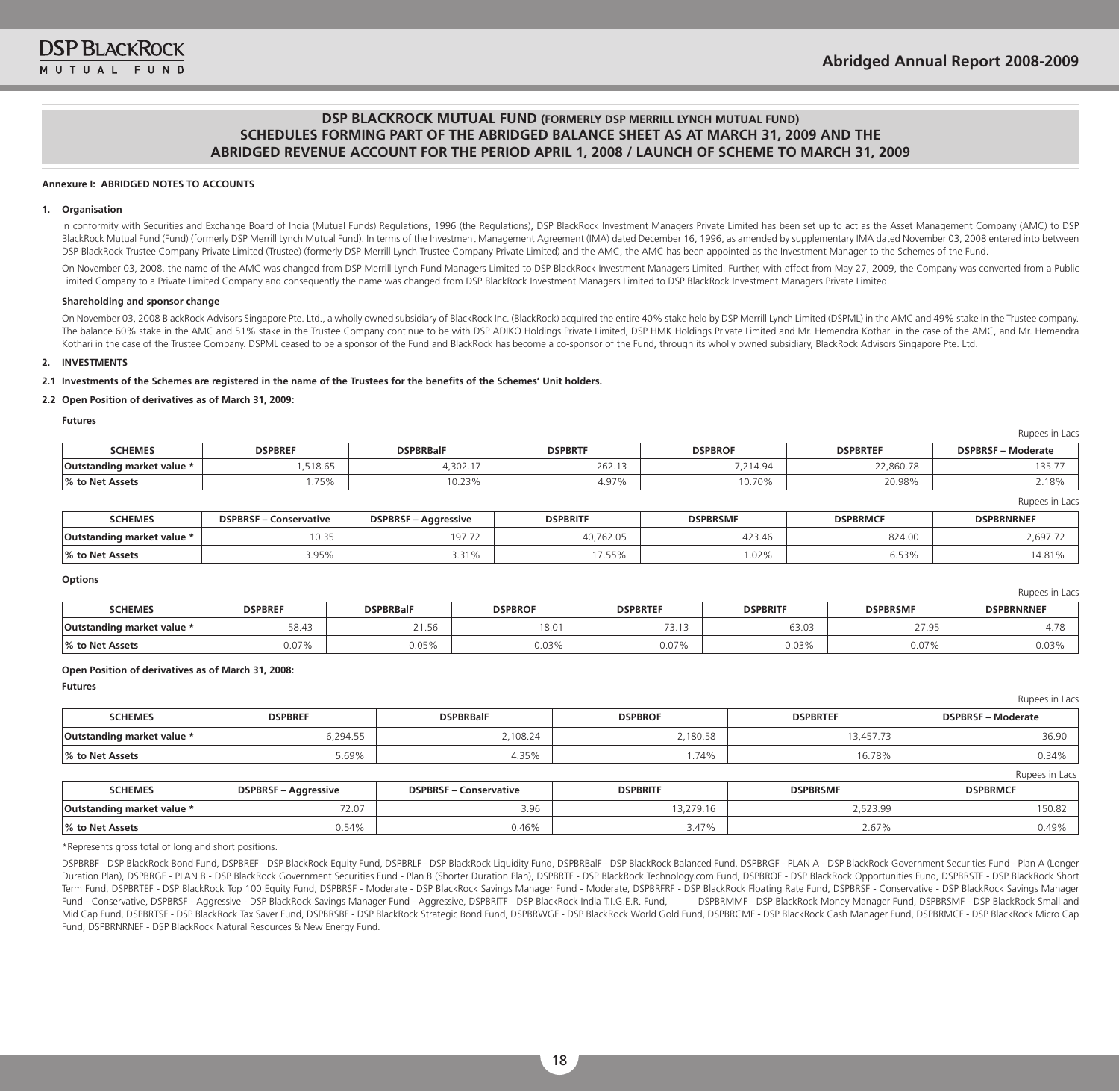## DSP BLACKROCK MUTUAL FUND (FORMERLY DSP MERRILL LYNCH MUTUAL FUND)
## SCHEDULES FORMING PART OF THE ABRIDGED BALANCE SHEET AS AT MARCH 31, 2009 AND THE ABRIDGED REVENUE ACCOUNT FOR THE PERIOD APRIL 1, 2008 / LAUNCH OF SCHEME TO MARCH 31, 2009

**Annexure I: ABRIDGED NOTES TO ACCOUNTS**

**1. Organisation**

In conformity with Securities and Exchange Board of India (Mutual Funds) Regulations, 1996 (the Regulations), DSP BlackRock Investment Managers Private Limited has been set up to act as the Asset Management Company (AMC) to DSP BlackRock Mutual Fund (Fund) (formerly DSP Merrill Lynch Mutual Fund). In terms of the Investment Management Agreement (IMA) dated December 16, 1996, as amended by supplementary IMA dated November 03, 2008 entered into between DSP BlackRock Trustee Company Private Limited (Trustee) (formerly DSP Merrill Lynch Trustee Company Private Limited) and the AMC, the AMC has been appointed as the Investment Manager to the Schemes of the Fund.

On November 03, 2008, the name of the AMC was changed from DSP Merrill Lynch Fund Managers Limited to DSP BlackRock Investment Managers Limited. Further, with effect from May 27, 2009, the Company was converted from a Public Limited Company to a Private Limited Company and consequently the name was changed from DSP BlackRock Investment Managers Limited to DSP BlackRock Investment Managers Private Limited.

**Shareholding and sponsor change**

On November 03, 2008 BlackRock Advisors Singapore Pte. Ltd., a wholly owned subsidiary of BlackRock Inc. (BlackRock) acquired the entire 40% stake held by DSP Merrill Lynch Limited (DSPML) in the AMC and 49% stake in the Trustee company. The balance 60% stake in the AMC and 51% stake in the Trustee Company continue to be with DSP ADIKO Holdings Private Limited, DSP HMK Holdings Private Limited and Mr. Hemendra Kothari in the case of the AMC, and Mr. Hemendra Kothari in the case of the Trustee Company. DSPML ceased to be a sponsor of the Fund and BlackRock has become a co-sponsor of the Fund, through its wholly owned subsidiary, BlackRock Advisors Singapore Pte. Ltd.

**2. INVESTMENTS**

**2.1 Investments of the Schemes are registered in the name of the Trustees for the benefits of the Schemes' Unit holders.**

**2.2 Open Position of derivatives as of March 31, 2009:**

**Futures**

Rupees in Lacs

| SCHEMES | DSPBREF | DSPBRBalF | DSPBRTF | DSPBROF | DSPBRTEF | DSPBRSF – Moderate |
|---|---|---|---|---|---|---|
| Outstanding market value * | 1,518.65 | 4,302.17 | 262.13 | 7,214.94 | 22,860.78 | 135.77 |
| % to Net Assets | 1.75% | 10.23% | 4.97% | 10.70% | 20.98% | 2.18% |

Rupees in Lacs

| SCHEMES | DSPBRSF – Conservative | DSPBRSF – Aggressive | DSPBRITF | DSPBRSMF | DSPBRMCF | DSPBRNRNEF |
|---|---|---|---|---|---|---|
| Outstanding market value * | 10.35 | 197.72 | 40,762.05 | 423.46 | 824.00 | 2,697.72 |
| % to Net Assets | 3.95% | 3.31% | 17.55% | 1.02% | 6.53% | 14.81% |

**Options**

Rupees in Lacs

| SCHEMES | DSPBREF | DSPBRBalF | DSPBROF | DSPBRTEF | DSPBRITF | DSPBRSMF | DSPBRNRNEF |
|---|---|---|---|---|---|---|---|
| Outstanding market value * | 58.43 | 21.56 | 18.01 | 73.13 | 63.03 | 27.95 | 4.78 |
| % to Net Assets | 0.07% | 0.05% | 0.03% | 0.07% | 0.03% | 0.07% | 0.03% |

**Open Position of derivatives as of March 31, 2008:**

**Futures**

Rupees in Lacs

| SCHEMES | DSPBREF | DSPBRBalF | DSPBROF | DSPBRTEF | DSPBRSF – Moderate |
|---|---|---|---|---|---|
| Outstanding market value * | 6,294.55 | 2,108.24 | 2,180.58 | 13,457.73 | 36.90 |
| % to Net Assets | 5.69% | 4.35% | 1.74% | 16.78% | 0.34% |

Rupees in Lacs

| SCHEMES | DSPBRSF – Aggressive | DSPBRSF – Conservative | DSPBRITF | DSPBRSMF | DSPBRMCF |
|---|---|---|---|---|---|
| Outstanding market value * | 72.07 | 3.96 | 13,279.16 | 2,523.99 | 150.82 |
| % to Net Assets | 0.54% | 0.46% | 3.47% | 2.67% | 0.49% |

*Represents gross total of long and short positions.

DSPBRBF - DSP BlackRock Bond Fund, DSPBREF - DSP BlackRock Equity Fund, DSPBRLF - DSP BlackRock Liquidity Fund, DSPBRBalF - DSP BlackRock Balanced Fund, DSPBRGF - PLAN A - DSP BlackRock Government Securities Fund - Plan A (Longer Duration Plan), DSPBRGF - PLAN B - DSP BlackRock Government Securities Fund - Plan B (Shorter Duration Plan), DSPBRTF - DSP BlackRock Technology.com Fund, DSPBROF - DSP BlackRock Opportunities Fund, DSPBRSTF - DSP BlackRock Short Term Fund, DSPBRTEF - DSP BlackRock Top 100 Equity Fund, DSPBRSF - Moderate - DSP BlackRock Savings Manager Fund - Moderate, DSPBRFRF - DSP BlackRock Floating Rate Fund, DSPBRSF - Conservative - DSP BlackRock Savings Manager Fund - Conservative, DSPBRSF - Aggressive - DSP BlackRock Savings Manager Fund - Aggressive, DSPBRITF - DSP BlackRock India T.I.G.E.R. Fund, DSPBRMMF - DSP BlackRock Money Manager Fund, DSPBRSMF - DSP BlackRock Small and Mid Cap Fund, DSPBRTSF - DSP BlackRock Tax Saver Fund, DSPBRSBF - DSP BlackRock Strategic Bond Fund, DSPBRWGF - DSP BlackRock World Gold Fund, DSPBRCMF - DSP BlackRock Cash Manager Fund, DSPBRMCF - DSP BlackRock Micro Cap Fund, DSPBRNRNEF - DSP BlackRock Natural Resources & New Energy Fund.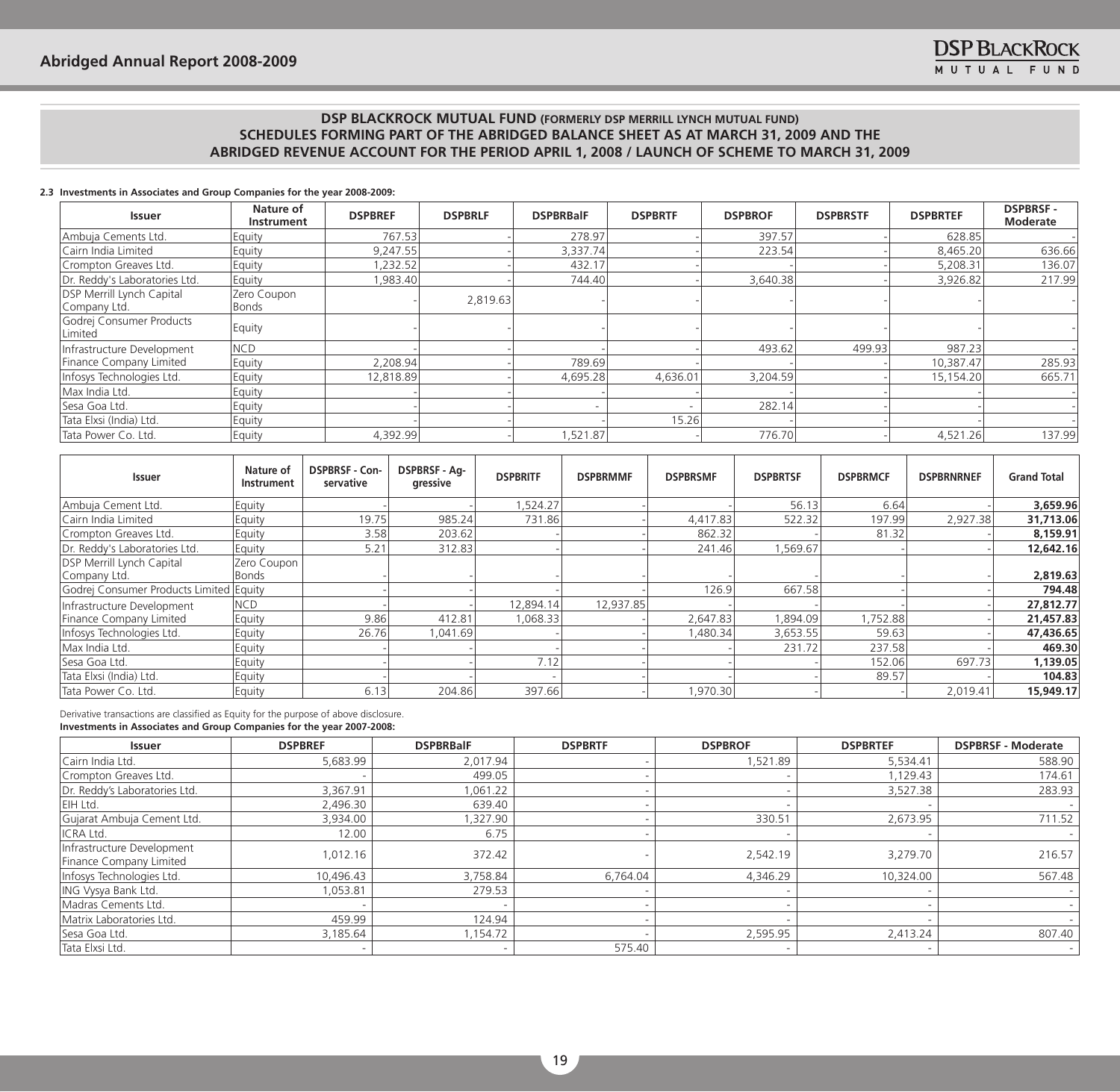## DSP BLACKROCK MUTUAL FUND (FORMERLY DSP MERRILL LYNCH MUTUAL FUND)
## SCHEDULES FORMING PART OF THE ABRIDGED BALANCE SHEET AS AT MARCH 31, 2009 AND THE ABRIDGED REVENUE ACCOUNT FOR THE PERIOD APRIL 1, 2008 / LAUNCH OF SCHEME TO MARCH 31, 2009

**2.3 Investments in Associates and Group Companies for the year 2008-2009:**

| Issuer | Nature of Instrument | DSPBREF | DSPBRLF | DSPBRBalF | DSPBRTF | DSPBROF | DSPBRSTF | DSPBRTEF | DSPBRSF - Moderate |
|---|---|---|---|---|---|---|---|---|---|
| Ambuja Cements Ltd. | Equity | 767.53 | - | 278.97 | - | 397.57 | - | 628.85 | - |
| Cairn India Limited | Equity | 9,247.55 | - | 3,337.74 | - | 223.54 | - | 8,465.20 | 636.66 |
| Crompton Greaves Ltd. | Equity | 1,232.52 | - | 432.17 | - | - | - | 5,208.31 | 136.07 |
| Dr. Reddy's Laboratories Ltd. | Equity | 1,983.40 | - | 744.40 | - | 3,640.38 | - | 3,926.82 | 217.99 |
| DSP Merrill Lynch Capital Company Ltd. | Zero Coupon Bonds | - | 2,819.63 | - | - | - | - | - | - |
| Godrej Consumer Products Limited | Equity | - | - | - | - | - | - | - | - |
| Infrastructure Development | NCD | - | - | - | - | 493.62 | 499.93 | 987.23 | - |
| Finance Company Limited | Equity | 2,208.94 | - | 789.69 | - | - | - | 10,387.47 | 285.93 |
| Infosys Technologies Ltd. | Equity | 12,818.89 | - | 4,695.28 | 4,636.01 | 3,204.59 | - | 15,154.20 | 665.71 |
| Max India Ltd. | Equity | - | - | - | - | - | - | - | - |
| Sesa Goa Ltd. | Equity | - | - | - | - | 282.14 | - | - | - |
| Tata Elxsi (India) Ltd. | Equity | - | - | - | 15.26 | - | - | - | - |
| Tata Power Co. Ltd. | Equity | 4,392.99 | - | 1,521.87 | - | 776.70 | - | 4,521.26 | 137.99 |

| Issuer | Nature of Instrument | DSPBRSF - Conservative | DSPBRSF - Aggressive | DSPBRITF | DSPBRMMF | DSPBRSMF | DSPBRTSF | DSPBRMCF | DSPBRNRNEF | Grand Total |
|---|---|---|---|---|---|---|---|---|---|---|
| Ambuja Cement Ltd. | Equity | - | - | 1,524.27 | - | - | 56.13 | 6.64 | - | **3,659.96** |
| Cairn India Limited | Equity | 19.75 | 985.24 | 731.86 | - | 4,417.83 | 522.32 | 197.99 | 2,927.38 | **31,713.06** |
| Crompton Greaves Ltd. | Equity | 3.58 | 203.62 | - | - | 862.32 | - | 81.32 | - | **8,159.91** |
| Dr. Reddy's Laboratories Ltd. | Equity | 5.21 | 312.83 | - | - | 241.46 | 1,569.67 | - | - | **12,642.16** |
| DSP Merrill Lynch Capital Company Ltd. | Zero Coupon Bonds | - | - | - | - | - | - | - | - | **2,819.63** |
| Godrej Consumer Products Limited | Equity | - | - | - | - | 126.9 | 667.58 | - | - | **794.48** |
| Infrastructure Development | NCD | - | - | 12,894.14 | 12,937.85 | - | - | - | - | **27,812.77** |
| Finance Company Limited | Equity | 9.86 | 412.81 | 1,068.33 | - | 2,647.83 | 1,894.09 | 1,752.88 | - | **21,457.83** |
| Infosys Technologies Ltd. | Equity | 26.76 | 1,041.69 | - | - | 1,480.34 | 3,653.55 | 59.63 | - | **47,436.65** |
| Max India Ltd. | Equity | - | - | - | - | - | 231.72 | 237.58 | - | **469.30** |
| Sesa Goa Ltd. | Equity | - | - | 7.12 | - | - | - | 152.06 | 697.73 | **1,139.05** |
| Tata Elxsi (India) Ltd. | Equity | - | - | - | - | - | - | 89.57 | - | **104.83** |
| Tata Power Co. Ltd. | Equity | 6.13 | 204.86 | 397.66 | - | 1,970.30 | - | - | 2,019.41 | **15,949.17** |

Derivative transactions are classified as Equity for the purpose of above disclosure.

**Investments in Associates and Group Companies for the year 2007-2008:**

| Issuer | DSPBREF | DSPBRBalF | DSPBRTF | DSPBROF | DSPBRTEF | DSPBRSF - Moderate |
|---|---|---|---|---|---|---|
| Cairn India Ltd. | 5,683.99 | 2,017.94 | - | 1,521.89 | 5,534.41 | 588.90 |
| Crompton Greaves Ltd. | - | 499.05 | - | - | 1,129.43 | 174.61 |
| Dr. Reddy's Laboratories Ltd. | 3,367.91 | 1,061.22 | - | - | 3,527.38 | 283.93 |
| EIH Ltd. | 2,496.30 | 639.40 | - | - | - | - |
| Gujarat Ambuja Cement Ltd. | 3,934.00 | 1,327.90 | - | 330.51 | 2,673.95 | 711.52 |
| ICRA Ltd. | 12.00 | 6.75 | - | - | - | - |
| Infrastructure Development Finance Company Limited | 1,012.16 | 372.42 | - | 2,542.19 | 3,279.70 | 216.57 |
| Infosys Technologies Ltd. | 10,496.43 | 3,758.84 | 6,764.04 | 4,346.29 | 10,324.00 | 567.48 |
| ING Vysya Bank Ltd. | 1,053.81 | 279.53 | - | - | - | - |
| Madras Cements Ltd. | - | - | - | - | - | - |
| Matrix Laboratories Ltd. | 459.99 | 124.94 | - | - | - | - |
| Sesa Goa Ltd. | 3,185.64 | 1,154.72 | - | 2,595.95 | 2,413.24 | 807.40 |
| Tata Elxsi Ltd. | - | - | 575.40 | - | - | - |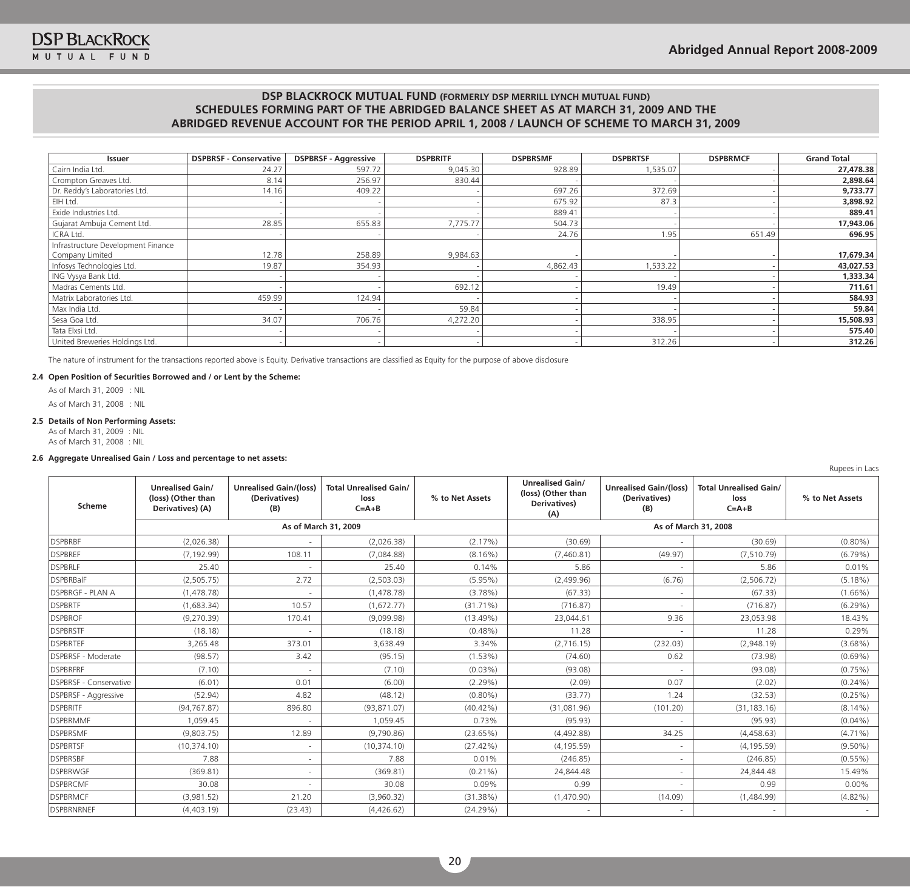## DSP BLACKROCK MUTUAL FUND (FORMERLY DSP MERRILL LYNCH MUTUAL FUND)
## SCHEDULES FORMING PART OF THE ABRIDGED BALANCE SHEET AS AT MARCH 31, 2009 AND THE ABRIDGED REVENUE ACCOUNT FOR THE PERIOD APRIL 1, 2008 / LAUNCH OF SCHEME TO MARCH 31, 2009

| Issuer | DSPBRSF - Conservative | DSPBRSF - Aggressive | DSPBRITF | DSPBRSMF | DSPBRTSF | DSPBRMCF | Grand Total |
|---|---|---|---|---|---|---|---|
| Cairn India Ltd. | 24.27 | 597.72 | 9,045.30 | 928.89 | 1,535.07 | - | **27,478.38** |
| Crompton Greaves Ltd. | 8.14 | 256.97 | 830.44 | - | - | - | **2,898.64** |
| Dr. Reddy's Laboratories Ltd. | 14.16 | 409.22 | - | 697.26 | 372.69 | - | **9,733.77** |
| EIH Ltd. | - | - | - | 675.92 | 87.3 | - | **3,898.92** |
| Exide Industries Ltd. | - | - | - | 889.41 | - | - | **889.41** |
| Gujarat Ambuja Cement Ltd. | 28.85 | 655.83 | 7,775.77 | 504.73 | - | - | **17,943.06** |
| ICRA Ltd. | - | - | - | 24.76 | 1.95 | 651.49 | **696.95** |
| Infrastructure Development Finance Company Limited | 12.78 | 258.89 | 9,984.63 | - | - | - | **17,679.34** |
| Infosys Technologies Ltd. | 19.87 | 354.93 | - | 4,862.43 | 1,533.22 | - | **43,027.53** |
| ING Vysya Bank Ltd. | - | - | - | - | - | - | **1,333.34** |
| Madras Cements Ltd. | - | - | 692.12 | - | 19.49 | - | **711.61** |
| Matrix Laboratories Ltd. | 459.99 | 124.94 | - | - | - | - | **584.93** |
| Max India Ltd. | - | - | 59.84 | - | - | - | **59.84** |
| Sesa Goa Ltd. | 34.07 | 706.76 | 4,272.20 | - | 338.95 | - | **15,508.93** |
| Tata Elxsi Ltd. | - | - | - | - | - | - | **575.40** |
| United Breweries Holdings Ltd. | - | - | - | - | 312.26 | - | **312.26** |

The nature of instrument for the transactions reported above is Equity. Derivative transactions are classified as Equity for the purpose of above disclosure

**2.4 Open Position of Securities Borrowed and / or Lent by the Scheme:**

As of March 31, 2009 : NIL

As of March 31, 2008 : NIL

**2.5 Details of Non Performing Assets:**

As of March 31, 2009 : NIL

As of March 31, 2008 : NIL

**2.6 Aggregate Unrealised Gain / Loss and percentage to net assets:**

Rupees in Lacs

| Scheme | Unrealised Gain/ (loss) (Other than Derivatives) (A) | Unrealised Gain/(loss) (Derivatives) (B) | Total Unrealised Gain/ loss C=A+B | % to Net Assets | Unrealised Gain/ (loss) (Other than Derivatives) (A) | Unrealised Gain/(loss) (Derivatives) (B) | Total Unrealised Gain/ loss C=A+B | % to Net Assets |
|---|---|---|---|---|---|---|---|---|
| | As of March 31, 2009 | | | | As of March 31, 2008 | | | |
| DSPBRBF | (2,026.38) | - | (2,026.38) | (2.17%) | (30.69) | - | (30.69) | (0.80%) |
| DSPBREF | (7,192.99) | 108.11 | (7,084.88) | (8.16%) | (7,460.81) | (49.97) | (7,510.79) | (6.79%) |
| DSPBRLF | 25.40 | - | 25.40 | 0.14% | 5.86 | - | 5.86 | 0.01% |
| DSPBRBalF | (2,505.75) | 2.72 | (2,503.03) | (5.95%) | (2,499.96) | (6.76) | (2,506.72) | (5.18%) |
| DSPBRGF - PLAN A | (1,478.78) | - | (1,478.78) | (3.78%) | (67.33) | - | (67.33) | (1.66%) |
| DSPBRTF | (1,683.34) | 10.57 | (1,672.77) | (31.71%) | (716.87) | - | (716.87) | (6.29%) |
| DSPBROF | (9,270.39) | 170.41 | (9,099.98) | (13.49%) | 23,044.61 | 9.36 | 23,053.98 | 18.43% |
| DSPBRSTF | (18.18) | - | (18.18) | (0.48%) | 11.28 | - | 11.28 | 0.29% |
| DSPBRTEF | 3,265.48 | 373.01 | 3,638.49 | 3.34% | (2,716.15) | (232.03) | (2,948.19) | (3.68%) |
| DSPBRSF - Moderate | (98.57) | 3.42 | (95.15) | (1.53%) | (74.60) | 0.62 | (73.98) | (0.69%) |
| DSPBRFRF | (7.10) | - | (7.10) | (0.03%) | (93.08) | - | (93.08) | (0.75%) |
| DSPBRSF - Conservative | (6.01) | 0.01 | (6.00) | (2.29%) | (2.09) | 0.07 | (2.02) | (0.24%) |
| DSPBRSF - Aggressive | (52.94) | 4.82 | (48.12) | (0.80%) | (33.77) | 1.24 | (32.53) | (0.25%) |
| DSPBRITF | (94,767.87) | 896.80 | (93,871.07) | (40.42%) | (31,081.96) | (101.20) | (31,183.16) | (8.14%) |
| DSPBRMMF | 1,059.45 | - | 1,059.45 | 0.73% | (95.93) | - | (95.93) | (0.04%) |
| DSPBRSMF | (9,803.75) | 12.89 | (9,790.86) | (23.65%) | (4,492.88) | 34.25 | (4,458.63) | (4.71%) |
| DSPBRTSF | (10,374.10) | - | (10,374.10) | (27.42%) | (4,195.59) | - | (4,195.59) | (9.50%) |
| DSPBRSBF | 7.88 | - | 7.88 | 0.01% | (246.85) | - | (246.85) | (0.55%) |
| DSPBRWGF | (369.81) | - | (369.81) | (0.21%) | 24,844.48 | - | 24,844.48 | 15.49% |
| DSPBRCMF | 30.08 | - | 30.08 | 0.09% | 0.99 | - | 0.99 | 0.00% |
| DSPBRMCF | (3,981.52) | 21.20 | (3,960.32) | (31.38%) | (1,470.90) | (14.09) | (1,484.99) | (4.82%) |
| DSPBRNRNEF | (4,403.19) | (23.43) | (4,426.62) | (24.29%) | - | - | - | - |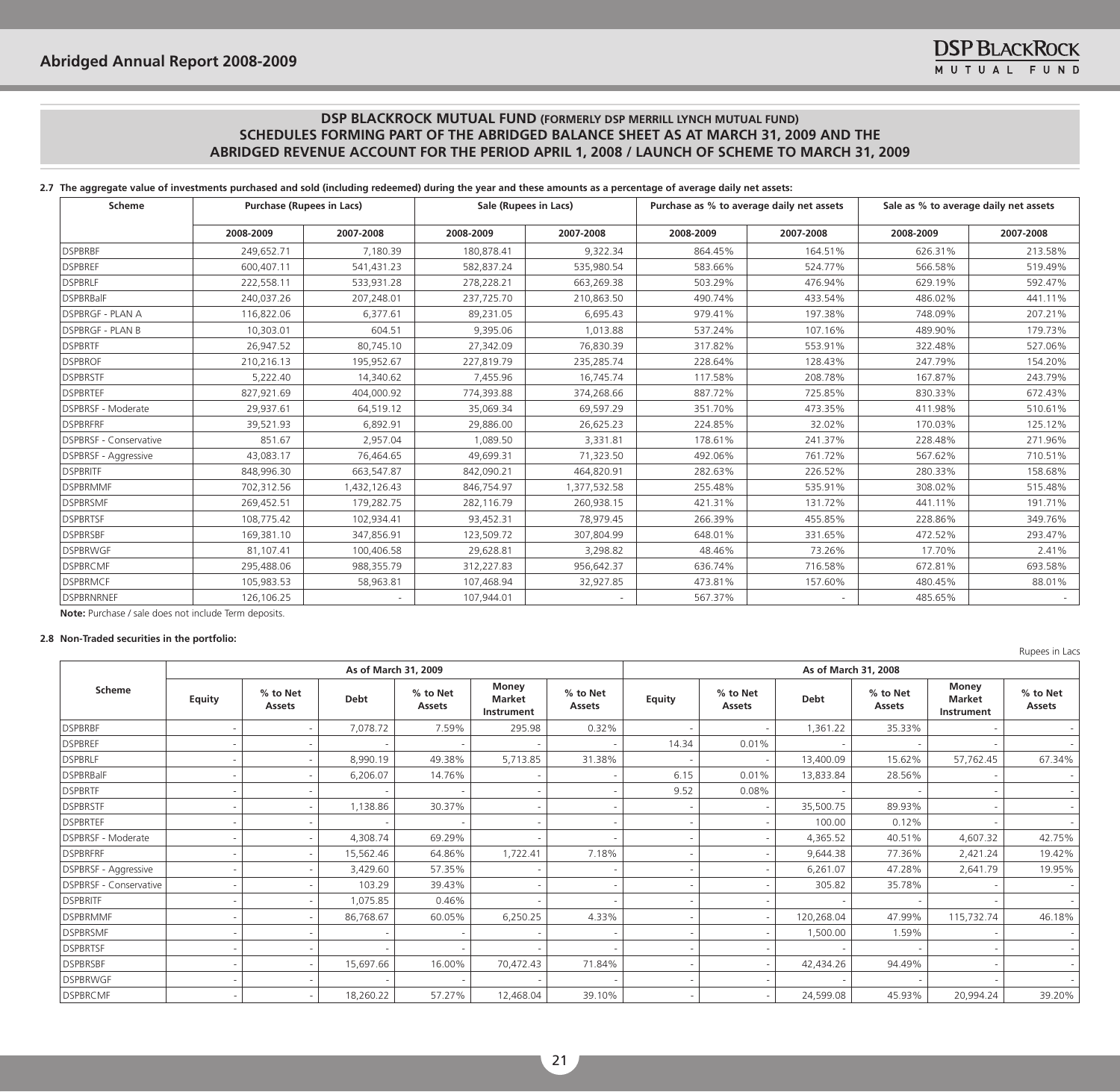## DSP BLACKROCK MUTUAL FUND (FORMERLY DSP MERRILL LYNCH MUTUAL FUND)
## SCHEDULES FORMING PART OF THE ABRIDGED BALANCE SHEET AS AT MARCH 31, 2009 AND THE ABRIDGED REVENUE ACCOUNT FOR THE PERIOD APRIL 1, 2008 / LAUNCH OF SCHEME TO MARCH 31, 2009

**2.7 The aggregate value of investments purchased and sold (including redeemed) during the year and these amounts as a percentage of average daily net assets:**

| Scheme | Purchase (Rupees in Lacs) | | Sale (Rupees in Lacs) | | Purchase as % to average daily net assets | | Sale as % to average daily net assets | |
|---|---|---|---|---|---|---|---|---|
| | 2008-2009 | 2007-2008 | 2008-2009 | 2007-2008 | 2008-2009 | 2007-2008 | 2008-2009 | 2007-2008 |
| DSPBRBF | 249,652.71 | 7,180.39 | 180,878.41 | 9,322.34 | 864.45% | 164.51% | 626.31% | 213.58% |
| DSPBREF | 600,407.11 | 541,431.23 | 582,837.24 | 535,980.54 | 583.66% | 524.77% | 566.58% | 519.49% |
| DSPBRLF | 222,558.11 | 533,931.28 | 278,228.21 | 663,269.38 | 503.29% | 476.94% | 629.19% | 592.47% |
| DSPBRBalF | 240,037.26 | 207,248.01 | 237,725.70 | 210,863.50 | 490.74% | 433.54% | 486.02% | 441.11% |
| DSPBRGF - PLAN A | 116,822.06 | 6,377.61 | 89,231.05 | 6,695.43 | 979.41% | 197.38% | 748.09% | 207.21% |
| DSPBRGF - PLAN B | 10,303.01 | 604.51 | 9,395.06 | 1,013.88 | 537.24% | 107.16% | 489.90% | 179.73% |
| DSPBRTF | 26,947.52 | 80,745.10 | 27,342.09 | 76,830.39 | 317.82% | 553.91% | 322.48% | 527.06% |
| DSPBROF | 210,216.13 | 195,952.67 | 227,819.79 | 235,285.74 | 228.64% | 128.43% | 247.79% | 154.20% |
| DSPBRSTF | 5,222.40 | 14,340.62 | 7,455.96 | 16,745.74 | 117.58% | 208.78% | 167.87% | 243.79% |
| DSPBRTEF | 827,921.69 | 404,000.92 | 774,393.88 | 374,268.66 | 887.72% | 725.85% | 830.33% | 672.43% |
| DSPBRSF - Moderate | 29,937.61 | 64,519.12 | 35,069.34 | 69,597.29 | 351.70% | 473.35% | 411.98% | 510.61% |
| DSPBRFRF | 39,521.93 | 6,892.91 | 29,886.00 | 26,625.23 | 224.85% | 32.02% | 170.03% | 125.12% |
| DSPBRSF - Conservative | 851.67 | 2,957.04 | 1,089.50 | 3,331.81 | 178.61% | 241.37% | 228.48% | 271.96% |
| DSPBRSF - Aggressive | 43,083.17 | 76,464.65 | 49,699.31 | 71,323.50 | 492.06% | 761.72% | 567.62% | 710.51% |
| DSPBRITF | 848,996.30 | 663,547.87 | 842,090.21 | 464,820.91 | 282.63% | 226.52% | 280.33% | 158.68% |
| DSPBRMMF | 702,312.56 | 1,432,126.43 | 846,754.97 | 1,377,532.58 | 255.48% | 535.91% | 308.02% | 515.48% |
| DSPBRSMF | 269,452.51 | 179,282.75 | 282,116.79 | 260,938.15 | 421.31% | 131.72% | 441.11% | 191.71% |
| DSPBRTSF | 108,775.42 | 102,934.41 | 93,452.31 | 78,979.45 | 266.39% | 455.85% | 228.86% | 349.76% |
| DSPBRSBF | 169,381.10 | 347,856.91 | 123,509.72 | 307,804.99 | 648.01% | 331.65% | 472.52% | 293.47% |
| DSPBRWGF | 81,107.41 | 100,406.58 | 29,628.81 | 3,298.82 | 48.46% | 73.26% | 17.70% | 2.41% |
| DSPBRCMF | 295,488.06 | 988,355.79 | 312,227.83 | 956,642.37 | 636.74% | 716.58% | 672.81% | 693.58% |
| DSPBRMCF | 105,983.53 | 58,963.81 | 107,468.94 | 32,927.85 | 473.81% | 157.60% | 480.45% | 88.01% |
| DSPBRNRNEF | 126,106.25 | - | 107,944.01 | - | 567.37% | - | 485.65% | - |

**Note:** Purchase / sale does not include Term deposits.

**2.8 Non-Traded securities in the portfolio:**

Rupees in Lacs

| Scheme | As of March 31, 2009 | | | | | | As of March 31, 2008 | | | | | |
|---|---|---|---|---|---|---|---|---|---|---|---|---|
| | Equity | % to Net Assets | Debt | % to Net Assets | Money Market Instrument | % to Net Assets | Equity | % to Net Assets | Debt | % to Net Assets | Money Market Instrument | % to Net Assets |
| DSPBRBF | - | - | 7,078.72 | 7.59% | 295.98 | 0.32% | - | - | 1,361.22 | 35.33% | - | - |
| DSPBREF | - | - | - | - | - | - | 14.34 | 0.01% | - | - | - | - |
| DSPBRLF | - | - | 8,990.19 | 49.38% | 5,713.85 | 31.38% | - | - | 13,400.09 | 15.62% | 57,762.45 | 67.34% |
| DSPBRBalF | - | - | 6,206.07 | 14.76% | - | - | 6.15 | 0.01% | 13,833.84 | 28.56% | - | - |
| DSPBRTF | - | - | - | - | - | - | 9.52 | 0.08% | - | - | - | - |
| DSPBRSTF | - | - | 1,138.86 | 30.37% | - | - | - | - | 35,500.75 | 89.93% | - | - |
| DSPBRTEF | - | - | - | - | - | - | - | - | 100.00 | 0.12% | - | - |
| DSPBRSF - Moderate | - | - | 4,308.74 | 69.29% | - | - | - | - | 4,365.52 | 40.51% | 4,607.32 | 42.75% |
| DSPBRFRF | - | - | 15,562.46 | 64.86% | 1,722.41 | 7.18% | - | - | 9,644.38 | 77.36% | 2,421.24 | 19.42% |
| DSPBRSF - Aggressive | - | - | 3,429.60 | 57.35% | - | - | - | - | 6,261.07 | 47.28% | 2,641.79 | 19.95% |
| DSPBRSF - Conservative | - | - | 103.29 | 39.43% | - | - | - | - | 305.82 | 35.78% | - | - |
| DSPBRITF | - | - | 1,075.85 | 0.46% | - | - | - | - | - | - | - | - |
| DSPBRMMF | - | - | 86,768.67 | 60.05% | 6,250.25 | 4.33% | - | - | 120,268.04 | 47.99% | 115,732.74 | 46.18% |
| DSPBRSMF | - | - | - | - | - | - | - | - | 1,500.00 | 1.59% | - | - |
| DSPBRTSF | - | - | - | - | - | - | - | - | - | - | - | - |
| DSPBRSBF | - | - | 15,697.66 | 16.00% | 70,472.43 | 71.84% | - | - | 42,434.26 | 94.49% | - | - |
| DSPBRWGF | - | - | - | - | - | - | - | - | - | - | - | - |
| DSPBRCMF | - | - | 18,260.22 | 57.27% | 12,468.04 | 39.10% | - | - | 24,599.08 | 45.93% | 20,994.24 | 39.20% |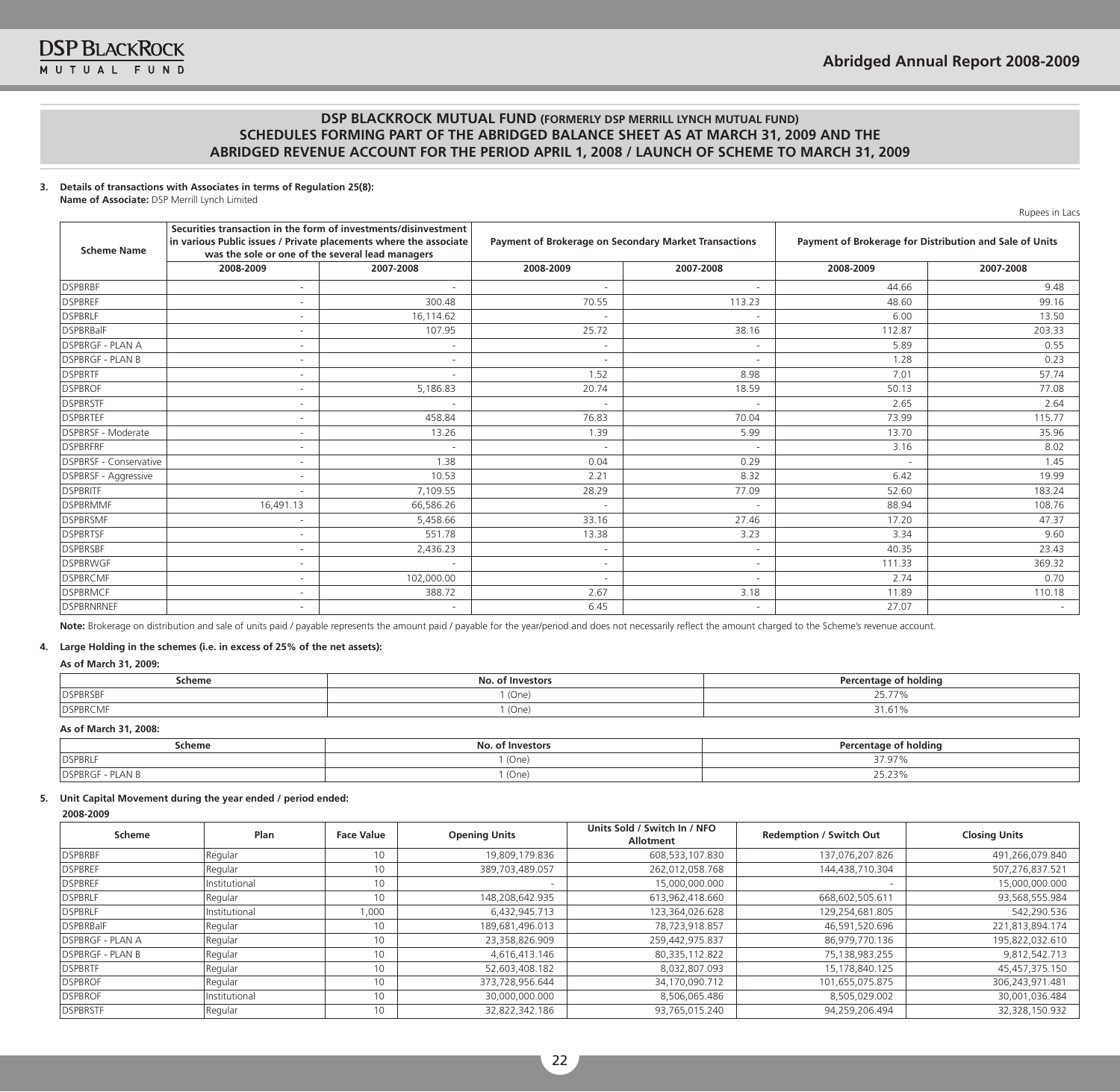# DSP BLACKROCK MUTUAL FUND (FORMERLY DSP MERRILL LYNCH MUTUAL FUND)
## SCHEDULES FORMING PART OF THE ABRIDGED BALANCE SHEET AS AT MARCH 31, 2009 AND THE ABRIDGED REVENUE ACCOUNT FOR THE PERIOD APRIL 1, 2008 / LAUNCH OF SCHEME TO MARCH 31, 2009

**3. Details of transactions with Associates in terms of Regulation 25(8):**

**Name of Associate:** DSP Merrill Lynch Limited

Rupees in Lacs

| Scheme Name | Securities transaction in the form of investments/disinvestment in various Public issues / Private placements where the associate was the sole or one of the several lead managers | | Payment of Brokerage on Secondary Market Transactions | | Payment of Brokerage for Distribution and Sale of Units | |
|---|---|---|---|---|---|---|
| | 2008-2009 | 2007-2008 | 2008-2009 | 2007-2008 | 2008-2009 | 2007-2008 |
| DSPBRBF | - | - | - | - | 44.66 | 9.48 |
| DSPBREF | - | 300.48 | 70.55 | 113.23 | 48.60 | 99.16 |
| DSPBRLF | - | 16,114.62 | - | - | 6.00 | 13.50 |
| DSPBRBalF | - | 107.95 | 25.72 | 38.16 | 112.87 | 203.33 |
| DSPBRGF - PLAN A | - | - | - | - | 5.89 | 0.55 |
| DSPBRGF - PLAN B | - | - | - | - | 1.28 | 0.23 |
| DSPBRTF | - | - | 1.52 | 8.98 | 7.01 | 57.74 |
| DSPBROF | - | 5,186.83 | 20.74 | 18.59 | 50.13 | 77.08 |
| DSPBRSTF | - | - | - | - | 2.65 | 2.64 |
| DSPBRTEF | - | 458.84 | 76.83 | 70.04 | 73.99 | 115.77 |
| DSPBRSF - Moderate | - | 13.26 | 1.39 | 5.99 | 13.70 | 35.96 |
| DSPBRFRF | - | - | - | - | 3.16 | 8.02 |
| DSPBRSF - Conservative | - | 1.38 | 0.04 | 0.29 | - | 1.45 |
| DSPBRSF - Aggressive | - | 10.53 | 2.21 | 8.32 | 6.42 | 19.99 |
| DSPBRITF | - | 7,109.55 | 28.29 | 77.09 | 52.60 | 183.24 |
| DSPBRMMF | 16,491.13 | 66,586.26 | - | - | 88.94 | 108.76 |
| DSPBRSMF | - | 5,458.66 | 33.16 | 27.46 | 17.20 | 47.37 |
| DSPBRTSF | - | 551.78 | 13.38 | 3.23 | 3.34 | 9.60 |
| DSPBRSBF | - | 2,436.23 | - | - | 40.35 | 23.43 |
| DSPBRWGF | - | - | - | - | 111.33 | 369.32 |
| DSPBRCMF | - | 102,000.00 | - | - | 2.74 | 0.70 |
| DSPBRMCF | - | 388.72 | 2.67 | 3.18 | 11.89 | 110.18 |
| DSPBRNRNEF | - | - | 6.45 | - | 27.07 | - |

**Note:** Brokerage on distribution and sale of units paid / payable represents the amount paid / payable for the year/period and does not necessarily reflect the amount charged to the Scheme's revenue account.

**4. Large Holding in the schemes (i.e. in excess of 25% of the net assets):**

**As of March 31, 2009:**

| Scheme | No. of Investors | Percentage of holding |
|---|---|---|
| DSPBRSBF | 1 (One) | 25.77% |
| DSPBRCMF | 1 (One) | 31.61% |

**As of March 31, 2008:**

| Scheme | No. of Investors | Percentage of holding |
|---|---|---|
| DSPBRLF | 1 (One) | 37.97% |
| DSPBRGF - PLAN B | 1 (One) | 25.23% |

**5. Unit Capital Movement during the year ended / period ended:**

**2008-2009**

| Scheme | Plan | Face Value | Opening Units | Units Sold / Switch In / NFO Allotment | Redemption / Switch Out | Closing Units |
|---|---|---|---|---|---|---|
| DSPBRBF | Regular | 10 | 19,809,179.836 | 608,533,107.830 | 137,076,207.826 | 491,266,079.840 |
| DSPBREF | Regular | 10 | 389,703,489.057 | 262,012,058.768 | 144,438,710.304 | 507,276,837.521 |
| DSPBREF | Institutional | 10 | - | 15,000,000.000 | - | 15,000,000.000 |
| DSPBRLF | Regular | 10 | 148,208,642.935 | 613,962,418.660 | 668,602,505.611 | 93,568,555.984 |
| DSPBRLF | Institutional | 1,000 | 6,432,945.713 | 123,364,026.628 | 129,254,681.805 | 542,290.536 |
| DSPBRBalF | Regular | 10 | 189,681,496.013 | 78,723,918.857 | 46,591,520.696 | 221,813,894.174 |
| DSPBRGF - PLAN A | Regular | 10 | 23,358,826.909 | 259,442,975.837 | 86,979,770.136 | 195,822,032.610 |
| DSPBRGF - PLAN B | Regular | 10 | 4,616,413.146 | 80,335,112.822 | 75,138,983.255 | 9,812,542.713 |
| DSPBRTF | Regular | 10 | 52,603,408.182 | 8,032,807.093 | 15,178,840.125 | 45,457,375.150 |
| DSPBROF | Regular | 10 | 373,728,956.644 | 34,170,090.712 | 101,655,075.875 | 306,243,971.481 |
| DSPBROF | Institutional | 10 | 30,000,000.000 | 8,506,065.486 | 8,505,029.002 | 30,001,036.484 |
| DSPBRSTF | Regular | 10 | 32,822,342.186 | 93,765,015.240 | 94,259,206.494 | 32,328,150.932 |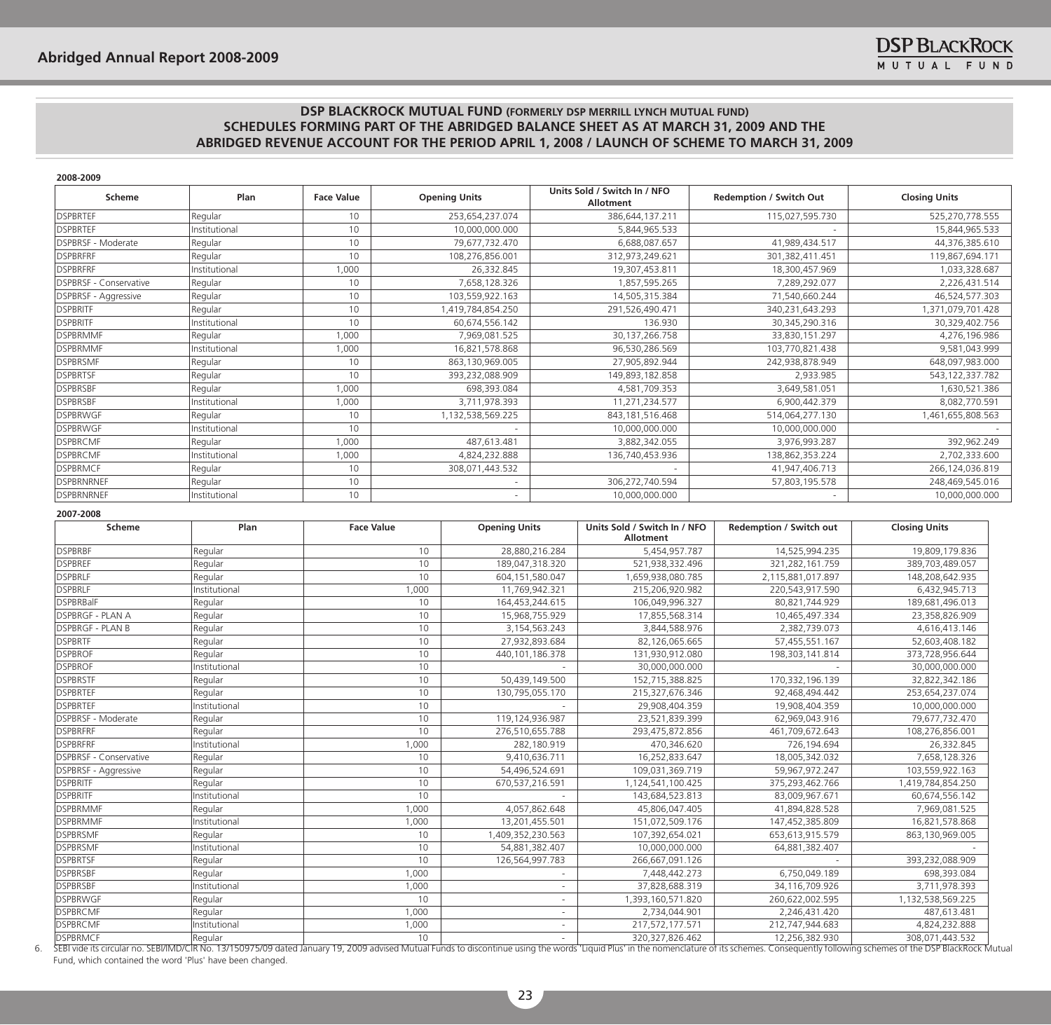**DSP BLACKROCK MUTUAL FUND (FORMERLY DSP MERRILL LYNCH MUTUAL FUND)**
**SCHEDULES FORMING PART OF THE ABRIDGED BALANCE SHEET AS AT MARCH 31, 2009 AND THE ABRIDGED REVENUE ACCOUNT FOR THE PERIOD APRIL 1, 2008 / LAUNCH OF SCHEME TO MARCH 31, 2009**

**2008-2009**

| Scheme | Plan | Face Value | Opening Units | Units Sold / Switch In / NFO Allotment | Redemption / Switch Out | Closing Units |
|---|---|---|---|---|---|---|
| DSPBRTEF | Regular | 10 | 253,654,237.074 | 386,644,137.211 | 115,027,595.730 | 525,270,778.555 |
| DSPBRTEF | Institutional | 10 | 10,000,000.000 | 5,844,965.533 | - | 15,844,965.533 |
| DSPBRSF - Moderate | Regular | 10 | 79,677,732.470 | 6,688,087.657 | 41,989,434.517 | 44,376,385.610 |
| DSPBRFRF | Regular | 10 | 108,276,856.001 | 312,973,249.621 | 301,382,411.451 | 119,867,694.171 |
| DSPBRFRF | Institutional | 1,000 | 26,332.845 | 19,307,453.811 | 18,300,457.969 | 1,033,328.687 |
| DSPBRSF - Conservative | Regular | 10 | 7,658,128.326 | 1,857,595.265 | 7,289,292.077 | 2,226,431.514 |
| DSPBRSF - Aggressive | Regular | 10 | 103,559,922.163 | 14,505,315.384 | 71,540,660.244 | 46,524,577.303 |
| DSPBRITF | Regular | 10 | 1,419,784,854.250 | 291,526,490.471 | 340,231,643.293 | 1,371,079,701.428 |
| DSPBRITF | Institutional | 10 | 60,674,556.142 | 136.930 | 30,345,290.316 | 30,329,402.756 |
| DSPBRMMF | Regular | 1,000 | 7,969,081.525 | 30,137,266.758 | 33,830,151.297 | 4,276,196.986 |
| DSPBRMMF | Institutional | 1,000 | 16,821,578.868 | 96,530,286.569 | 103,770,821.438 | 9,581,043.999 |
| DSPBRSMF | Regular | 10 | 863,130,969.005 | 27,905,892.944 | 242,938,878.949 | 648,097,983.000 |
| DSPBRTSF | Regular | 10 | 393,232,088.909 | 149,893,182.858 | 2,933.985 | 543,122,337.782 |
| DSPBRSBF | Regular | 1,000 | 698,393.084 | 4,581,709.353 | 3,649,581.051 | 1,630,521.386 |
| DSPBRSBF | Institutional | 1,000 | 3,711,978.393 | 11,271,234.577 | 6,900,442.379 | 8,082,770.591 |
| DSPBRWGF | Regular | 10 | 1,132,538,569.225 | 843,181,516.468 | 514,064,277.130 | 1,461,655,808.563 |
| DSPBRWGF | Institutional | 10 | - | 10,000,000.000 | 10,000,000.000 | - |
| DSPBRCMF | Regular | 1,000 | 487,613.481 | 3,882,342.055 | 3,976,993.287 | 392,962.249 |
| DSPBRCMF | Institutional | 1,000 | 4,824,232.888 | 136,740,453.936 | 138,862,353.224 | 2,702,333.600 |
| DSPBRMCF | Regular | 10 | 308,071,443.532 | - | 41,947,406.713 | 266,124,036.819 |
| DSPBRNRNEF | Regular | 10 | - | 306,272,740.594 | 57,803,195.578 | 248,469,545.016 |
| DSPBRNRNEF | Institutional | 10 | - | 10,000,000.000 | - | 10,000,000.000 |

**2007-2008**

| Scheme | Plan | Face Value | Opening Units | Units Sold / Switch In / NFO Allotment | Redemption / Switch out | Closing Units |
|---|---|---|---|---|---|---|
| DSPBRBF | Regular | 10 | 28,880,216.284 | 5,454,957.787 | 14,525,994.235 | 19,809,179.836 |
| DSPBREF | Regular | 10 | 189,047,318.320 | 521,938,332.496 | 321,282,161.759 | 389,703,489.057 |
| DSPBRLF | Regular | 10 | 604,151,580.047 | 1,659,938,080.785 | 2,115,881,017.897 | 148,208,642.935 |
| DSPBRLF | Institutional | 1,000 | 11,769,942.321 | 215,206,920.982 | 220,543,917.590 | 6,432,945.713 |
| DSPBRBalF | Regular | 10 | 164,453,244.615 | 106,049,996.327 | 80,821,744.929 | 189,681,496.013 |
| DSPBRGF - PLAN A | Regular | 10 | 15,968,755.929 | 17,855,568.314 | 10,465,497.334 | 23,358,826.909 |
| DSPBRGF - PLAN B | Regular | 10 | 3,154,563.243 | 3,844,588.976 | 2,382,739.073 | 4,616,413.146 |
| DSPBRTF | Regular | 10 | 27,932,893.684 | 82,126,065.665 | 57,455,551.167 | 52,603,408.182 |
| DSPBROF | Regular | 10 | 440,101,186.378 | 131,930,912.080 | 198,303,141.814 | 373,728,956.644 |
| DSPBROF | Institutional | 10 | - | 30,000,000.000 | - | 30,000,000.000 |
| DSPBRSTF | Regular | 10 | 50,439,149.500 | 152,715,388.825 | 170,332,196.139 | 32,822,342.186 |
| DSPBRTEF | Regular | 10 | 130,795,055.170 | 215,327,676.346 | 92,468,494.442 | 253,654,237.074 |
| DSPBRTEF | Institutional | 10 | - | 29,908,404.359 | 19,908,404.359 | 10,000,000.000 |
| DSPBRSF - Moderate | Regular | 10 | 119,124,936.987 | 23,521,839.399 | 62,969,043.916 | 79,677,732.470 |
| DSPBRFRF | Regular | 10 | 276,510,655.788 | 293,475,872.856 | 461,709,672.643 | 108,276,856.001 |
| DSPBRFRF | Institutional | 1,000 | 282,180.919 | 470,346.620 | 726,194.694 | 26,332.845 |
| DSPBRSF - Conservative | Regular | 10 | 9,410,636.711 | 16,252,833.647 | 18,005,342.032 | 7,658,128.326 |
| DSPBRSF - Aggressive | Regular | 10 | 54,496,524.691 | 109,031,369.719 | 59,967,972.247 | 103,559,922.163 |
| DSPBRITF | Regular | 10 | 670,537,216.591 | 1,124,541,100.425 | 375,293,462.766 | 1,419,784,854.250 |
| DSPBRITF | Institutional | 10 | - | 143,684,523.813 | 83,009,967.671 | 60,674,556.142 |
| DSPBRMMF | Regular | 1,000 | 4,057,862.648 | 45,806,047.405 | 41,894,828.528 | 7,969,081.525 |
| DSPBRMMF | Institutional | 1,000 | 13,201,455.501 | 151,072,509.176 | 147,452,385.809 | 16,821,578.868 |
| DSPBRSMF | Regular | 10 | 1,409,352,230.563 | 107,392,654.021 | 653,613,915.579 | 863,130,969.005 |
| DSPBRSMF | Institutional | 10 | 54,881,382.407 | 10,000,000.000 | 64,881,382.407 | - |
| DSPBRTSF | Regular | 10 | 126,564,997.783 | 266,667,091.126 | - | 393,232,088.909 |
| DSPBRSBF | Regular | 1,000 | - | 7,448,442.273 | 6,750,049.189 | 698,393.084 |
| DSPBRSBF | Institutional | 1,000 | - | 37,828,688.319 | 34,116,709.926 | 3,711,978.393 |
| DSPBRWGF | Regular | 10 | - | 1,393,160,571.820 | 260,622,002.595 | 1,132,538,569.225 |
| DSPBRCMF | Regular | 1,000 | - | 2,734,044.901 | 2,246,431.420 | 487,613.481 |
| DSPBRCMF | Institutional | 1,000 | - | 217,572,177.571 | 212,747,944.683 | 4,824,232.888 |
| DSPBRMCF | Regular | 10 | - | 320,327,826.462 | 12,256,382.930 | 308,071,443.532 |

6. SEBI vide its circular no. SEBI/IMD/CIR No. 13/150975/09 dated January 19, 2009 advised Mutual Funds to discontinue using the words 'Liquid Plus' in the nomenclature of its schemes. Consequently following schemes of the DSP BlackRock Mutual Fund, which contained the word 'Plus' have been changed.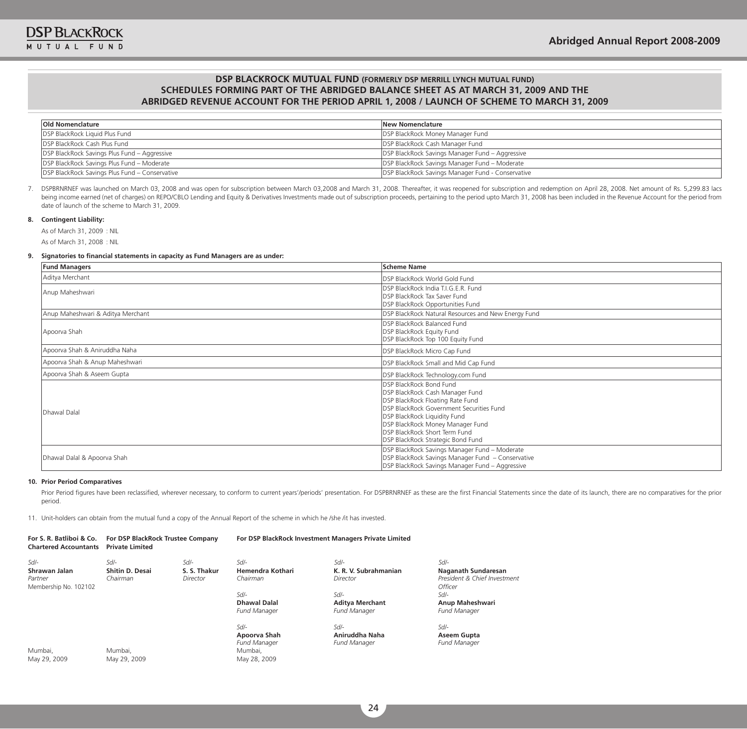## DSP BLACKROCK MUTUAL FUND (FORMERLY DSP MERRILL LYNCH MUTUAL FUND)
## SCHEDULES FORMING PART OF THE ABRIDGED BALANCE SHEET AS AT MARCH 31, 2009 AND THE ABRIDGED REVENUE ACCOUNT FOR THE PERIOD APRIL 1, 2008 / LAUNCH OF SCHEME TO MARCH 31, 2009

| Old Nomenclature | New Nomenclature |
|---|---|
| DSP BlackRock Liquid Plus Fund | DSP BlackRock Money Manager Fund |
| DSP BlackRock Cash Plus Fund | DSP BlackRock Cash Manager Fund |
| DSP BlackRock Savings Plus Fund – Aggressive | DSP BlackRock Savings Manager Fund – Aggressive |
| DSP BlackRock Savings Plus Fund – Moderate | DSP BlackRock Savings Manager Fund – Moderate |
| DSP BlackRock Savings Plus Fund – Conservative | DSP BlackRock Savings Manager Fund - Conservative |

7. DSPBRNRNEF was launched on March 03, 2008 and was open for subscription between March 03,2008 and March 31, 2008. Thereafter, it was reopened for subscription and redemption on April 28, 2008. Net amount of Rs. 5,299.83 lacs being income earned (net of charges) on REPO/CBLO Lending and Equity & Derivatives Investments made out of subscription proceeds, pertaining to the period upto March 31, 2008 has been included in the Revenue Account for the period from date of launch of the scheme to March 31, 2009.

**8. Contingent Liability:**

As of March 31, 2009 : NIL

As of March 31, 2008 : NIL

**9. Signatories to financial statements in capacity as Fund Managers are as under:**

| Fund Managers | Scheme Name |
|---|---|
| Aditya Merchant | DSP BlackRock World Gold Fund |
| Anup Maheshwari | DSP BlackRock India T.I.G.E.R. Fund<br>DSP BlackRock Tax Saver Fund<br>DSP BlackRock Opportunities Fund |
| Anup Maheshwari & Aditya Merchant | DSP BlackRock Natural Resources and New Energy Fund |
| Apoorva Shah | DSP BlackRock Balanced Fund<br>DSP BlackRock Equity Fund<br>DSP BlackRock Top 100 Equity Fund |
| Apoorva Shah & Aniruddha Naha | DSP BlackRock Micro Cap Fund |
| Apoorva Shah & Anup Maheshwari | DSP BlackRock Small and Mid Cap Fund |
| Apoorva Shah & Aseem Gupta | DSP BlackRock Technology.com Fund |
| Dhawal Dalal | DSP BlackRock Bond Fund<br>DSP BlackRock Cash Manager Fund<br>DSP BlackRock Floating Rate Fund<br>DSP BlackRock Government Securities Fund<br>DSP BlackRock Liquidity Fund<br>DSP BlackRock Money Manager Fund<br>DSP BlackRock Short Term Fund<br>DSP BlackRock Strategic Bond Fund |
| Dhawal Dalal & Apoorva Shah | DSP BlackRock Savings Manager Fund – Moderate<br>DSP BlackRock Savings Manager Fund – Conservative<br>DSP BlackRock Savings Manager Fund – Aggressive |

**10. Prior Period Comparatives**

Prior Period figures have been reclassified, wherever necessary, to conform to current years'/periods' presentation. For DSPBRNRNEF as these are the first Financial Statements since the date of its launch, there are no comparatives for the prior period.

11. Unit-holders can obtain from the mutual fund a copy of the Annual Report of the scheme in which he /she /it has invested.

**For S. R. Batliboi & Co. Chartered Accountants**

*Sd/-*
**Shrawan Jalan**
*Partner*
Membership No. 102102

Mumbai,
May 29, 2009

**For DSP BlackRock Trustee Company Private Limited**

*Sd/-*
**Shitin D. Desai**
*Chairman*

*Sd/-*
**S. S. Thakur**
*Director*

Mumbai,
May 29, 2009

**For DSP BlackRock Investment Managers Private Limited**

*Sd/-*
**Hemendra Kothari**
*Chairman*

*Sd/-*
**K. R. V. Subrahmanian**
*Director*

*Sd/-*
**Naganath Sundaresan**
*President & Chief Investment Officer*

*Sd/-*
**Dhawal Dalal**
*Fund Manager*

*Sd/-*
**Aditya Merchant**
*Fund Manager*

*Sd/-*
**Anup Maheshwari**
*Fund Manager*

*Sd/-*
**Apoorva Shah**
*Fund Manager*

*Sd/-*
**Aniruddha Naha**
*Fund Manager*

*Sd/-*
**Aseem Gupta**
*Fund Manager*

Mumbai,
May 28, 2009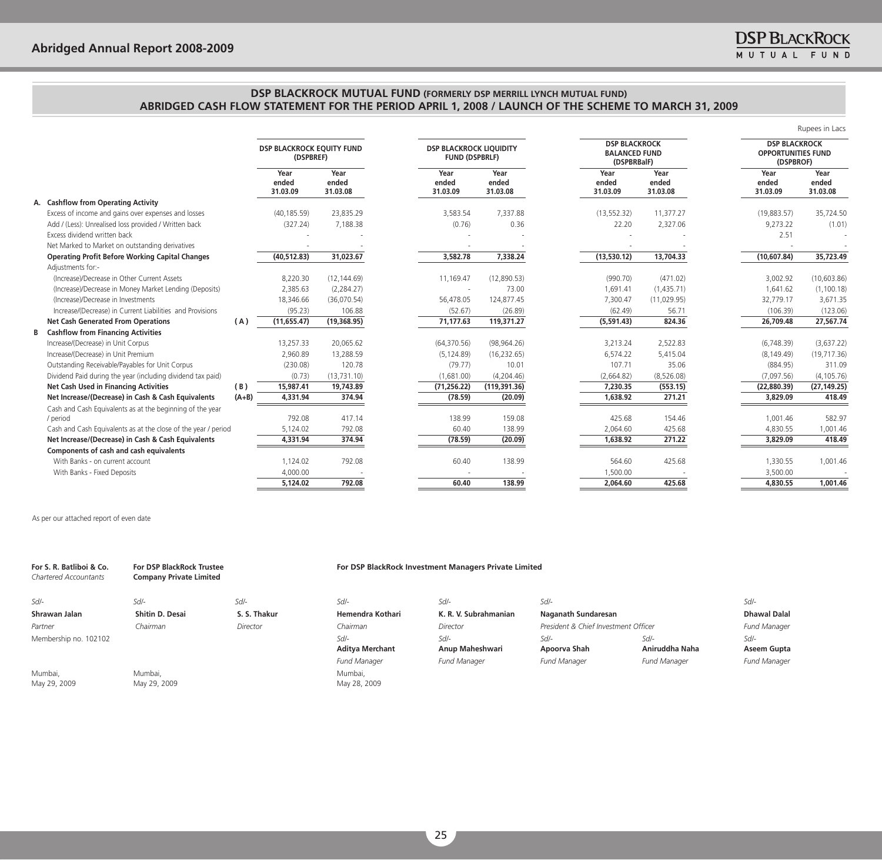## DSP BLACKROCK MUTUAL FUND (FORMERLY DSP MERRILL LYNCH MUTUAL FUND)

## ABRIDGED CASH FLOW STATEMENT FOR THE PERIOD APRIL 1, 2008 / LAUNCH OF THE SCHEME TO MARCH 31, 2009

Rupees in Lacs

| | | | DSP BLACKROCK EQUITY FUND (DSPBREF) | | DSP BLACKROCK LIQUIDITY FUND (DSPBRLF) | | DSP BLACKROCK BALANCED FUND (DSPBRBalF) | | DSP BLACKROCK OPPORTUNITIES FUND (DSPBROF) | |
|---|---|---|---|---|---|---|---|---|---|---|
| | | | Year ended 31.03.09 | Year ended 31.03.08 | Year ended 31.03.09 | Year ended 31.03.08 | Year ended 31.03.09 | Year ended 31.03.08 | Year ended 31.03.09 | Year ended 31.03.08 |
| **A.** | **Cashflow from Operating Activity** | | | | | | | | | |
| | Excess of income and gains over expenses and losses | | (40,185.59) | 23,835.29 | 3,583.54 | 7,337.88 | (13,552.32) | 11,377.27 | (19,883.57) | 35,724.50 |
| | Add / (Less): Unrealised loss provided / Written back | | (327.24) | 7,188.38 | (0.76) | 0.36 | 22.20 | 2,327.06 | 9,273.22 | (1.01) |
| | Excess dividend written back | | - | - | - | - | - | - | 2.51 | - |
| | Net Marked to Market on outstanding derivatives | | - | - | - | - | - | - | - | - |
| | **Operating Profit Before Working Capital Changes** | | **(40,512.83)** | **31,023.67** | **3,582.78** | **7,338.24** | **(13,530.12)** | **13,704.33** | **(10,607.84)** | **35,723.49** |
| | Adjustments for:- | | | | | | | | | |
| | (Increase)/Decrease in Other Current Assets | | 8,220.30 | (12,144.69) | 11,169.47 | (12,890.53) | (990.70) | (471.02) | 3,002.92 | (10,603.86) |
| | (Increase)/Decrease in Money Market Lending (Deposits) | | 2,385.63 | (2,284.27) | - | 73.00 | 1,691.41 | (1,435.71) | 1,641.62 | (1,100.18) |
| | (Increase)/Decrease in Investments | | 18,346.66 | (36,070.54) | 56,478.05 | 124,877.45 | 7,300.47 | (11,029.95) | 32,779.17 | 3,671.35 |
| | Increase/(Decrease) in Current Liabilities and Provisions | | (95.23) | 106.88 | (52.67) | (26.89) | (62.49) | 56.71 | (106.39) | (123.06) |
| | **Net Cash Generated From Operations** | **( A )** | **(11,655.47)** | **(19,368.95)** | **71,177.63** | **119,371.27** | **(5,591.43)** | **824.36** | **26,709.48** | **27,567.74** |
| **B** | **Cashflow from Financing Activities** | | | | | | | | | |
| | Increase/(Decrease) in Unit Corpus | | 13,257.33 | 20,065.62 | (64,370.56) | (98,964.26) | 3,213.24 | 2,522.83 | (6,748.39) | (3,637.22) |
| | Increase/(Decrease) in Unit Premium | | 2,960.89 | 13,288.59 | (5,124.89) | (16,232.65) | 6,574.22 | 5,415.04 | (8,149.49) | (19,717.36) |
| | Outstanding Receivable/Payables for Unit Corpus | | (230.08) | 120.78 | (79.77) | 10.01 | 107.71 | 35.06 | (884.95) | 311.09 |
| | Dividend Paid during the year (including dividend tax paid) | | (0.73) | (13,731.10) | (1,681.00) | (4,204.46) | (2,664.82) | (8,526.08) | (7,097.56) | (4,105.76) |
| | **Net Cash Used in Financing Activities** | **( B )** | **15,987.41** | **19,743.89** | **(71,256.22)** | **(119,391.36)** | **7,230.35** | **(553.15)** | **(22,880.39)** | **(27,149.25)** |
| | **Net Increase/(Decrease) in Cash & Cash Equivalents** | **(A+B)** | **4,331.94** | **374.94** | **(78.59)** | **(20.09)** | **1,638.92** | **271.21** | **3,829.09** | **418.49** |
| | Cash and Cash Equivalents as at the beginning of the year / period | | 792.08 | 417.14 | 138.99 | 159.08 | 425.68 | 154.46 | 1,001.46 | 582.97 |
| | Cash and Cash Equivalents as at the close of the year / period | | 5,124.02 | 792.08 | 60.40 | 138.99 | 2,064.60 | 425.68 | 4,830.55 | 1,001.46 |
| | **Net Increase/(Decrease) in Cash & Cash Equivalents** | | **4,331.94** | **374.94** | **(78.59)** | **(20.09)** | **1,638.92** | **271.22** | **3,829.09** | **418.49** |
| | **Components of cash and cash equivalents** | | | | | | | | | |
| | With Banks - on current account | | 1,124.02 | 792.08 | 60.40 | 138.99 | 564.60 | 425.68 | 1,330.55 | 1,001.46 |
| | With Banks - Fixed Deposits | | 4,000.00 | - | - | - | 1,500.00 | - | 3,500.00 | - |
| | | | **5,124.02** | **792.08** | **60.40** | **138.99** | **2,064.60** | **425.68** | **4,830.55** | **1,001.46** |

As per our attached report of even date

**For S. R. Batliboi & Co.**
*Chartered Accountants*

Sd/-
**Shrawan Jalan**
*Partner*
Membership no. 102102

Mumbai,
May 29, 2009

**For DSP BlackRock Trustee Company Private Limited**

Sd/-
**Shitin D. Desai**
*Chairman*

Sd/-
**S. S. Thakur**
*Director*

Mumbai,
May 29, 2009

**For DSP BlackRock Investment Managers Private Limited**

Sd/-
**Hemendra Kothari**
*Chairman*

Sd/-
**K. R. V. Subrahmanian**
*Director*

Sd/-
**Naganath Sundaresan**
*President & Chief Investment Officer*

Sd/-
**Dhawal Dalal**
*Fund Manager*

Sd/-
**Aditya Merchant**
*Fund Manager*

Sd/-
**Anup Maheshwari**
*Fund Manager*

Sd/-
**Apoorva Shah**
*Fund Manager*

Sd/-
**Aniruddha Naha**
*Fund Manager*

Sd/-
**Aseem Gupta**
*Fund Manager*

Mumbai,
May 28, 2009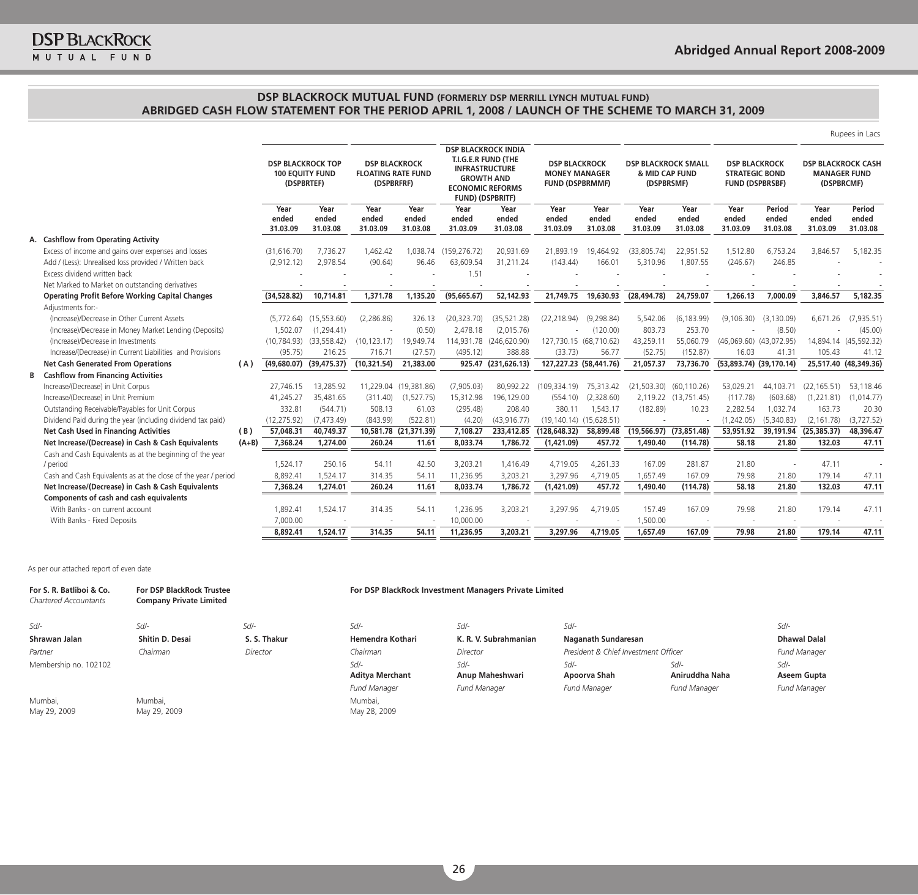## DSP BLACKROCK MUTUAL FUND (FORMERLY DSP MERRILL LYNCH MUTUAL FUND)

## ABRIDGED CASH FLOW STATEMENT FOR THE PERIOD APRIL 1, 2008 / LAUNCH OF THE SCHEME TO MARCH 31, 2009

Rupees in Lacs

| | | | DSP BLACKROCK TOP 100 EQUITY FUND (DSPBRTEF) | | DSP BLACKROCK FLOATING RATE FUND (DSPBRFRF) | | DSP BLACKROCK INDIA T.I.G.E.R FUND (THE INFRASTRUCTURE GROWTH AND ECONOMIC REFORMS FUND) (DSPBRITF) | | DSP BLACKROCK MONEY MANAGER FUND (DSPBRMMF) | | DSP BLACKROCK SMALL & MID CAP FUND (DSPBRSMF) | | DSP BLACKROCK STRATEGIC BOND FUND (DSPBRSBF) | | DSP BLACKROCK CASH MANAGER FUND (DSPBRCMF) | |
|---|---|---|---|---|---|---|---|---|---|---|---|---|---|---|---|---|
| | | | Year ended 31.03.09 | Year ended 31.03.08 | Year ended 31.03.09 | Year ended 31.03.08 | Year ended 31.03.09 | Year ended 31.03.08 | Year ended 31.03.09 | Year ended 31.03.08 | Year ended 31.03.09 | Year ended 31.03.08 | Year ended 31.03.09 | Period ended 31.03.08 | Year ended 31.03.09 | Period ended 31.03.08 |
| A. | **Cashflow from Operating Activity** | | | | | | | | | | | | | | | |
| | Excess of income and gains over expenses and losses | | (31,616.70) | 7,736.27 | 1,462.42 | 1,038.74 | (159,276.72) | 20,931.69 | 21,893.19 | 19,464.92 | (33,805.74) | 22,951.52 | 1,512.80 | 6,753.24 | 3,846.57 | 5,182.35 |
| | Add / (Less): Unrealised loss provided / Written back | | (2,912.12) | 2,978.54 | (90.64) | 96.46 | 63,609.54 | 31,211.24 | (143.44) | 166.01 | 5,310.96 | 1,807.55 | (246.67) | 246.85 | - | - |
| | Excess dividend written back | | - | - | - | - | 1.51 | - | - | - | - | - | - | - | - | - |
| | Net Marked to Market on outstanding derivatives | | - | - | - | - | - | - | - | - | - | - | - | - | - | - |
| | **Operating Profit Before Working Capital Changes** | | **(34,528.82)** | **10,714.81** | **1,371.78** | **1,135.20** | **(95,665.67)** | **52,142.93** | **21,749.75** | **19,630.93** | **(28,494.78)** | **24,759.07** | **1,266.13** | **7,000.09** | **3,846.57** | **5,182.35** |
| | Adjustments for:- | | | | | | | | | | | | | | | |
| | (Increase)/Decrease in Other Current Assets | | (5,772.64) | (15,553.60) | (2,286.86) | 326.13 | (20,323.70) | (35,521.28) | (22,218.94) | (9,298.84) | 5,542.06 | (6,183.99) | (9,106.30) | (3,130.09) | 6,671.26 | (7,935.51) |
| | (Increase)/Decrease in Money Market Lending (Deposits) | | 1,502.07 | (1,294.41) | - | (0.50) | 2,478.18 | (2,015.76) | - | (120.00) | 803.73 | 253.70 | - | (8.50) | - | (45.00) |
| | (Increase)/Decrease in Investments | | (10,784.93) | (33,558.42) | (10,123.17) | 19,949.74 | 114,931.78 | (246,620.90) | 127,730.15 | (68,710.62) | 43,259.11 | 55,060.79 | (46,069.60) | (43,072.95) | 14,894.14 | (45,592.32) |
| | Increase/(Decrease) in Current Liabilities and Provisions | | (95.75) | 216.25 | 716.71 | (27.57) | (495.12) | 388.88 | (33.73) | 56.77 | (52.75) | (152.87) | 16.03 | 41.31 | 105.43 | 41.12 |
| | **Net Cash Generated From Operations** | **(A)** | **(49,680.07)** | **(39,475.37)** | **(10,321.54)** | **21,383.00** | **925.47** | **(231,626.13)** | **127,227.23** | **(58,441.76)** | **21,057.37** | **73,736.70** | **(53,893.74)** | **(39,170.14)** | **25,517.40** | **(48,349.36)** |
| B | **Cashflow from Financing Activities** | | | | | | | | | | | | | | | |
| | Increase/(Decrease) in Unit Corpus | | 27,746.15 | 13,285.92 | 11,229.04 | (19,381.86) | (7,905.03) | 80,992.22 | (109,334.19) | 75,313.42 | (21,503.30) | (60,110.26) | 53,029.21 | 44,103.71 | (22,165.51) | 53,118.46 |
| | Increase/(Decrease) in Unit Premium | | 41,245.27 | 35,481.65 | (311.40) | (1,527.75) | 15,312.98 | 196,129.00 | (554.10) | (2,328.60) | 2,119.22 | (13,751.45) | (117.78) | (603.68) | (1,221.81) | (1,014.77) |
| | Outstanding Receivable/Payables for Unit Corpus | | 332.81 | (544.71) | 508.13 | 61.03 | (295.48) | 208.40 | 380.11 | 1,543.17 | (182.89) | 10.23 | 2,282.54 | 1,032.74 | 163.73 | 20.30 |
| | Dividend Paid during the year (including dividend tax paid) | | (12,275.92) | (7,473.49) | (843.99) | (522.81) | (4.20) | (43,916.77) | (19,140.14) | (15,628.51) | - | - | (1,242.05) | (5,340.83) | (2,161.78) | (3,727.52) |
| | **Net Cash Used in Financing Activities** | **(B)** | **57,048.31** | **40,749.37** | **10,581.78** | **(21,371.39)** | **7,108.27** | **233,412.85** | **(128,648.32)** | **58,899.48** | **(19,566.97)** | **(73,851.48)** | **53,951.92** | **39,191.94** | **(25,385.37)** | **48,396.47** |
| | **Net Increase/(Decrease) in Cash & Cash Equivalents** | **(A+B)** | **7,368.24** | **1,274.00** | **260.24** | **11.61** | **8,033.74** | **1,786.72** | **(1,421.09)** | **457.72** | **1,490.40** | **(114.78)** | **58.18** | **21.80** | **132.03** | **47.11** |
| | Cash and Cash Equivalents as at the beginning of the year / period | | 1,524.17 | 250.16 | 54.11 | 42.50 | 3,203.21 | 1,416.49 | 4,719.05 | 4,261.33 | 167.09 | 281.87 | 21.80 | - | 47.11 | - |
| | Cash and Cash Equivalents as at the close of the year / period | | 8,892.41 | 1,524.17 | 314.35 | 54.11 | 11,236.95 | 3,203.21 | 3,297.96 | 4,719.05 | 1,657.49 | 167.09 | 79.98 | 21.80 | 179.14 | 47.11 |
| | **Net Increase/(Decrease) in Cash & Cash Equivalents** | | **7,368.24** | **1,274.01** | **260.24** | **11.61** | **8,033.74** | **1,786.72** | **(1,421.09)** | **457.72** | **1,490.40** | **(114.78)** | **58.18** | **21.80** | **132.03** | **47.11** |
| | **Components of cash and cash equivalents** | | | | | | | | | | | | | | | |
| | With Banks - on current account | | 1,892.41 | 1,524.17 | 314.35 | 54.11 | 1,236.95 | 3,203.21 | 3,297.96 | 4,719.05 | 157.49 | 167.09 | 79.98 | 21.80 | 179.14 | 47.11 |
| | With Banks - Fixed Deposits | | 7,000.00 | - | - | - | 10,000.00 | - | - | - | 1,500.00 | - | - | - | - | - |
| | | | **8,892.41** | **1,524.17** | **314.35** | **54.11** | **11,236.95** | **3,203.21** | **3,297.96** | **4,719.05** | **1,657.49** | **167.09** | **79.98** | **21.80** | **179.14** | **47.11** |

As per our attached report of even date

**For S. R. Batliboi & Co.**
*Chartered Accountants*

Sd/-
**Shrawan Jalan**
*Partner*
Membership no. 102102

Mumbai,
May 29, 2009

**For DSP BlackRock Trustee Company Private Limited**

Sd/-
**Shitin D. Desai**
*Chairman*

Sd/-
**S. S. Thakur**
*Director*

Mumbai,
May 29, 2009

**For DSP BlackRock Investment Managers Private Limited**

Sd/-
**Hemendra Kothari**
*Chairman*

Sd/-
**K. R. V. Subrahmanian**
*Director*

Sd/-
**Naganath Sundaresan**
*President & Chief Investment Officer*

Sd/-
**Dhawal Dalal**
*Fund Manager*

Sd/-
**Aditya Merchant**
*Fund Manager*

Sd/-
**Anup Maheshwari**
*Fund Manager*

Sd/-
**Apoorva Shah**
*Fund Manager*

Sd/-
**Aniruddha Naha**
*Fund Manager*

Sd/-
**Aseem Gupta**
*Fund Manager*

Mumbai,
May 28, 2009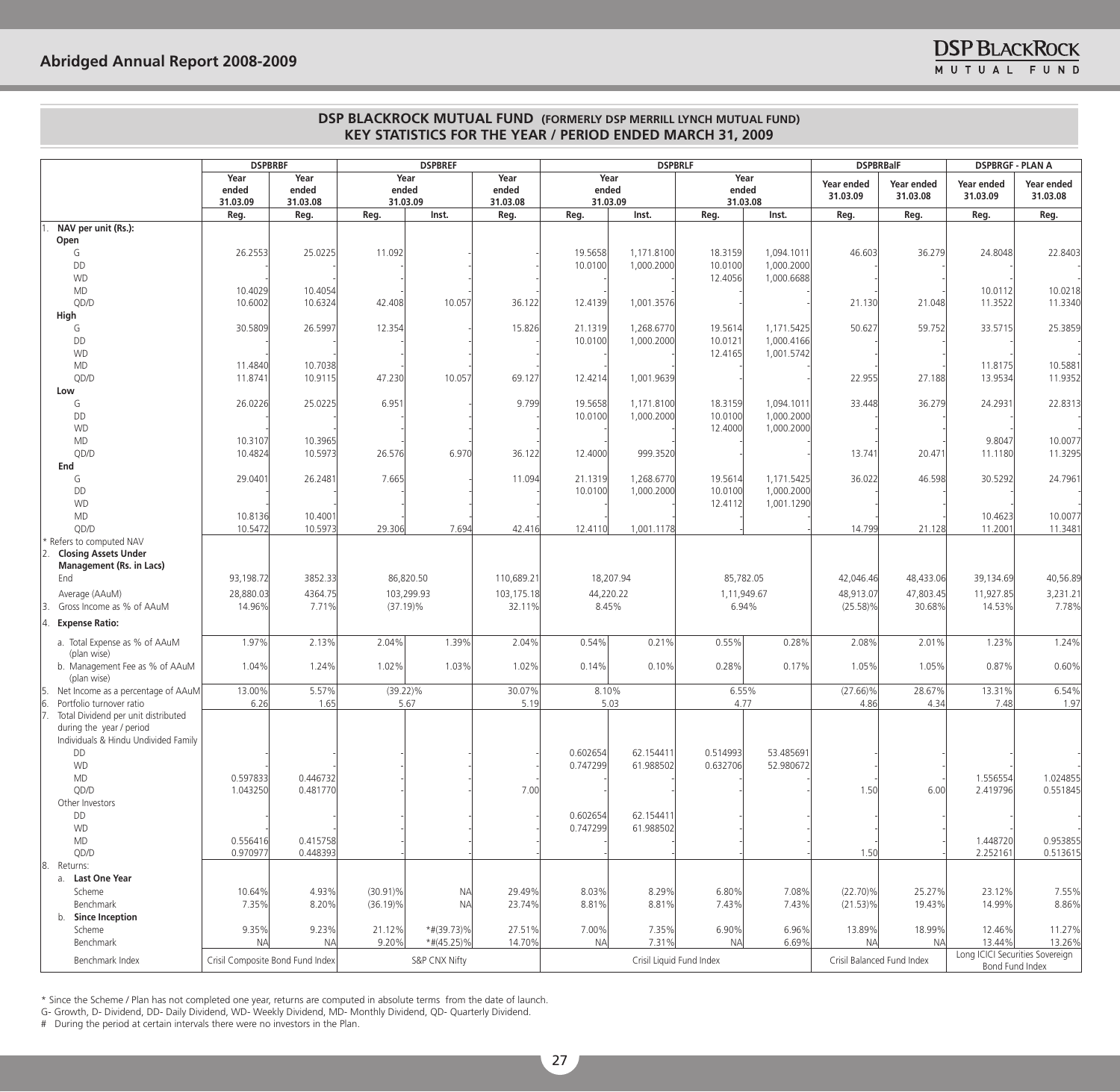## DSP BLACKROCK MUTUAL FUND (FORMERLY DSP MERRILL LYNCH MUTUAL FUND)
## KEY STATISTICS FOR THE YEAR / PERIOD ENDED MARCH 31, 2009

| | DSPBRBF | | DSPBREF | | | DSPBRLF | | | | DSPBRBalF | | DSPBRGF - PLAN A | |
|---|---|---|---|---|---|---|---|---|---|---|---|---|---|
| | Year ended 31.03.09 | Year ended 31.03.08 | Year ended 31.03.09 | | Year ended 31.03.08 | Year ended 31.03.09 | | Year ended 31.03.08 | | Year ended 31.03.09 | Year ended 31.03.08 | Year ended 31.03.09 | Year ended 31.03.08 |
| | Reg. | Reg. | Reg. | Inst. | Reg. | Reg. | Inst. | Reg. | Inst. | Reg. | Reg. | Reg. | Reg. |
| 1. NAV per unit (Rs.): | | | | | | | | | | | | | |
| Open | | | | | | | | | | | | | |
| G | 26.2553 | 25.0225 | 11.092 | - | - | 19.5658 | 1,171.8100 | 18.3159 | 1,094.1011 | 46.603 | 36.279 | 24.8048 | 22.8403 |
| DD | - | - | - | - | - | 10.0100 | 1,000.2000 | 10.0100 | 1,000.2000 | - | - | - | - |
| WD | - | - | - | - | - | - | - | 12.4056 | 1,000.6688 | - | - | - | - |
| MD | 10.4029 | 10.4054 | - | - | - | - | - | - | - | - | - | 10.0112 | 10.0218 |
| QD/D | 10.6002 | 10.6324 | 42.408 | 10.057 | 36.122 | 12.4139 | 1,001.3576 | - | - | 21.130 | 21.048 | 11.3522 | 11.3340 |
| High | | | | | | | | | | | | | |
| G | 30.5809 | 26.5997 | 12.354 | - | 15.826 | 21.1319 | 1,268.6770 | 19.5614 | 1,171.5425 | 50.627 | 59.752 | 33.5715 | 25.3859 |
| DD | - | - | - | - | - | 10.0100 | 1,000.2000 | 10.0121 | 1,000.4166 | - | - | - | - |
| WD | - | - | - | - | - | - | - | 12.4165 | 1,001.5742 | - | - | - | - |
| MD | 11.4840 | 10.7038 | - | - | - | - | - | - | - | - | - | 11.8175 | 10.5881 |
| QD/D | 11.8741 | 10.9115 | 47.230 | 10.057 | 69.127 | 12.4214 | 1,001.9639 | - | - | 22.955 | 27.188 | 13.9534 | 11.9352 |
| Low | | | | | | | | | | | | | |
| G | 26.0226 | 25.0225 | 6.951 | - | 9.799 | 19.5658 | 1,171.8100 | 18.3159 | 1,094.1011 | 33.448 | 36.279 | 24.2931 | 22.8313 |
| DD | - | - | - | - | - | 10.0100 | 1,000.2000 | 10.0100 | 1,000.2000 | - | - | - | - |
| WD | - | - | - | - | - | - | - | 12.4000 | 1,000.2000 | - | - | - | - |
| MD | 10.3107 | 10.3965 | - | - | - | - | - | - | - | - | - | 9.8047 | 10.0077 |
| QD/D | 10.4824 | 10.5973 | 26.576 | 6.970 | 36.122 | 12.4000 | 999.3520 | - | - | 13.741 | 20.471 | 11.1180 | 11.3295 |
| End | | | | | | | | | | | | | |
| G | 29.0401 | 26.2481 | 7.665 | - | 11.094 | 21.1319 | 1,268.6770 | 19.5614 | 1,171.5425 | 36.022 | 46.598 | 30.5292 | 24.7961 |
| DD | - | - | - | - | - | 10.0100 | 1,000.2000 | 10.0100 | 1,000.2000 | - | - | - | - |
| WD | - | - | - | - | - | - | - | 12.4112 | 1,001.1290 | - | - | - | - |
| MD | 10.8136 | 10.4001 | - | - | - | - | - | - | - | - | - | 10.4623 | 10.0077 |
| QD/D | 10.5472 | 10.5973 | 29.306 | 7.694 | 42.416 | 12.4110 | 1,001.1178 | - | - | 14.799 | 21.128 | 11.2001 | 11.3481 |
| * Refers to computed NAV | | | | | | | | | | | | | |
| 2. Closing Assets Under Management (Rs. in Lacs) | | | | | | | | | | | | | |
| End | 93,198.72 | 3852.33 | 86,820.50 | | 110,689.21 | 18,207.94 | | 85,782.05 | | 42,046.46 | 48,433.06 | 39,134.69 | 40,56.89 |
| Average (AAuM) | 28,880.03 | 4364.75 | 103,299.93 | | 103,175.18 | 44,220.22 | | 1,11,949.67 | | 48,913.07 | 47,803.45 | 11,927.85 | 3,231.21 |
| 3. Gross Income as % of AAuM | 14.96% | 7.71% | (37.19)% | | 32.11% | 8.45% | | 6.94% | | (25.58)% | 30.68% | 14.53% | 7.78% |
| 4. Expense Ratio: | | | | | | | | | | | | | |
| a. Total Expense as % of AAuM (plan wise) | 1.97% | 2.13% | 2.04% | 1.39% | 2.04% | 0.54% | 0.21% | 0.55% | 0.28% | 2.08% | 2.01% | 1.23% | 1.24% |
| b. Management Fee as % of AAuM (plan wise) | 1.04% | 1.24% | 1.02% | 1.03% | 1.02% | 0.14% | 0.10% | 0.28% | 0.17% | 1.05% | 1.05% | 0.87% | 0.60% |
| 5. Net Income as a percentage of AAuM | 13.00% | 5.57% | (39.22)% | | 30.07% | 8.10% | | 6.55% | | (27.66)% | 28.67% | 13.31% | 6.54% |
| 6. Portfolio turnover ratio | 6.26 | 1.65 | 5.67 | | 5.19 | 5.03 | | 4.77 | | 4.86 | 4.34 | 7.48 | 1.97 |
| 7. Total Dividend per unit distributed during the year / period | | | | | | | | | | | | | |
| Individuals & Hindu Undivided Family | | | | | | | | | | | | | |
| DD | - | - | - | - | - | 0.602654 | 62.154411 | 0.514993 | 53.485691 | - | - | - | - |
| WD | - | - | - | - | - | 0.747299 | 61.988502 | 0.632706 | 52.980672 | - | - | - | - |
| MD | 0.597833 | 0.446732 | - | - | - | - | - | - | - | - | - | 1.556554 | 1.024855 |
| QD/D | 1.043250 | 0.481770 | - | - | 7.00 | - | - | - | - | 1.50 | 6.00 | 2.419796 | 0.551845 |
| Other Investors | | | | | | | | | | | | | |
| DD | - | - | - | - | - | 0.602654 | 62.154411 | - | - | - | - | - | - |
| WD | - | - | - | - | - | 0.747299 | 61.988502 | - | - | - | - | - | - |
| MD | 0.556416 | 0.415758 | - | - | - | - | - | - | - | - | - | 1.448720 | 0.953855 |
| QD/D | 0.970977 | 0.448393 | - | - | - | - | - | - | - | 1.50 | - | 2.252161 | 0.513615 |
| 8. Returns: | | | | | | | | | | | | | |
| a. Last One Year | | | | | | | | | | | | | |
| Scheme | 10.64% | 4.93% | (30.91)% | NA | 29.49% | 8.03% | 8.29% | 6.80% | 7.08% | (22.70)% | 25.27% | 23.12% | 7.55% |
| Benchmark | 7.35% | 8.20% | (36.19)% | NA | 23.74% | 8.81% | 8.81% | 7.43% | 7.43% | (21.53)% | 19.43% | 14.99% | 8.86% |
| b. Since Inception | | | | | | | | | | | | | |
| Scheme | 9.35% | 9.23% | 21.12% | *#(39.73)% | 27.51% | 7.00% | 7.35% | 6.90% | 6.96% | 13.89% | 18.99% | 12.46% | 11.27% |
| Benchmark | NA | NA | 9.20% | *#(45.25)% | 14.70% | NA | 7.31% | NA | 6.69% | NA | NA | 13.44% | 13.26% |
| Benchmark Index | Crisil Composite Bond Fund Index | | S&P CNX Nifty | | | Crisil Liquid Fund Index | | | | Crisil Balanced Fund Index | | Long ICICI Securities Sovereign Bond Fund Index | |

* Since the Scheme / Plan has not completed one year, returns are computed in absolute terms from the date of launch.

G- Growth, D- Dividend, DD- Daily Dividend, WD- Weekly Dividend, MD- Monthly Dividend, QD- Quarterly Dividend.

# During the period at certain intervals there were no investors in the Plan.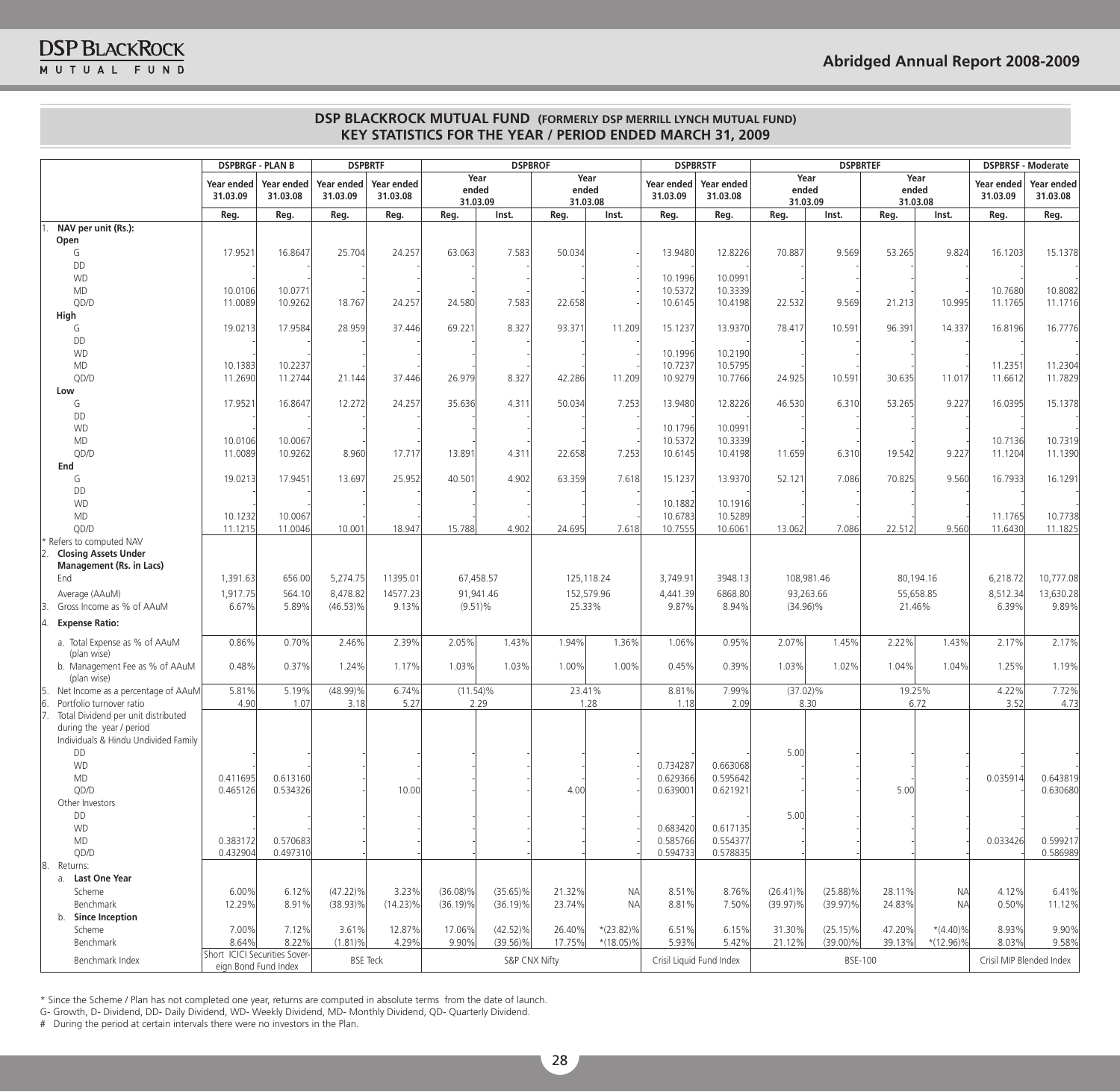## DSP BLACKROCK MUTUAL FUND (FORMERLY DSP MERRILL LYNCH MUTUAL FUND)
## KEY STATISTICS FOR THE YEAR / PERIOD ENDED MARCH 31, 2009

| | DSPBRGF - PLAN B | | DSPBRTF | | DSPBROF | | | | DSPBRSTF | | DSPBRTEF | | | | DSPBRSF - Moderate | |
|---|---|---|---|---|---|---|---|---|---|---|---|---|---|---|---|---|
| | Year ended 31.03.09 | Year ended 31.03.08 | Year ended 31.03.09 | Year ended 31.03.08 | Year ended 31.03.09 | | Year ended 31.03.08 | | Year ended 31.03.09 | Year ended 31.03.08 | Year ended 31.03.09 | | Year ended 31.03.08 | | Year ended 31.03.09 | Year ended 31.03.08 |
| | Reg. | Reg. | Reg. | Reg. | Reg. | Inst. | Reg. | Inst. | Reg. | Reg. | Reg. | Inst. | Reg. | Inst. | Reg. | Reg. |
| 1. **NAV per unit (Rs.):** | | | | | | | | | | | | | | | | |
| **Open** | | | | | | | | | | | | | | | | |
| G | 17.9521 | 16.8647 | 25.704 | 24.257 | 63.063 | 7.583 | 50.034 | - | 13.9480 | 12.8226 | 70.887 | 9.569 | 53.265 | 9.824 | 16.1203 | 15.1378 |
| DD | - | - | - | - | - | - | - | - | - | - | - | - | - | - | - | - |
| WD | - | - | - | - | - | - | - | - | 10.1996 | 10.0991 | - | - | - | - | - | - |
| MD | 10.0106 | 10.0771 | - | - | - | - | - | - | 10.5372 | 10.3339 | - | - | - | - | 10.7680 | 10.8082 |
| QD/D | 11.0089 | 10.9262 | 18.767 | 24.257 | 24.580 | 7.583 | 22.658 | - | 10.6145 | 10.4198 | 22.532 | 9.569 | 21.213 | 10.995 | 11.1765 | 11.1716 |
| **High** | | | | | | | | | | | | | | | | |
| G | 19.0213 | 17.9584 | 28.959 | 37.446 | 69.221 | 8.327 | 93.371 | 11.209 | 15.1237 | 13.9370 | 78.417 | 10.591 | 96.391 | 14.337 | 16.8196 | 16.7776 |
| DD | - | - | - | - | - | - | - | - | - | - | - | - | - | - | - | - |
| WD | - | - | - | - | - | - | - | - | 10.1996 | 10.2190 | - | - | - | - | - | - |
| MD | 10.1383 | 10.2237 | - | - | - | - | - | - | 10.7237 | 10.5795 | - | - | - | - | 11.2351 | 11.2304 |
| QD/D | 11.2690 | 11.2744 | 21.144 | 37.446 | 26.979 | 8.327 | 42.286 | 11.209 | 10.9279 | 10.7766 | 24.925 | 10.591 | 30.635 | 11.017 | 11.6612 | 11.7829 |
| **Low** | | | | | | | | | | | | | | | | |
| G | 17.9521 | 16.8647 | 12.272 | 24.257 | 35.636 | 4.311 | 50.034 | 7.253 | 13.9480 | 12.8226 | 46.530 | 6.310 | 53.265 | 9.227 | 16.0395 | 15.1378 |
| DD | - | - | - | - | - | - | - | - | - | - | - | - | - | - | - | - |
| WD | - | - | - | - | - | - | - | - | 10.1796 | 10.0991 | - | - | - | - | - | - |
| MD | 10.0106 | 10.0067 | - | - | - | - | - | - | 10.5372 | 10.3339 | - | - | - | - | 10.7136 | 10.7319 |
| QD/D | 11.0089 | 10.9262 | 8.960 | 17.717 | 13.891 | 4.311 | 22.658 | 7.253 | 10.6145 | 10.4198 | 11.659 | 6.310 | 19.542 | 9.227 | 11.1204 | 11.1390 |
| **End** | | | | | | | | | | | | | | | | |
| G | 19.0213 | 17.9451 | 13.697 | 25.952 | 40.501 | 4.902 | 63.359 | 7.618 | 15.1237 | 13.9370 | 52.121 | 7.086 | 70.825 | 9.560 | 16.7933 | 16.1291 |
| DD | - | - | - | - | - | - | - | - | - | - | - | - | - | - | - | - |
| WD | - | - | - | - | - | - | - | - | 10.1882 | 10.1916 | - | - | - | - | - | - |
| MD | 10.1232 | 10.0067 | - | - | - | - | - | - | 10.6783 | 10.5289 | - | - | - | - | 11.1765 | 10.7738 |
| QD/D | 11.1215 | 11.0046 | 10.001 | 18.947 | 15.788 | 4.902 | 24.695 | 7.618 | 10.7555 | 10.6061 | 13.062 | 7.086 | 22.512 | 9.560 | 11.6430 | 11.1825 |
| * Refers to computed NAV | | | | | | | | | | | | | | | | |
| 2. **Closing Assets Under Management (Rs. in Lacs)** | | | | | | | | | | | | | | | | |
| End | 1,391.63 | 656.00 | 5,274.75 | 11395.01 | 67,458.57 | | 125,118.24 | | 3,749.91 | 3948.13 | 108,981.46 | | 80,194.16 | | 6,218.72 | 10,777.08 |
| Average (AAuM) | 1,917.75 | 564.10 | 8,478.82 | 14577.23 | 91,941.46 | | 152,579.96 | | 4,441.39 | 6868.80 | 93,263.66 | | 55,658.85 | | 8,512.34 | 13,630.28 |
| 3. Gross Income as % of AAuM | 6.67% | 5.89% | (46.53)% | 9.13% | (9.51)% | | 25.33% | | 9.87% | 8.94% | (34.96)% | | 21.46% | | 6.39% | 9.89% |
| 4. **Expense Ratio:** | | | | | | | | | | | | | | | | |
| a. Total Expense as % of AAuM (plan wise) | 0.86% | 0.70% | 2.46% | 2.39% | 2.05% | 1.43% | 1.94% | 1.36% | 1.06% | 0.95% | 2.07% | 1.45% | 2.22% | 1.43% | 2.17% | 2.17% |
| b. Management Fee as % of AAuM (plan wise) | 0.48% | 0.37% | 1.24% | 1.17% | 1.03% | 1.03% | 1.00% | 1.00% | 0.45% | 0.39% | 1.03% | 1.02% | 1.04% | 1.04% | 1.25% | 1.19% |
| 5. Net Income as a percentage of AAuM | 5.81% | 5.19% | (48.99)% | 6.74% | (11.54)% | | 23.41% | | 8.81% | 7.99% | (37.02)% | | 19.25% | | 4.22% | 7.72% |
| 6. Portfolio turnover ratio | 4.90 | 1.07 | 3.18 | 5.27 | 2.29 | | 1.28 | | 1.18 | 2.09 | 8.30 | | 6.72 | | 3.52 | 4.73 |
| 7. Total Dividend per unit distributed during the year / period | | | | | | | | | | | | | | | | |
| Individuals & Hindu Undivided Family | | | | | | | | | | | | | | | | |
| DD | - | - | - | - | - | - | - | - | - | - | 5.00 | - | - | - | - | - |
| WD | - | - | - | - | - | - | - | - | 0.734287 | 0.663068 | - | - | - | - | - | - |
| MD | 0.411695 | 0.613160 | - | - | - | - | - | - | 0.629366 | 0.595642 | - | - | - | - | 0.035914 | 0.643819 |
| QD/D | 0.465126 | 0.534326 | - | 10.00 | - | - | 4.00 | - | 0.639001 | 0.621921 | - | - | 5.00 | - | - | 0.630680 |
| Other Investors | | | | | | | | | | | | | | | | |
| DD | - | - | - | - | - | - | - | - | - | - | 5.00 | - | - | - | - | - |
| WD | - | - | - | - | - | - | - | - | 0.683420 | 0.617135 | - | - | - | - | - | - |
| MD | 0.383172 | 0.570683 | - | - | - | - | - | - | 0.585766 | 0.554377 | - | - | - | - | 0.033426 | 0.599217 |
| QD/D | 0.432904 | 0.497310 | - | - | - | - | - | - | 0.594733 | 0.578835 | - | - | - | - | - | 0.586989 |
| 8. Returns: | | | | | | | | | | | | | | | | |
| a. **Last One Year** | | | | | | | | | | | | | | | | |
| Scheme | 6.00% | 6.12% | (47.22)% | 3.23% | (36.08)% | (35.65)% | 21.32% | NA | 8.51% | 8.76% | (26.41)% | (25.88)% | 28.11% | NA | 4.12% | 6.41% |
| Benchmark | 12.29% | 8.91% | (38.93)% | (14.23)% | (36.19)% | (36.19)% | 23.74% | NA | 8.81% | 7.50% | (39.97)% | (39.97)% | 24.83% | NA | 0.50% | 11.12% |
| b. **Since Inception** | | | | | | | | | | | | | | | | |
| Scheme | 7.00% | 7.12% | 3.61% | 12.87% | 17.06% | (42.52)% | 26.40% | *(23.82)% | 6.51% | 6.15% | 31.30% | (25.15)% | 47.20% | *(4.40)% | 8.93% | 9.90% |
| Benchmark | 8.64% | 8.22% | (1.81)% | 4.29% | 9.90% | (39.56)% | 17.75% | *(18.05)% | 5.93% | 5.42% | 21.12% | (39.00)% | 39.13% | *(12.96)% | 8.03% | 9.58% |
| Benchmark Index | Short ICICI Securities Sovereign Bond Fund Index | | BSE Teck | | S&P CNX Nifty | | | | Crisil Liquid Fund Index | | BSE-100 | | | | Crisil MIP Blended Index | |

\* Since the Scheme / Plan has not completed one year, returns are computed in absolute terms from the date of launch.

G- Growth, D- Dividend, DD- Daily Dividend, WD- Weekly Dividend, MD- Monthly Dividend, QD- Quarterly Dividend.

\# During the period at certain intervals there were no investors in the Plan.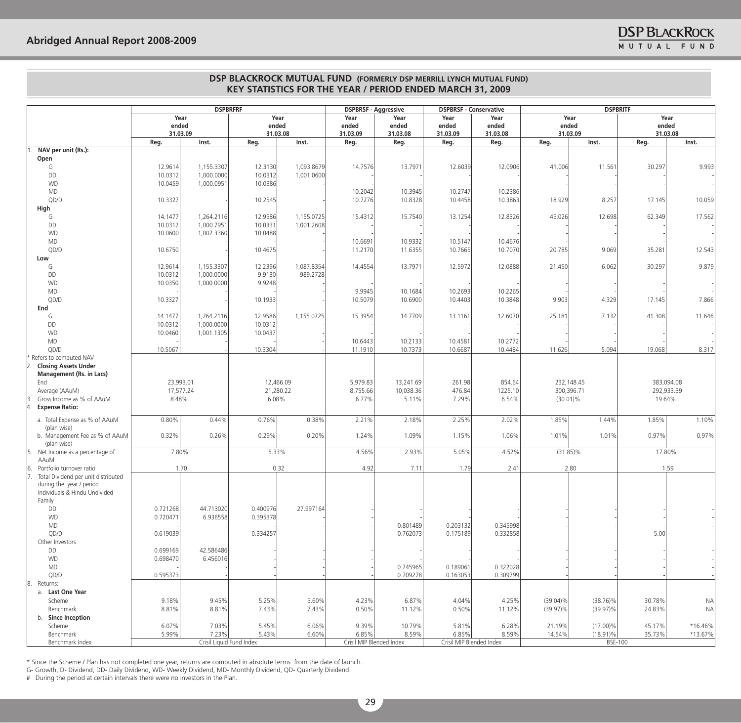## DSP BLACKROCK MUTUAL FUND (FORMERLY DSP MERRILL LYNCH MUTUAL FUND)
## KEY STATISTICS FOR THE YEAR / PERIOD ENDED MARCH 31, 2009

| | DSPBRFRF | | | | DSPBRSF - Aggressive | | DSPBRSF - Conservative | | DSPBRITF | | | |
|---|---|---|---|---|---|---|---|---|---|---|---|---|
| | Year ended 31.03.09 | | Year ended 31.03.08 | | Year ended 31.03.09 | Year ended 31.03.08 | Year ended 31.03.09 | Year ended 31.03.08 | Year ended 31.03.09 | | Year ended 31.03.08 | |
| | Reg. | Inst. | Reg. | Inst. | Reg. | Reg. | Reg. | Reg. | Reg. | Inst. | Reg. | Inst. |
| 1. **NAV per unit (Rs.):** | | | | | | | | | | | | |
| **Open** | | | | | | | | | | | | |
| G | 12.9614 | 1,155.3307 | 12.3130 | 1,093.8679 | 14.7576 | 13.7971 | 12.6039 | 12.0906 | 41.006 | 11.561 | 30.297 | 9.993 |
| DD | 10.0312 | 1,000.0000 | 10.0312 | 1,001.0600 | - | - | - | - | - | - | - | - |
| WD | 10.0459 | 1,000.0951 | 10.0386 | | - | - | - | - | - | - | - | - |
| MD | - | - | - | - | 10.2042 | 10.3945 | 10.2747 | 10.2386 | - | - | - | - |
| QD/D | 10.3327 | - | 10.2545 | - | 10.7276 | 10.8328 | 10.4458 | 10.3863 | 18.929 | 8.257 | 17.145 | 10.059 |
| **High** | | | | | | | | | | | | |
| G | 14.1477 | 1,264.2116 | 12.9586 | 1,155.0725 | 15.4312 | 15.7540 | 13.1254 | 12.8326 | 45.026 | 12.698 | 62.349 | 17.562 |
| DD | 10.0312 | 1,000.7951 | 10.0331 | 1,001.2608 | - | - | - | - | - | - | - | - |
| WD | 10.0600 | 1,002.3360 | 10.0488 | | - | - | - | - | - | - | - | - |
| MD | - | - | - | - | 10.6691 | 10.9332 | 10.5147 | 10.4676 | - | - | - | - |
| QD/D | 10.6750 | - | 10.4675 | - | 11.2170 | 11.6355 | 10.7665 | 10.7070 | 20.785 | 9.069 | 35.281 | 12.543 |
| **Low** | | | | | | | | | | | | |
| G | 12.9614 | 1,155.3307 | 12.2396 | 1,087.8354 | 14.4554 | 13.7971 | 12.5972 | 12.0888 | 21.450 | 6.062 | 30.297 | 9.879 |
| DD | 10.0312 | 1,000.0000 | 9.9130 | 989.2728 | - | - | - | - | - | - | - | - |
| WD | 10.0350 | 1,000.0000 | 9.9248 | | - | - | - | - | - | - | - | - |
| MD | - | - | - | - | 9.9945 | 10.1684 | 10.2693 | 10.2265 | - | - | - | - |
| QD/D | 10.3327 | - | 10.1933 | - | 10.5079 | 10.6900 | 10.4403 | 10.3848 | 9.903 | 4.329 | 17.145 | 7.866 |
| **End** | | | | | | | | | | | | |
| G | 14.1477 | 1,264.2116 | 12.9586 | 1,155.0725 | 15.3954 | 14.7709 | 13.1161 | 12.6070 | 25.181 | 7.132 | 41.308 | 11.646 |
| DD | 10.0312 | 1,000.0000 | 10.0312 | - | - | - | - | - | - | - | - | - |
| WD | 10.0460 | 1,001.1305 | 10.0437 | | - | - | - | - | - | - | - | - |
| MD | - | - | - | - | 10.6443 | 10.2133 | 10.4581 | 10.2772 | - | - | - | - |
| QD/D | 10.5067 | - | 10.3304 | - | 11.1910 | 10.7373 | 10.6687 | 10.4484 | 11.626 | 5.094 | 19.068 | 8.317 |
| * Refers to computed NAV | | | | | | | | | | | | |
| 2. **Closing Assets Under Management (Rs. in Lacs)** | | | | | | | | | | | | |
| End | 23,993.01 | | 12,466.09 | | 5,979.83 | 13,241.69 | 261.98 | 854.64 | 232,148.45 | | 383,094.08 | |
| Average (AAuM) | 17,577.24 | | 21,280.22 | | 8,755.66 | 10,038.36 | 476.84 | 1225.10 | 300,396.71 | | 292,933.39 | |
| 3. Gross Income as % of AAuM | 8.48% | | 6.08% | | 6.77% | 5.11% | 7.29% | 6.54% | (30.01)% | | 19.64% | |
| 4. **Expense Ratio:** | | | | | | | | | | | | |
| a. Total Expense as % of AAuM (plan wise) | 0.80% | 0.44% | 0.76% | 0.38% | 2.21% | 2.18% | 2.25% | 2.02% | 1.85% | 1.44% | 1.85% | 1.10% |
| b. Management Fee as % of AAuM (plan wise) | 0.32% | 0.26% | 0.29% | 0.20% | 1.24% | 1.09% | 1.15% | 1.06% | 1.01% | 1.01% | 0.97% | 0.97% |
| 5. Net Income as a percentage of AAuM | 7.80% | | 5.33% | | 4.56% | 2.93% | 5.05% | 4.52% | (31.85)% | | 17.80% | |
| 6. Portfolio turnover ratio | 1.70 | | 0.32 | | 4.92 | 7.11 | 1.79 | 2.41 | 2.80 | | 1.59 | |
| 7. Total Dividend per unit distributed during the year / period | | | | | | | | | | | | |
| Individuals & Hindu Undivided Family | | | | | | | | | | | | |
| DD | 0.721268 | 44.713020 | 0.400976 | 27.997164 | - | - | - | - | - | - | - | - |
| WD | 0.720471 | 6.936558 | 0.395378 | | - | - | - | - | - | - | - | - |
| MD | - | - | - | - | - | 0.801489 | 0.203132 | 0.345998 | - | - | - | - |
| QD/D | 0.619039 | - | 0.334257 | - | - | 0.762073 | 0.175189 | 0.332858 | - | - | 5.00 | - |
| Other Investors | | | | | | | | | | | | |
| DD | 0.699169 | 42.586486 | - | - | - | - | - | - | - | - | - | - |
| WD | 0.698470 | 6.456016 | - | - | - | - | - | - | - | - | - | - |
| MD | - | - | - | - | - | 0.745965 | 0.189061 | 0.322028 | - | - | - | - |
| QD/D | 0.595373 | - | - | - | - | 0.709278 | 0.163053 | 0.309799 | - | - | - | - |
| 8. Returns: | | | | | | | | | | | | |
| a. **Last One Year** | | | | | | | | | | | | |
| Scheme | 9.18% | 9.45% | 5.25% | 5.60% | 4.23% | 6.87% | 4.04% | 4.25% | (39.04)% | (38.76)% | 30.78% | NA |
| Benchmark | 8.81% | 8.81% | 7.43% | 7.43% | 0.50% | 11.12% | 0.50% | 11.12% | (39.97)% | (39.97)% | 24.83% | NA |
| b. **Since Inception** | | | | | | | | | | | | |
| Scheme | 6.07% | 7.03% | 5.45% | 6.06% | 9.39% | 10.79% | 5.81% | 6.28% | 21.19% | (17.00)% | 45.17% | *16.46% |
| Benchmark | 5.99% | 7.23% | 5.43% | 6.60% | 6.85% | 8.59% | 6.85% | 8.59% | 14.54% | (18.91)% | 35.73% | *13.67% |
| Benchmark Index | Crisil Liquid Fund Index | | | | Crisil MIP Blended Index | | Crisil MIP Blended Index | | BSE-100 | | | |

\* Since the Scheme / Plan has not completed one year, returns are computed in absolute terms from the date of launch.

G- Growth, D- Dividend, DD- Daily Dividend, WD- Weekly Dividend, MD- Monthly Dividend, QD- Quarterly Dividend.

\# During the period at certain intervals there were no investors in the Plan.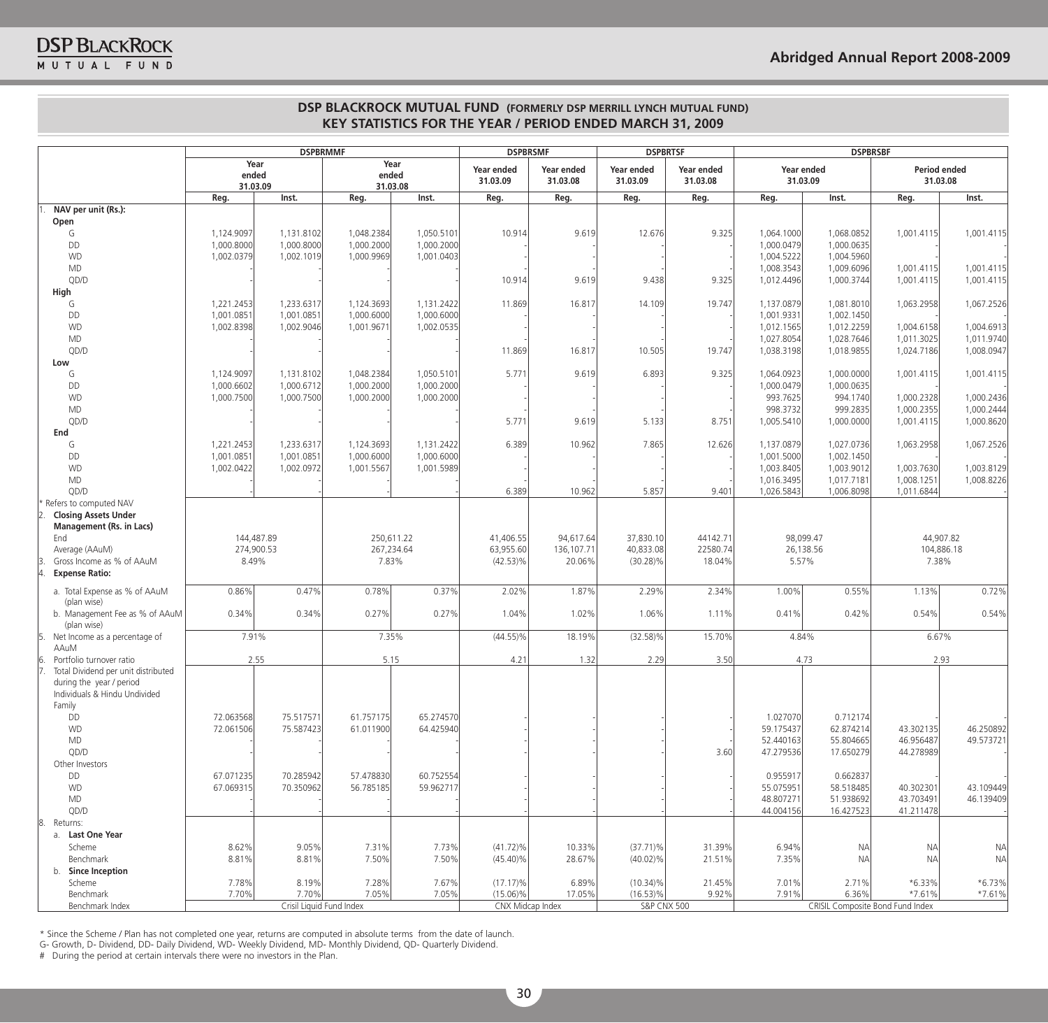## DSP BLACKROCK MUTUAL FUND (FORMERLY DSP MERRILL LYNCH MUTUAL FUND)
## KEY STATISTICS FOR THE YEAR / PERIOD ENDED MARCH 31, 2009

| | DSPBRMMF | | | | DSPBRSMF | | DSPBRTSF | | DSPBRSBF | | | |
|---|---|---|---|---|---|---|---|---|---|---|---|---|
| | Year ended 31.03.09 | | Year ended 31.03.08 | | Year ended 31.03.09 | Year ended 31.03.08 | Year ended 31.03.09 | Year ended 31.03.08 | Year ended 31.03.09 | | Period ended 31.03.08 | |
| | Reg. | Inst. | Reg. | Inst. | Reg. | Reg. | Reg. | Reg. | Reg. | Inst. | Reg. | Inst. |
| 1. **NAV per unit (Rs.):** | | | | | | | | | | | | |
| **Open** | | | | | | | | | | | | |
| G | 1,124.9097 | 1,131.8102 | 1,048.2384 | 1,050.5101 | 10.914 | 9.619 | 12.676 | 9.325 | 1,064.1000 | 1,068.0852 | 1,001.4115 | 1,001.4115 |
| DD | 1,000.8000 | 1,000.8000 | 1,000.2000 | 1,000.2000 | - | - | - | - | 1,000.0479 | 1,000.0635 | - | - |
| WD | 1,002.0379 | 1,002.1019 | 1,000.9969 | 1,001.0403 | - | - | - | - | 1,004.5222 | 1,004.5960 | | |
| MD | - | - | - | - | - | - | - | - | 1,008.3543 | 1,009.6096 | 1,001.4115 | 1,001.4115 |
| QD/D | - | - | - | - | 10.914 | 9.619 | 9.438 | 9.325 | 1,012.4496 | 1,000.3744 | 1,001.4115 | 1,001.4115 |
| **High** | | | | | | | | | | | | |
| G | 1,221.2453 | 1,233.6317 | 1,124.3693 | 1,131.2422 | 11.869 | 16.817 | 14.109 | 19.747 | 1,137.0879 | 1,081.8010 | 1,063.2958 | 1,067.2526 |
| DD | 1,001.0851 | 1,001.0851 | 1,000.6000 | 1,000.6000 | - | - | - | - | 1,001.9331 | 1,002.1450 | | |
| WD | 1,002.8398 | 1,002.9046 | 1,001.9671 | 1,002.0535 | - | - | - | - | 1,012.1565 | 1,012.2259 | 1,004.6158 | 1,004.6913 |
| MD | - | - | - | - | - | - | - | - | 1,027.8054 | 1,028.7646 | 1,011.3025 | 1,011.9740 |
| QD/D | - | - | - | - | 11.869 | 16.817 | 10.505 | 19.747 | 1,038.3198 | 1,018.9855 | 1,024.7186 | 1,008.0947 |
| **Low** | | | | | | | | | | | | |
| G | 1,124.9097 | 1,131.8102 | 1,048.2384 | 1,050.5101 | 5.771 | 9.619 | 6.893 | 9.325 | 1,064.0923 | 1,000.0000 | 1,001.4115 | 1,001.4115 |
| DD | 1,000.6602 | 1,000.6712 | 1,000.2000 | 1,000.2000 | - | - | - | - | 1,000.0479 | 1,000.0635 | | |
| WD | 1,000.7500 | 1,000.7500 | 1,000.2000 | 1,000.2000 | - | - | - | - | 993.7625 | 994.1740 | 1,000.2328 | 1,000.2436 |
| MD | - | - | - | - | - | - | - | - | 998.3732 | 999.2835 | 1,000.2355 | 1,000.2444 |
| QD/D | - | - | - | - | 5.771 | 9.619 | 5.133 | 8.751 | 1,005.5410 | 1,000.0000 | 1,001.4115 | 1,000.8620 |
| **End** | | | | | | | | | | | | |
| G | 1,221.2453 | 1,233.6317 | 1,124.3693 | 1,131.2422 | 6.389 | 10.962 | 7.865 | 12.626 | 1,137.0879 | 1,027.0736 | 1,063.2958 | 1,067.2526 |
| DD | 1,001.0851 | 1,001.0851 | 1,000.6000 | 1,000.6000 | - | - | - | - | 1,001.5000 | 1,002.1450 | | |
| WD | 1,002.0422 | 1,002.0972 | 1,001.5567 | 1,001.5989 | - | - | - | - | 1,003.8405 | 1,003.9012 | 1,003.7630 | 1,003.8129 |
| MD | - | - | - | - | - | - | - | - | 1,016.3495 | 1,017.7181 | 1,008.1251 | 1,008.8226 |
| QD/D | - | - | - | - | 6.389 | 10.962 | 5.857 | 9.401 | 1,026.5843 | 1,006.8098 | 1,011.6844 | - |
| * Refers to computed NAV | | | | | | | | | | | | |
| 2. **Closing Assets Under Management (Rs. in Lacs)** | | | | | | | | | | | | |
| End | 144,487.89 | | 250,611.22 | | 41,406.55 | 94,617.64 | 37,830.10 | 44142.71 | 98,099.47 | | 44,907.82 | |
| Average (AAuM) | 274,900.53 | | 267,234.64 | | 63,955.60 | 136,107.71 | 40,833.08 | 22580.74 | 26,138.56 | | 104,886.18 | |
| 3. Gross Income as % of AAuM | 8.49% | | 7.83% | | (42.53)% | 20.06% | (30.28)% | 18.04% | 5.57% | | 7.38% | |
| 4. **Expense Ratio:** | | | | | | | | | | | | |
| a. Total Expense as % of AAuM (plan wise) | 0.86% | 0.47% | 0.78% | 0.37% | 2.02% | 1.87% | 2.29% | 2.34% | 1.00% | 0.55% | 1.13% | 0.72% |
| b. Management Fee as % of AAuM (plan wise) | 0.34% | 0.34% | 0.27% | 0.27% | 1.04% | 1.02% | 1.06% | 1.11% | 0.41% | 0.42% | 0.54% | 0.54% |
| 5. Net Income as a percentage of AAuM | 7.91% | | 7.35% | | (44.55)% | 18.19% | (32.58)% | 15.70% | 4.84% | | 6.67% | |
| 6. Portfolio turnover ratio | 2.55 | | 5.15 | | 4.21 | 1.32 | 2.29 | 3.50 | 4.73 | | 2.93 | |
| 7. Total Dividend per unit distributed during the year / period | | | | | | | | | | | | |
| Individuals & Hindu Undivided Family | | | | | | | | | | | | |
| DD | 72.063568 | 75.517571 | 61.757175 | 65.274570 | - | - | - | - | 1.027070 | 0.712174 | - | - |
| WD | 72.061506 | 75.587423 | 61.011900 | 64.425940 | - | - | - | - | 59.175437 | 62.874214 | 43.302135 | 46.250892 |
| MD | - | - | - | - | - | - | - | - | 52.440163 | 55.804665 | 46.956487 | 49.573721 |
| QD/D | - | - | - | - | - | - | - | 3.60 | 47.279536 | 17.650279 | 44.278989 | - |
| Other Investors | | | | | | | | | | | | |
| DD | 67.071235 | 70.285942 | 57.478830 | 60.752554 | - | - | - | - | 0.955917 | 0.662837 | - | - |
| WD | 67.069315 | 70.350962 | 56.785185 | 59.962717 | - | - | - | - | 55.075951 | 58.518485 | 40.302301 | 43.109449 |
| MD | - | - | - | - | - | - | - | - | 48.807271 | 51.938692 | 43.703491 | 46.139409 |
| QD/D | - | - | - | - | - | - | - | - | 44.004156 | 16.427523 | 41.211478 | - |
| 8. Returns: | | | | | | | | | | | | |
| a. **Last One Year** | | | | | | | | | | | | |
| Scheme | 8.62% | 9.05% | 7.31% | 7.73% | (41.72)% | 10.33% | (37.71)% | 31.39% | 6.94% | NA | NA | NA |
| Benchmark | 8.81% | 8.81% | 7.50% | 7.50% | (45.40)% | 28.67% | (40.02)% | 21.51% | 7.35% | NA | NA | NA |
| b. **Since Inception** | | | | | | | | | | | | |
| Scheme | 7.78% | 8.19% | 7.28% | 7.67% | (17.17)% | 6.89% | (10.34)% | 21.45% | 7.01% | 2.71% | *6.33% | *6.73% |
| Benchmark | 7.70% | 7.70% | 7.05% | 7.05% | (15.06)% | 17.05% | (16.53)% | 9.92% | 7.91% | 6.36% | *7.61% | *7.61% |
| Benchmark Index | Crisil Liquid Fund Index | | | | CNX Midcap Index | | S&P CNX 500 | | CRISIL Composite Bond Fund Index | | | |

\* Since the Scheme / Plan has not completed one year, returns are computed in absolute terms from the date of launch.
G- Growth, D- Dividend, DD- Daily Dividend, WD- Weekly Dividend, MD- Monthly Dividend, QD- Quarterly Dividend.
# During the period at certain intervals there were no investors in the Plan.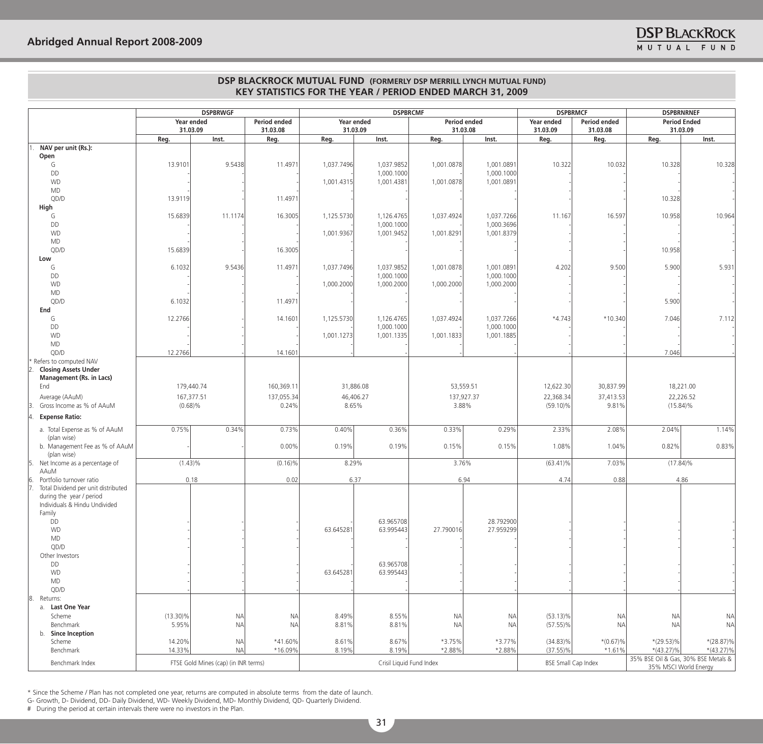## DSP BLACKROCK MUTUAL FUND (FORMERLY DSP MERRILL LYNCH MUTUAL FUND)
## KEY STATISTICS FOR THE YEAR / PERIOD ENDED MARCH 31, 2009

| | DSPBRWGF | | | DSPBRCMF | | | | DSPBRMCF | | DSPBRNRNEF | |
|---|---|---|---|---|---|---|---|---|---|---|---|
| | Year ended 31.03.09 | | Period ended 31.03.08 | Year ended 31.03.09 | | Period ended 31.03.08 | | Year ended 31.03.09 | Period ended 31.03.08 | Period Ended 31.03.09 | |
| | Reg. | Inst. | Reg. | Reg. | Inst. | Reg. | Inst. | Reg. | Reg. | Reg. | Inst. |
| **1. NAV per unit (Rs.):** | | | | | | | | | | | |
| **Open** | | | | | | | | | | | |
| G | 13.9101 | 9.5438 | 11.4971 | 1,037.7496 | 1,037.9852 | 1,001.0878 | 1,001.0891 | 10.322 | 10.032 | 10.328 | 10.328 |
| DD | | | | | 1,000.1000 | | 1,000.1000 | | | | |
| WD | - | - | - | 1,001.4315 | 1,001.4381 | 1,001.0878 | 1,001.0891 | - | - | | - |
| MD | | | | | | | | | | | |
| QD/D | 13.9119 | - | 11.4971 | - | - | - | - | - | - | 10.328 | - |
| **High** | | | | | | | | | | | |
| G | 15.6839 | 11.1174 | 16.3005 | 1,125.5730 | 1,126.4765 | 1,037.4924 | 1,037.7266 | 11.167 | 16.597 | 10.958 | 10.964 |
| DD | - | - | - | - | 1,000.1000 | - | 1,000.3696 | - | - | - | - |
| WD | | | | 1,001.9367 | 1,001.9452 | 1,001.8291 | 1,001.8379 | - | - | | - |
| MD | - | - | - | | | | | | | - | - |
| QD/D | 15.6839 | - | 16.3005 | - | - | - | - | - | - | 10.958 | - |
| **Low** | | | | | | | | | | | |
| G | 6.1032 | 9.5436 | 11.4971 | 1,037.7496 | 1,037.9852 | 1,001.0878 | 1,001.0891 | 4.202 | 9.500 | 5.900 | 5.931 |
| DD | - | - | - | | 1,000.1000 | | 1,000.1000 | - | - | - | - |
| WD | - | - | - | 1,000.2000 | 1,000.2000 | 1,000.2000 | 1,000.2000 | - | - | - | - |
| MD | - | - | - | | - | | - | - | - | - | - |
| QD/D | 6.1032 | - | 11.4971 | - | - | - | - | - | - | 5.900 | - |
| **End** | | | | | | | | | | | |
| G | 12.2766 | - | 14.1601 | 1,125.5730 | 1,126.4765 | 1,037.4924 | 1,037.7266 | *4.743 | *10.340 | 7.046 | 7.112 |
| DD | - | - | - | - | 1,000.1000 | - | 1,000.1000 | - | - | - | - |
| WD | - | - | - | 1,001.1273 | 1,001.1335 | 1,001.1833 | 1,001.1885 | - | - | - | - |
| MD | - | - | - | | - | | - | - | - | - | - |
| QD/D | 12.2766 | - | 14.1601 | - | - | - | - | - | - | 7.046 | - |
| * Refers to computed NAV | | | | | | | | | | | |
| **2. Closing Assets Under Management (Rs. in Lacs)** | | | | | | | | | | | |
| End | 179,440.74 | | 160,369.11 | 31,886.08 | | 53,559.51 | | 12,622.30 | 30,837.99 | 18,221.00 | |
| Average (AAuM) | 167,377.51 | | 137,055.34 | 46,406.27 | | 137,927.37 | | 22,368.34 | 37,413.53 | 22,226.52 | |
| 3. Gross Income as % of AAuM | (0.68)% | | 0.24% | 8.65% | | 3.88% | | (59.10)% | 9.81% | (15.84)% | |
| **4. Expense Ratio:** | | | | | | | | | | | |
| a. Total Expense as % of AAuM (plan wise) | 0.75% | 0.34% | 0.73% | 0.40% | 0.36% | 0.33% | 0.29% | 2.33% | 2.08% | 2.04% | 1.14% |
| b. Management Fee as % of AAuM (plan wise) | - | - | 0.00% | 0.19% | 0.19% | 0.15% | 0.15% | 1.08% | 1.04% | 0.82% | 0.83% |
| 5. Net Income as a percentage of AAuM | (1.43)% | | (0.16)% | 8.29% | | 3.76% | | (63.41)% | 7.03% | (17.84)% | |
| 6. Portfolio turnover ratio | 0.18 | | 0.02 | 6.37 | | 6.94 | | 4.74 | 0.88 | 4.86 | |
| 7. Total Dividend per unit distributed during the year / period | | | | | | | | | | | |
| Individuals & Hindu Undivided Family | | | | | | | | | | | |
| DD | - | - | - | | 63.965708 | - | 28.792900 | - | - | - | - |
| WD | - | - | - | 63.645281 | 63.995443 | 27.790016 | 27.959299 | - | - | - | - |
| MD | - | - | - | | - | - | - | - | - | - | - |
| QD/D | - | - | - | - | - | - | - | - | - | - | - |
| Other Investors | | | | | | | | | | | |
| DD | - | - | - | | 63.965708 | - | - | - | - | - | - |
| WD | - | - | - | 63.645281 | 63.995443 | - | - | - | - | - | - |
| MD | - | - | - | | - | - | - | - | - | - | - |
| QD/D | - | - | - | - | - | - | - | - | - | - | - |
| 8. Returns: | | | | | | | | | | | |
| a. **Last One Year** | | | | | | | | | | | |
| Scheme | (13.30)% | NA | NA | 8.49% | 8.55% | NA | NA | (53.13)% | NA | NA | NA |
| Benchmark | 5.95% | NA | NA | 8.81% | 8.81% | NA | NA | (57.55)% | NA | NA | NA |
| b. **Since Inception** | | | | | | | | | | | |
| Scheme | 14.20% | NA | *41.60% | 8.61% | 8.67% | *3.75% | *3.77% | (34.83)% | *(0.67)% | *(29.53)% | *(28.87)% |
| Benchmark | 14.33% | NA | *16.09% | 8.19% | 8.19% | *2.88% | *2.88% | (37.55)% | *1.61% | *(43.27)% | *(43.27)% |
| Benchmark Index | FTSE Gold Mines (cap) (in INR terms) | | | Crisil Liquid Fund Index | | | | BSE Small Cap Index | | 35% BSE Oil & Gas, 30% BSE Metals & 35% MSCI World Energy | |

\* Since the Scheme / Plan has not completed one year, returns are computed in absolute terms from the date of launch.
G- Growth, D- Dividend, DD- Daily Dividend, WD- Weekly Dividend, MD- Monthly Dividend, QD- Quarterly Dividend.
\# During the period at certain intervals there were no investors in the Plan.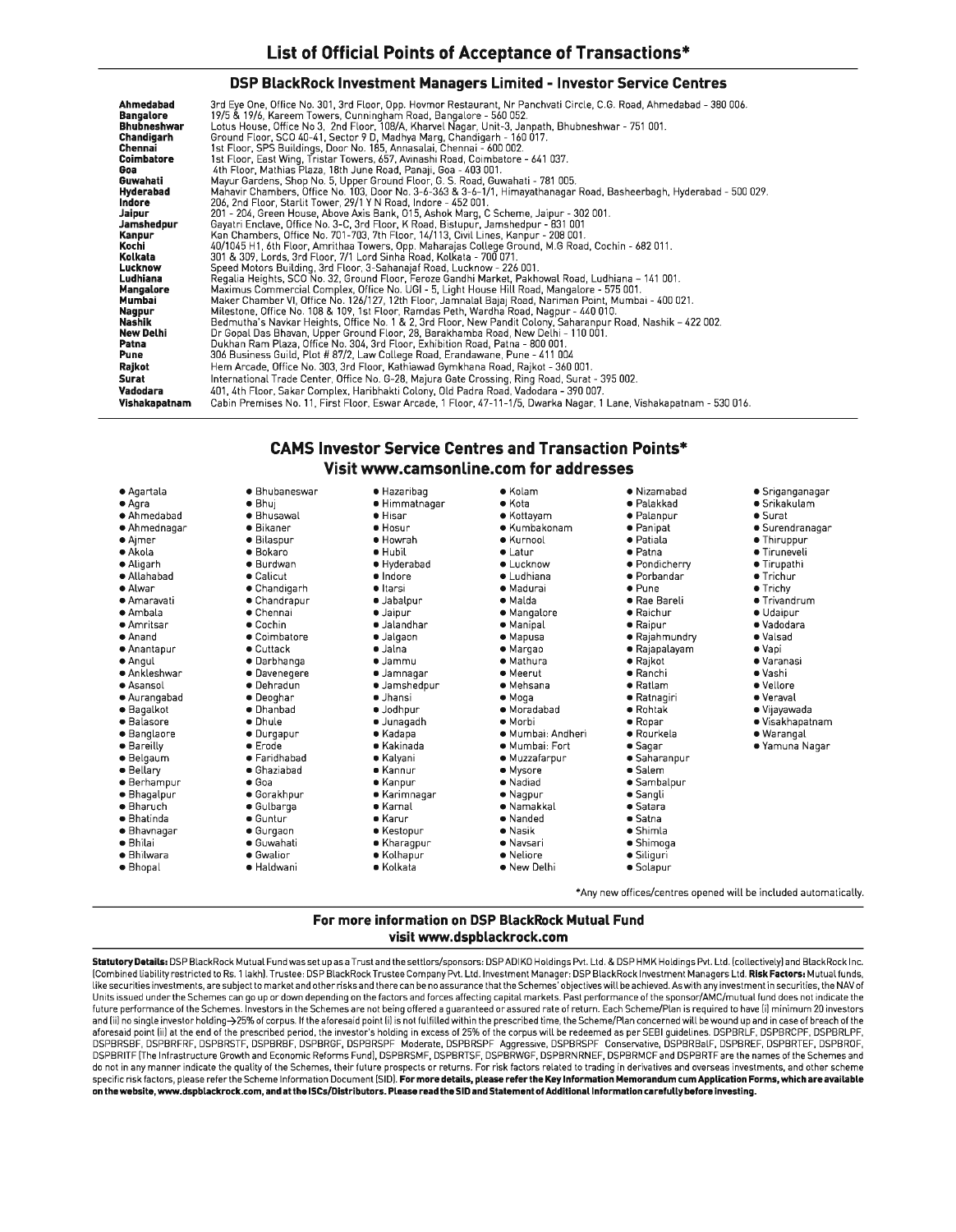# List of Official Points of Acceptance of Transactions*

## DSP BlackRock Investment Managers Limited - Investor Service Centres

| | |
|---|---|
| **Ahmedabad** | 3rd Eye One, Office No. 301, 3rd Floor, Opp. Hovmor Restaurant, Nr Panchvati Circle, C.G. Road, Ahmedabad - 380 006. |
| **Bangalore** | 19/5 & 19/6, Kareem Towers, Cunningham Road, Bangalore - 560 052. |
| **Bhubneshwar** | Lotus House, Office No 3, 2nd Floor, 108/A, Kharvel Nagar, Unit-3, Janpath, Bhubneshwar - 751 001. |
| **Chandigarh** | Ground Floor, SCO 40-41, Sector 9 D, Madhya Marg, Chandigarh - 160 017. |
| **Chennai** | 1st Floor, SPS Buildings, Door No. 185, Annasalai, Chennai - 600 002. |
| **Coimbatore** | 1st Floor, East Wing, Tristar Towers, 657, Avinashi Road, Coimbatore - 641 037. |
| **Goa** | 4th Floor, Mathias Plaza, 18th June Road, Panaji, Goa - 403 001. |
| **Guwahati** | Mayur Gardens, Shop No. 5, Upper Ground Floor, G. S. Road, Guwahati - 781 005. |
| **Hyderabad** | Mahavir Chambers, Office No. 103, Door No. 3-6-363 & 3-6-1/1, Himayathanagar Road, Basheerbagh, Hyderabad - 500 029. |
| **Indore** | 206, 2nd Floor, Starlit Tower, 29/1 Y N Road, Indore - 452 001. |
| **Jaipur** | 201 - 204, Green House, Above Axis Bank, O15, Ashok Marg, C Scheme, Jaipur - 302 001. |
| **Jamshedpur** | Gayatri Enclave, Office No. 3-C, 3rd Floor, K Road, Bistupur, Jamshedpur - 831 001 |
| **Kanpur** | Kan Chambers, Office No. 701-703, 7th Floor, 14/113, Civil Lines, Kanpur - 208 001. |
| **Kochi** | 40/1045 H1, 6th Floor, Amrithaa Towers, Opp. Maharajas College Ground, M.G Road, Cochin - 682 011. |
| **Kolkata** | 301 & 309, Lords, 3rd Floor, 7/1 Lord Sinha Road, Kolkata - 700 071. |
| **Lucknow** | Speed Motors Building, 3rd Floor, 3-Sahanajaf Road, Lucknow - 226 001. |
| **Ludhiana** | Regalia Heights, SCO No. 32, Ground Floor, Feroze Gandhi Market, Pakhowal Road, Ludhiana – 141 001. |
| **Mangalore** | Maximus Commercial Complex, Office No. UGI - 5, Light House Hill Road, Mangalore - 575 001. |
| **Mumbai** | Maker Chamber VI, Office No. 126/127, 12th Floor, Jamnalal Bajaj Road, Nariman Point, Mumbai - 400 021. |
| **Nagpur** | Milestone, Office No. 108 & 109, 1st Floor, Ramdas Peth, Wardha Road, Nagpur - 440 010. |
| **Nashik** | Bedmutha's Navkar Heights, Office No. 1 & 2, 3rd Floor, New Pandit Colony, Saharanpur Road, Nashik – 422 002. |
| **New Delhi** | Dr Gopal Das Bhavan, Upper Ground Floor, 28, Barakhamba Road, New Delhi - 110 001. |
| **Patna** | Dukhan Ram Plaza, Office No. 304, 3rd Floor, Exhibition Road, Patna - 800 001. |
| **Pune** | 306 Business Guild, Plot # 87/2, Law College Road, Erandawane, Pune - 411 004 |
| **Rajkot** | Hem Arcade, Office No. 303, 3rd Floor, Kathiawad Gymkhana Road, Rajkot - 360 001. |
| **Surat** | International Trade Center, Office No. G-28, Majura Gate Crossing, Ring Road, Surat - 395 002. |
| **Vadodara** | 401, 4th Floor, Sakar Complex, Haribhakti Colony, Old Padra Road, Vadodara - 390 007. |
| **Vishakapatnam** | Cabin Premises No. 11, First Floor, Eswar Arcade, 1 Floor, 47-11-1/5, Dwarka Nagar, 1 Lane, Vishakapatnam - 530 016. |

## CAMS Investor Service Centres and Transaction Points*
## Visit www.camsonline.com for addresses

- Agartala
- Agra
- Ahmedabad
- Ahmednagar
- Ajmer
- Akola
- Aligarh
- Allahabad
- Alwar
- Amaravati
- Ambala
- Amritsar
- Anand
- Anantapur
- Angul
- Ankleshwar
- Asansol
- Aurangabad
- Bagalkot
- Balasore
- Banglaore
- Bareilly
- Belgaum
- Bellary
- Berhampur
- Bhagalpur
- Bharuch
- Bhatinda
- Bhavnagar
- Bhilai
- Bhilwara
- Bhopal
- Bhubaneswar
- Bhuj
- Bhusawal
- Bikaner
- Bilaspur
- Bokaro
- Burdwan
- Calicut
- Chandigarh
- Chandrapur
- Chennai
- Cochin
- Coimbatore
- Cuttack
- Darbhanga
- Davenegere
- Dehradun
- Deoghar
- Dhanbad
- Dhule
- Durgapur
- Erode
- Faridhabad
- Ghaziabad
- Goa
- Gorakhpur
- Gulbarga
- Guntur
- Gurgaon
- Guwahati
- Gwalior
- Haldwani
- Hazaribag
- Himmatnagar
- Hisar
- Hosur
- Howrah
- Hubli
- Hyderabad
- Indore
- Itarsi
- Jabalpur
- Jaipur
- Jalandhar
- Jalgaon
- Jalna
- Jammu
- Jamnagar
- Jamshedpur
- Jhansi
- Jodhpur
- Junagadh
- Kadapa
- Kakinada
- Kalyani
- Kannur
- Kanpur
- Karimnagar
- Karnal
- Karur
- Kestopur
- Kharagpur
- Kolhapur
- Kolkata
- Kolam
- Kota
- Kottayam
- Kumbakonam
- Kurnool
- Latur
- Lucknow
- Ludhiana
- Madurai
- Malda
- Mangalore
- Manipal
- Mapusa
- Margao
- Mathura
- Meerut
- Mehsana
- Moga
- Moradabad
- Morbi
- Mumbai: Andheri
- Mumbai: Fort
- Muzzafarpur
- Mysore
- Nadiad
- Nagpur
- Namakkal
- Nanded
- Nasik
- Navsari
- Neliore
- New Delhi
- Nizamabad
- Palakkad
- Palanpur
- Panipat
- Patiala
- Patna
- Pondicherry
- Porbandar
- Pune
- Rae Bareli
- Raichur
- Raipur
- Rajahmundry
- Rajapalayam
- Rajkot
- Ranchi
- Ratlam
- Ratnagiri
- Rohtak
- Ropar
- Rourkela
- Sagar
- Saharanpur
- Salem
- Sambalpur
- Sangli
- Satara
- Satna
- Shimla
- Shimoga
- Siliguri
- Solapur
- Sriganganagar
- Srikakulam
- Surat
- Surendranagar
- Thiruppur
- Tiruneveli
- Tirupathi
- Trichur
- Trichy
- Trivandrum
- Udaipur
- Vadodara
- Valsad
- Vapi
- Varanasi
- Vashi
- Vellore
- Veraval
- Vijayawada
- Visakhapatnam
- Warangal
- Yamuna Nagar

*Any new offices/centres opened will be included automatically.

## For more information on DSP BlackRock Mutual Fund
## visit www.dspblackrock.com

**Statutory Details:** DSP BlackRock Mutual Fund was set up as a Trust and the settlors/sponsors: DSP ADIKO Holdings Pvt. Ltd. & DSP HMK Holdings Pvt. Ltd. (collectively) and BlackRock Inc. (Combined liability restricted to Rs. 1 lakh). Trustee: DSP BlackRock Trustee Company Pvt. Ltd. Investment Manager: DSP BlackRock Investment Managers Ltd. **Risk Factors:** Mutual funds, like securities investments, are subject to market and other risks and there can be no assurance that the Schemes' objectives will be achieved. As with any investment in securities, the NAV of Units issued under the Schemes can go up or down depending on the factors and forces affecting capital markets. Past performance of the sponsor/AMC/mutual fund does not indicate the future performance of the Schemes. Investors in the Schemes are not being offered a guaranteed or assured rate of return. Each Scheme/Plan is required to have (i) minimum 20 investors and (ii) no single investor holding->25% of corpus. If the aforesaid point (i) is not fulfilled within the prescribed time, the Scheme/Plan concerned will be wound up and in case of breach of the aforesaid point (ii) at the end of the prescribed period, the investor's holding in excess of 25% of the corpus will be redeemed as per SEBI guidelines. DSPBRLF, DSPBRCPF, DSPBRLPF, DSPBRSBF, DSPBRFRF, DSPBRSTF, DSPBRBF, DSPBRGF, DSPBRSPF Moderate, DSPBRSPF Aggressive, DSPBRSPF Conservative, DSPBRBalF, DSPBREF, DSPBRTEF, DSPBROF, DSPBRITF (The Infrastructure Growth and Economic Reforms Fund), DSPBRSMF, DSPBRTSF, DSPBRWGF, DSPBRNRNEF, DSPBRMCF and DSPBRTF are the names of the Schemes and do not in any manner indicate the quality of the Schemes, their future prospects or returns. For risk factors related to trading in derivatives and overseas investments, and other scheme specific risk factors, please refer the Scheme Information Document (SID). **For more details, please refer the Key Information Memorandum cum Application Forms, which are available on the website, www.dspblackrock.com, and at the ISCs/Distributors. Please read the SID and Statement of Additional Information carefully before investing.**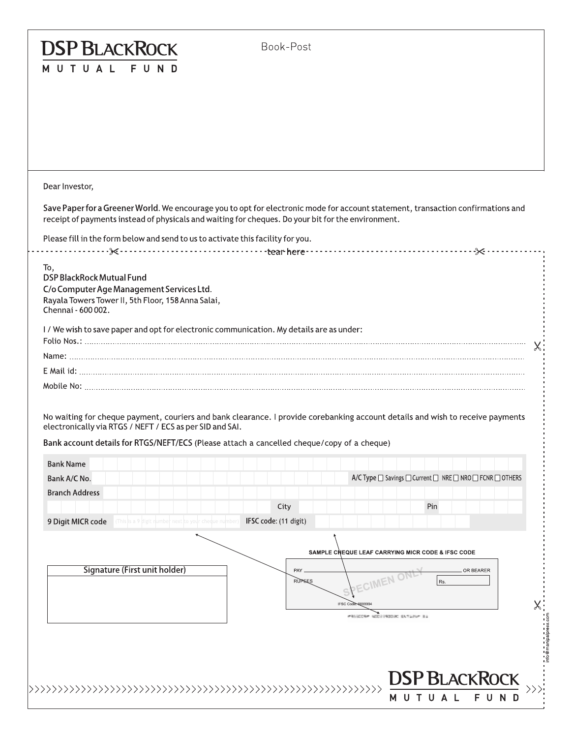**DSP BLACKROCK**
**MUTUAL FUND**

Book-Post

Dear Investor,

**Save Paper for a Greener World**. We encourage you to opt for electronic mode for account statement, transaction confirmations and receipt of payments instead of physicals and waiting for cheques. Do your bit for the environment.

Please fill in the form below and send to us to activate this facility for you.

- - - - - - - - - - - - - - - - - tear here - - - - - - - - - - - - - - - - -

To,
DSP BlackRock Mutual Fund
C/o Computer Age Management Services Ltd.
Rayala Towers Tower II, 5th Floor, 158 Anna Salai,
Chennai - 600 002.

I / We wish to save paper and opt for electronic communication. My details are as under:

Folio Nos.: ..............................................................................................................

Name: ..............................................................................................................

E Mail id: ..............................................................................................................

Mobile No: ..............................................................................................................

No waiting for cheque payment, couriers and bank clearance. I provide corebanking account details and wish to receive payments electronically via RTGS / NEFT / ECS as per SID and SAI.

**Bank account details for RTGS/NEFT/ECS** (Please attach a cancelled cheque/copy of a cheque)

| | | | |
|---|---|---|---|
| Bank Name | | | |
| Bank A/C No. | | A/C Type ☐ Savings ☐ Current ☐ NRE ☐ NRO ☐ FCNR ☐ OTHERS | |
| Branch Address | | | |
| | City | | Pin |
| 9 Digit MICR code | (This is a 9 digit number next to your cheque number) | IFSC code: (11 digit) | |

SAMPLE CHEQUE LEAF CARRYING MICR CODE & IFSC CODE

PAY ______________________________ OR BEARER
RUPEES ______________________________ Rs.
SPECIMEN ONLY
IFSC Code: 0000004

Signature (First unit holder)

**DSP BLACKROCK**
**MUTUAL FUND**